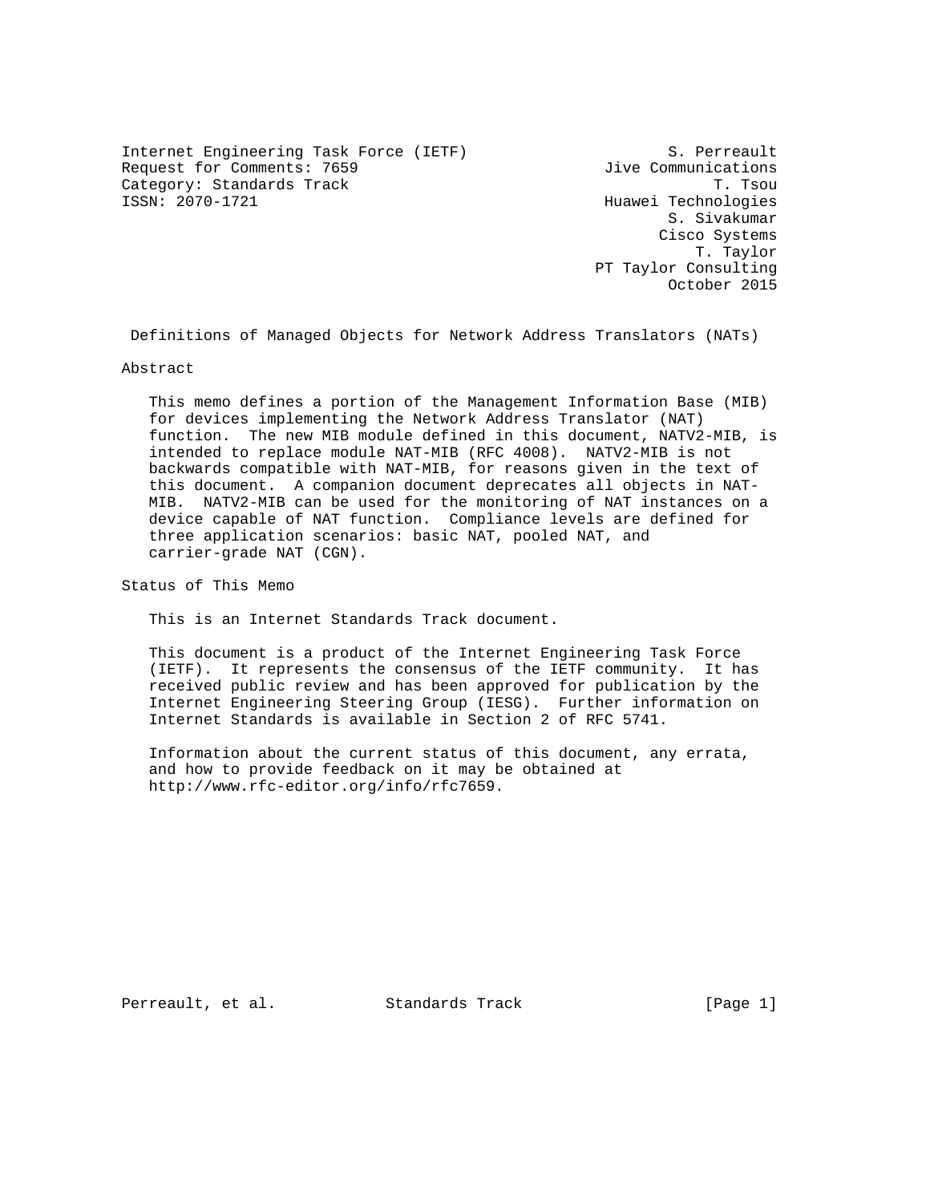Internet Engineering Task Force (IETF) S. Perreault
Request for Comments: 7659 Jive Communications
Category: Standards Track T. Tsou
ISSN: 2070-1721 Huawei Technologies
S. Sivakumar
Cisco Systems
T. Taylor
PT Taylor Consulting
October 2015

# Definitions of Managed Objects for Network Address Translators (NATs)

## Abstract

This memo defines a portion of the Management Information Base (MIB) for devices implementing the Network Address Translator (NAT) function. The new MIB module defined in this document, NATV2-MIB, is intended to replace module NAT-MIB (RFC 4008). NATV2-MIB is not backwards compatible with NAT-MIB, for reasons given in the text of this document. A companion document deprecates all objects in NAT-MIB. NATV2-MIB can be used for the monitoring of NAT instances on a device capable of NAT function. Compliance levels are defined for three application scenarios: basic NAT, pooled NAT, and carrier-grade NAT (CGN).

## Status of This Memo

This is an Internet Standards Track document.

This document is a product of the Internet Engineering Task Force (IETF). It represents the consensus of the IETF community. It has received public review and has been approved for publication by the Internet Engineering Steering Group (IESG). Further information on Internet Standards is available in Section 2 of RFC 5741.

Information about the current status of this document, any errata, and how to provide feedback on it may be obtained at http://www.rfc-editor.org/info/rfc7659.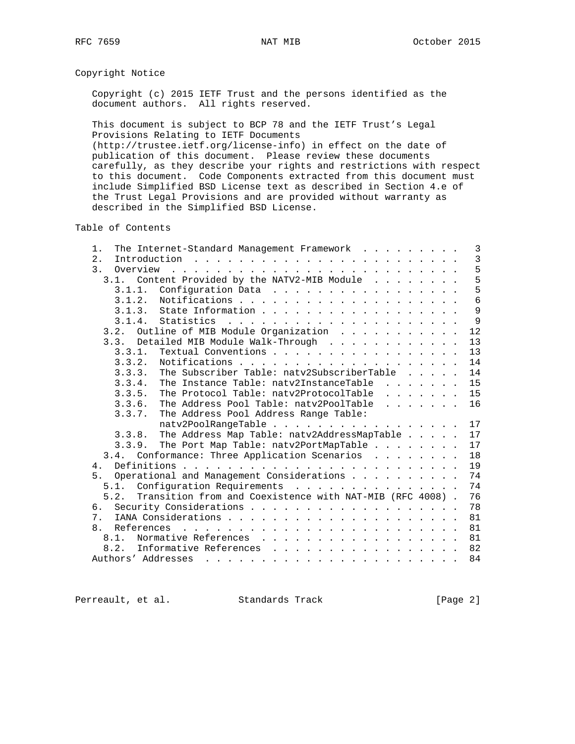## Copyright Notice

Copyright (c) 2015 IETF Trust and the persons identified as the document authors. All rights reserved.

This document is subject to BCP 78 and the IETF Trust's Legal Provisions Relating to IETF Documents (http://trustee.ietf.org/license-info) in effect on the date of publication of this document. Please review these documents carefully, as they describe your rights and restrictions with respect to this document. Code Components extracted from this document must include Simplified BSD License text as described in Section 4.e of the Trust Legal Provisions and are provided without warranty as described in the Simplified BSD License.

## Table of Contents

```
   1.  The Internet-Standard Management Framework  . . . . . . . . .   3
   2.  Introduction  . . . . . . . . . . . . . . . . . . . . . . . .   3
   3.  Overview  . . . . . . . . . . . . . . . . . . . . . . . . . .   5
     3.1.  Content Provided by the NATV2-MIB Module  . . . . . . . .   5
       3.1.1.  Configuration Data  . . . . . . . . . . . . . . . . .   5
       3.1.2.  Notifications . . . . . . . . . . . . . . . . . . . .   6
       3.1.3.  State Information . . . . . . . . . . . . . . . . . .   9
       3.1.4.  Statistics  . . . . . . . . . . . . . . . . . . . . .   9
     3.2.  Outline of MIB Module Organization  . . . . . . . . . . .  12
     3.3.  Detailed MIB Module Walk-Through  . . . . . . . . . . . .  13
       3.3.1.  Textual Conventions . . . . . . . . . . . . . . . . .  13
       3.3.2.  Notifications . . . . . . . . . . . . . . . . . . . .  14
       3.3.3.  The Subscriber Table: natv2SubscriberTable  . . . . .  14
       3.3.4.  The Instance Table: natv2InstanceTable  . . . . . . .  15
       3.3.5.  The Protocol Table: natv2ProtocolTable  . . . . . . .  15
       3.3.6.  The Address Pool Table: natv2PoolTable  . . . . . . .  16
       3.3.7.  The Address Pool Address Range Table:
               natv2PoolRangeTable . . . . . . . . . . . . . . . . .  17
       3.3.8.  The Address Map Table: natv2AddressMapTable . . . . .  17
       3.3.9.  The Port Map Table: natv2PortMapTable . . . . . . . .  17
     3.4.  Conformance: Three Application Scenarios  . . . . . . . .  18
   4.  Definitions . . . . . . . . . . . . . . . . . . . . . . . . .  19
   5.  Operational and Management Considerations . . . . . . . . . .  74
     5.1.  Configuration Requirements  . . . . . . . . . . . . . . .  74
     5.2.  Transition from and Coexistence with NAT-MIB (RFC 4008) .  76
   6.  Security Considerations . . . . . . . . . . . . . . . . . . .  78
   7.  IANA Considerations . . . . . . . . . . . . . . . . . . . . .  81
   8.  References  . . . . . . . . . . . . . . . . . . . . . . . . .  81
     8.1.  Normative References  . . . . . . . . . . . . . . . . . .  81
     8.2.  Informative References  . . . . . . . . . . . . . . . . .  82
   Authors' Addresses  . . . . . . . . . . . . . . . . . . . . . . .  84
```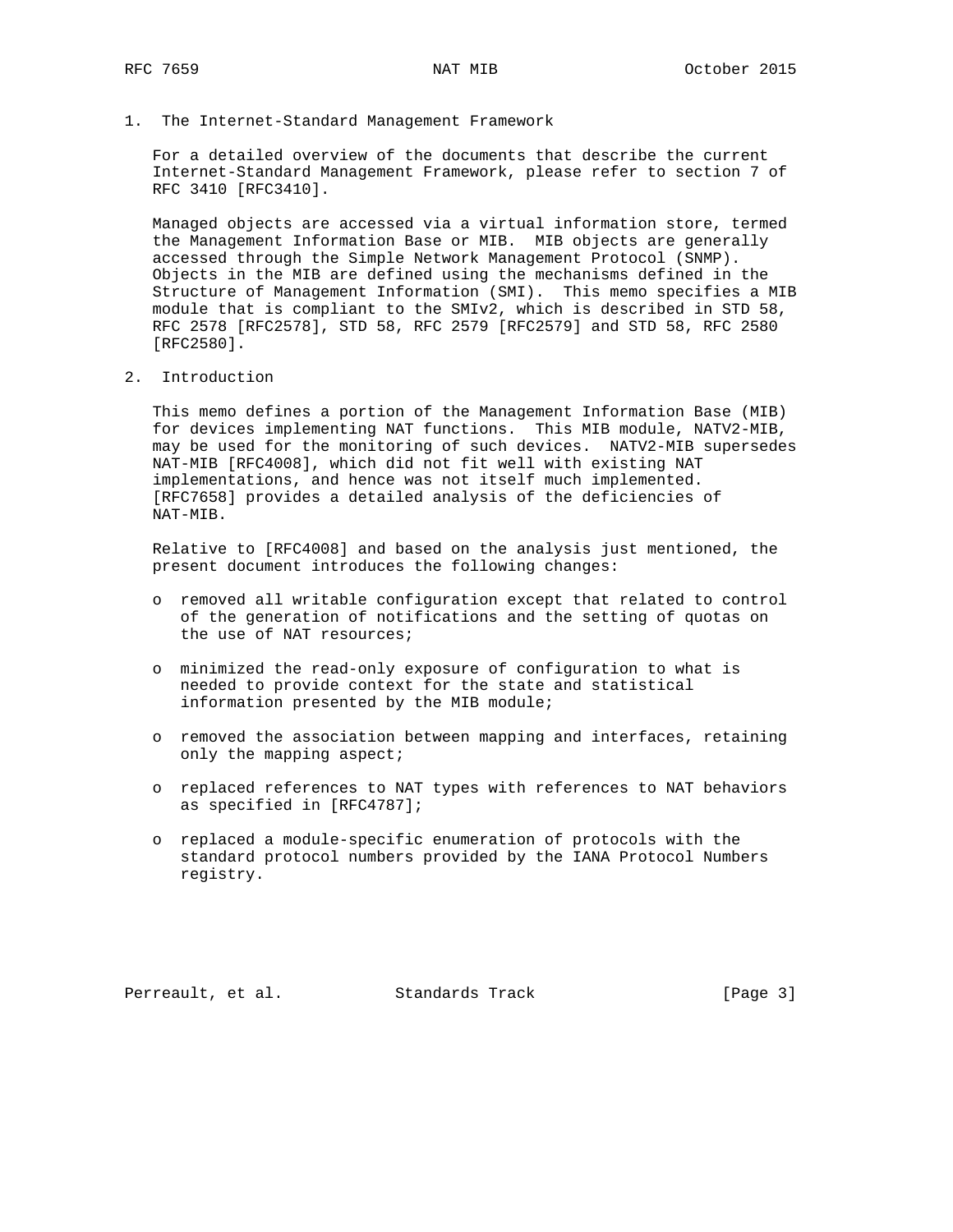## 1. The Internet-Standard Management Framework

For a detailed overview of the documents that describe the current Internet-Standard Management Framework, please refer to section 7 of RFC 3410 [RFC3410].

Managed objects are accessed via a virtual information store, termed the Management Information Base or MIB. MIB objects are generally accessed through the Simple Network Management Protocol (SNMP). Objects in the MIB are defined using the mechanisms defined in the Structure of Management Information (SMI). This memo specifies a MIB module that is compliant to the SMIv2, which is described in STD 58, RFC 2578 [RFC2578], STD 58, RFC 2579 [RFC2579] and STD 58, RFC 2580 [RFC2580].

## 2. Introduction

This memo defines a portion of the Management Information Base (MIB) for devices implementing NAT functions. This MIB module, NATV2-MIB, may be used for the monitoring of such devices. NATV2-MIB supersedes NAT-MIB [RFC4008], which did not fit well with existing NAT implementations, and hence was not itself much implemented. [RFC7658] provides a detailed analysis of the deficiencies of NAT-MIB.

Relative to [RFC4008] and based on the analysis just mentioned, the present document introduces the following changes:

- removed all writable configuration except that related to control of the generation of notifications and the setting of quotas on the use of NAT resources;
- minimized the read-only exposure of configuration to what is needed to provide context for the state and statistical information presented by the MIB module;
- removed the association between mapping and interfaces, retaining only the mapping aspect;
- replaced references to NAT types with references to NAT behaviors as specified in [RFC4787];
- replaced a module-specific enumeration of protocols with the standard protocol numbers provided by the IANA Protocol Numbers registry.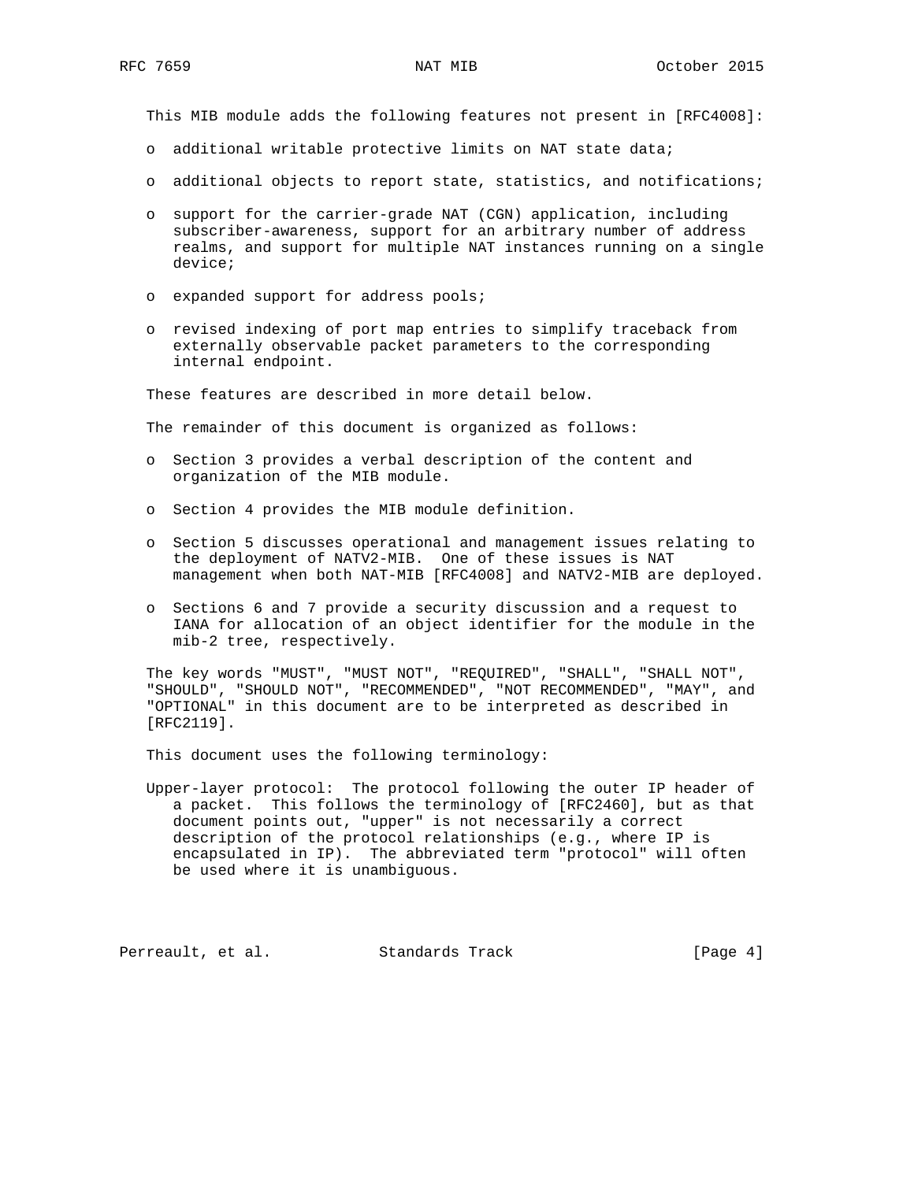This MIB module adds the following features not present in [RFC4008]:

- additional writable protective limits on NAT state data;
- additional objects to report state, statistics, and notifications;
- support for the carrier-grade NAT (CGN) application, including subscriber-awareness, support for an arbitrary number of address realms, and support for multiple NAT instances running on a single device;
- expanded support for address pools;
- revised indexing of port map entries to simplify traceback from externally observable packet parameters to the corresponding internal endpoint.

These features are described in more detail below.

The remainder of this document is organized as follows:

- Section 3 provides a verbal description of the content and organization of the MIB module.
- Section 4 provides the MIB module definition.
- Section 5 discusses operational and management issues relating to the deployment of NATV2-MIB. One of these issues is NAT management when both NAT-MIB [RFC4008] and NATV2-MIB are deployed.
- Sections 6 and 7 provide a security discussion and a request to IANA for allocation of an object identifier for the module in the mib-2 tree, respectively.

The key words "MUST", "MUST NOT", "REQUIRED", "SHALL", "SHALL NOT", "SHOULD", "SHOULD NOT", "RECOMMENDED", "NOT RECOMMENDED", "MAY", and "OPTIONAL" in this document are to be interpreted as described in [RFC2119].

This document uses the following terminology:

Upper-layer protocol: The protocol following the outer IP header of a packet. This follows the terminology of [RFC2460], but as that document points out, "upper" is not necessarily a correct description of the protocol relationships (e.g., where IP is encapsulated in IP). The abbreviated term "protocol" will often be used where it is unambiguous.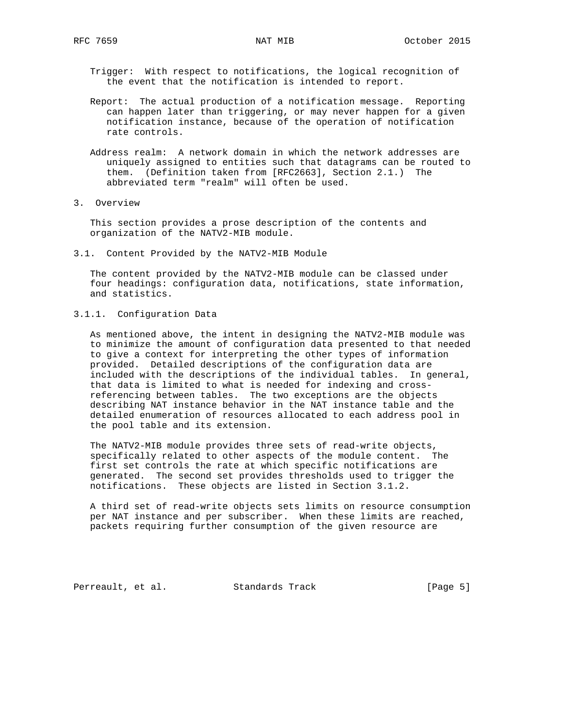Trigger: With respect to notifications, the logical recognition of the event that the notification is intended to report.

Report: The actual production of a notification message. Reporting can happen later than triggering, or may never happen for a given notification instance, because of the operation of notification rate controls.

Address realm: A network domain in which the network addresses are uniquely assigned to entities such that datagrams can be routed to them. (Definition taken from [RFC2663], Section 2.1.) The abbreviated term "realm" will often be used.

## 3. Overview

This section provides a prose description of the contents and organization of the NATV2-MIB module.

### 3.1. Content Provided by the NATV2-MIB Module

The content provided by the NATV2-MIB module can be classed under four headings: configuration data, notifications, state information, and statistics.

#### 3.1.1. Configuration Data

As mentioned above, the intent in designing the NATV2-MIB module was to minimize the amount of configuration data presented to that needed to give a context for interpreting the other types of information provided. Detailed descriptions of the configuration data are included with the descriptions of the individual tables. In general, that data is limited to what is needed for indexing and cross-referencing between tables. The two exceptions are the objects describing NAT instance behavior in the NAT instance table and the detailed enumeration of resources allocated to each address pool in the pool table and its extension.

The NATV2-MIB module provides three sets of read-write objects, specifically related to other aspects of the module content. The first set controls the rate at which specific notifications are generated. The second set provides thresholds used to trigger the notifications. These objects are listed in Section 3.1.2.

A third set of read-write objects sets limits on resource consumption per NAT instance and per subscriber. When these limits are reached, packets requiring further consumption of the given resource are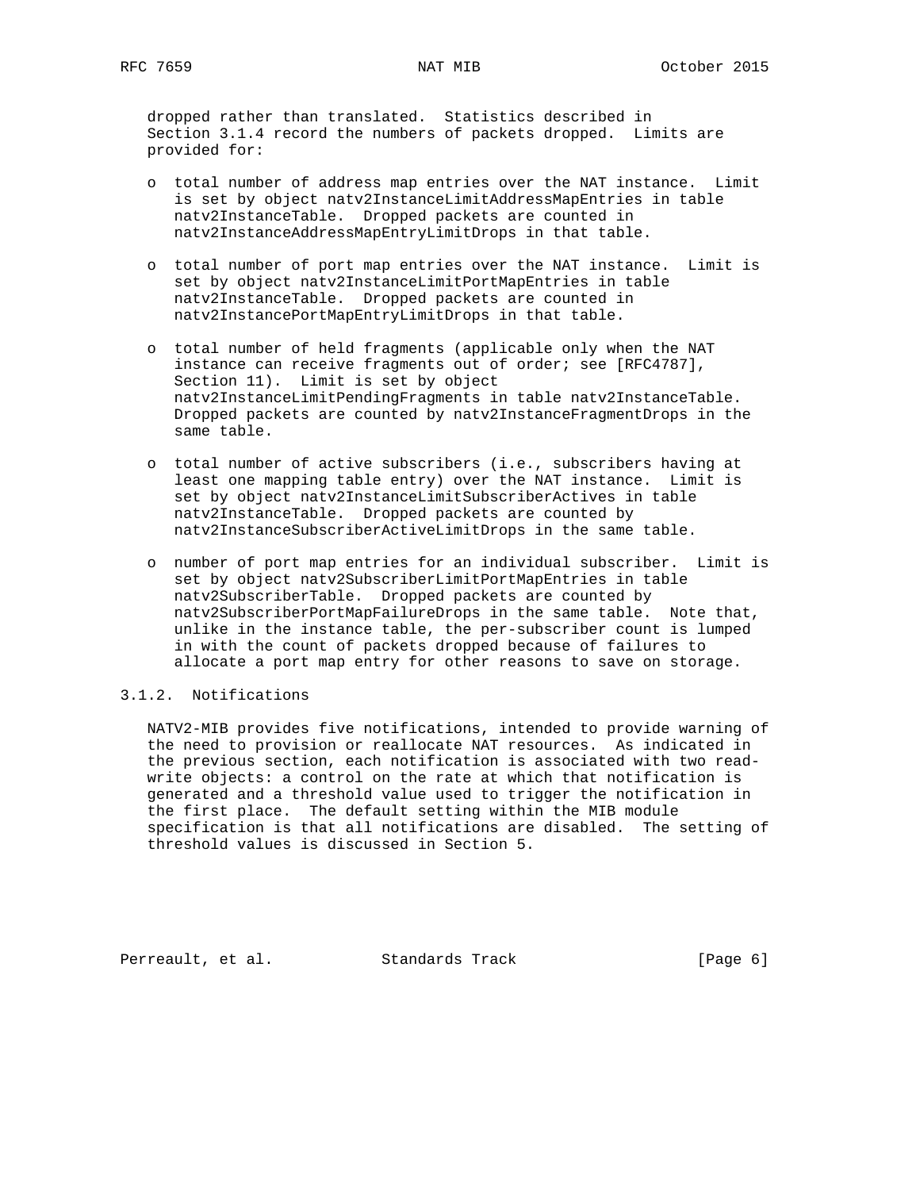dropped rather than translated. Statistics described in Section 3.1.4 record the numbers of packets dropped. Limits are provided for:

- total number of address map entries over the NAT instance. Limit is set by object natv2InstanceLimitAddressMapEntries in table natv2InstanceTable. Dropped packets are counted in natv2InstanceAddressMapEntryLimitDrops in that table.

- total number of port map entries over the NAT instance. Limit is set by object natv2InstanceLimitPortMapEntries in table natv2InstanceTable. Dropped packets are counted in natv2InstancePortMapEntryLimitDrops in that table.

- total number of held fragments (applicable only when the NAT instance can receive fragments out of order; see [RFC4787], Section 11). Limit is set by object natv2InstanceLimitPendingFragments in table natv2InstanceTable. Dropped packets are counted by natv2InstanceFragmentDrops in the same table.

- total number of active subscribers (i.e., subscribers having at least one mapping table entry) over the NAT instance. Limit is set by object natv2InstanceLimitSubscriberActives in table natv2InstanceTable. Dropped packets are counted by natv2InstanceSubscriberActiveLimitDrops in the same table.

- number of port map entries for an individual subscriber. Limit is set by object natv2SubscriberLimitPortMapEntries in table natv2SubscriberTable. Dropped packets are counted by natv2SubscriberPortMapFailureDrops in the same table. Note that, unlike in the instance table, the per-subscriber count is lumped in with the count of packets dropped because of failures to allocate a port map entry for other reasons to save on storage.

### 3.1.2. Notifications

NATV2-MIB provides five notifications, intended to provide warning of the need to provision or reallocate NAT resources. As indicated in the previous section, each notification is associated with two read-write objects: a control on the rate at which that notification is generated and a threshold value used to trigger the notification in the first place. The default setting within the MIB module specification is that all notifications are disabled. The setting of threshold values is discussed in Section 5.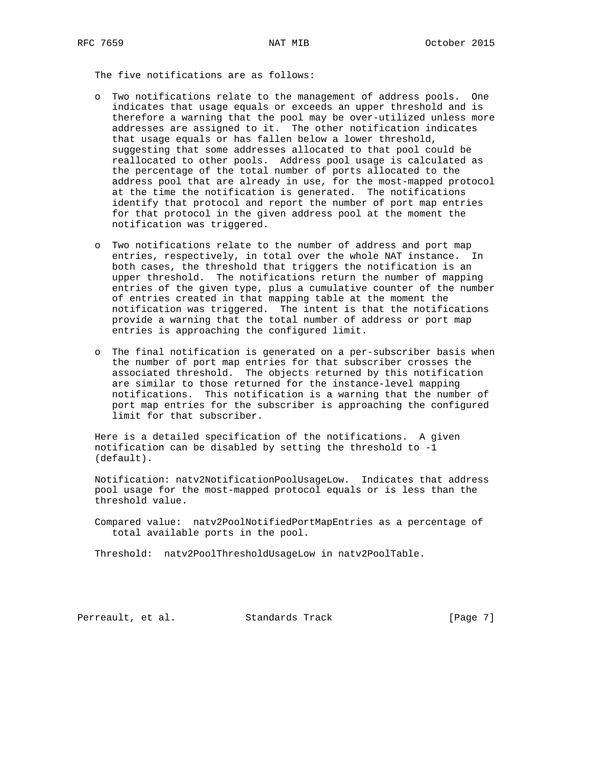The five notifications are as follows:

- Two notifications relate to the management of address pools. One indicates that usage equals or exceeds an upper threshold and is therefore a warning that the pool may be over-utilized unless more addresses are assigned to it. The other notification indicates that usage equals or has fallen below a lower threshold, suggesting that some addresses allocated to that pool could be reallocated to other pools. Address pool usage is calculated as the percentage of the total number of ports allocated to the address pool that are already in use, for the most-mapped protocol at the time the notification is generated. The notifications identify that protocol and report the number of port map entries for that protocol in the given address pool at the moment the notification was triggered.

- Two notifications relate to the number of address and port map entries, respectively, in total over the whole NAT instance. In both cases, the threshold that triggers the notification is an upper threshold. The notifications return the number of mapping entries of the given type, plus a cumulative counter of the number of entries created in that mapping table at the moment the notification was triggered. The intent is that the notifications provide a warning that the total number of address or port map entries is approaching the configured limit.

- The final notification is generated on a per-subscriber basis when the number of port map entries for that subscriber crosses the associated threshold. The objects returned by this notification are similar to those returned for the instance-level mapping notifications. This notification is a warning that the number of port map entries for the subscriber is approaching the configured limit for that subscriber.

Here is a detailed specification of the notifications. A given notification can be disabled by setting the threshold to -1 (default).

Notification: natv2NotificationPoolUsageLow. Indicates that address pool usage for the most-mapped protocol equals or is less than the threshold value.

Compared value: natv2PoolNotifiedPortMapEntries as a percentage of total available ports in the pool.

Threshold: natv2PoolThresholdUsageLow in natv2PoolTable.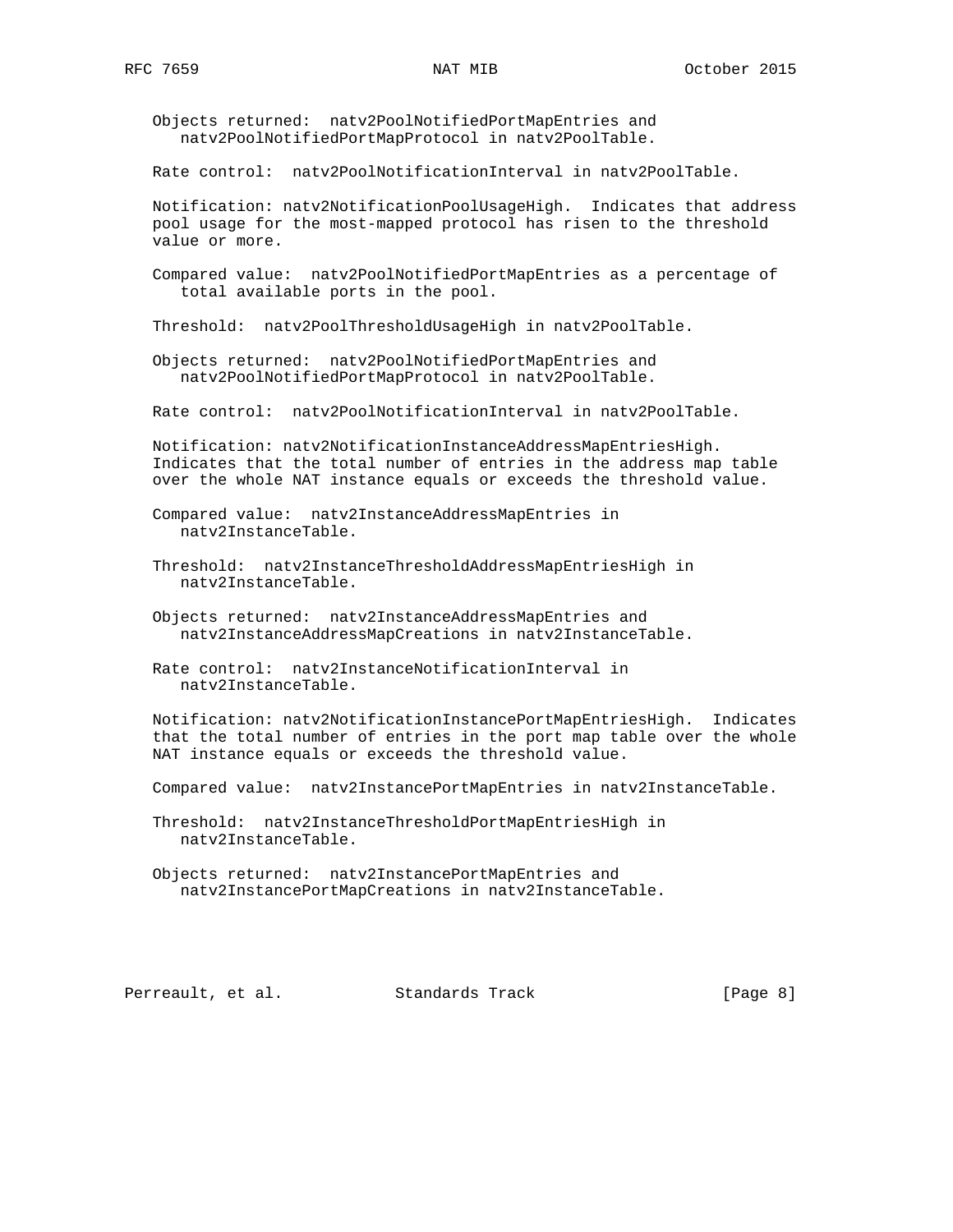Objects returned: natv2PoolNotifiedPortMapEntries and natv2PoolNotifiedPortMapProtocol in natv2PoolTable.

Rate control: natv2PoolNotificationInterval in natv2PoolTable.

Notification: natv2NotificationPoolUsageHigh. Indicates that address pool usage for the most-mapped protocol has risen to the threshold value or more.

Compared value: natv2PoolNotifiedPortMapEntries as a percentage of total available ports in the pool.

Threshold: natv2PoolThresholdUsageHigh in natv2PoolTable.

Objects returned: natv2PoolNotifiedPortMapEntries and natv2PoolNotifiedPortMapProtocol in natv2PoolTable.

Rate control: natv2PoolNotificationInterval in natv2PoolTable.

Notification: natv2NotificationInstanceAddressMapEntriesHigh. Indicates that the total number of entries in the address map table over the whole NAT instance equals or exceeds the threshold value.

Compared value: natv2InstanceAddressMapEntries in natv2InstanceTable.

Threshold: natv2InstanceThresholdAddressMapEntriesHigh in natv2InstanceTable.

Objects returned: natv2InstanceAddressMapEntries and natv2InstanceAddressMapCreations in natv2InstanceTable.

Rate control: natv2InstanceNotificationInterval in natv2InstanceTable.

Notification: natv2NotificationInstancePortMapEntriesHigh. Indicates that the total number of entries in the port map table over the whole NAT instance equals or exceeds the threshold value.

Compared value: natv2InstancePortMapEntries in natv2InstanceTable.

Threshold: natv2InstanceThresholdPortMapEntriesHigh in natv2InstanceTable.

Objects returned: natv2InstancePortMapEntries and natv2InstancePortMapCreations in natv2InstanceTable.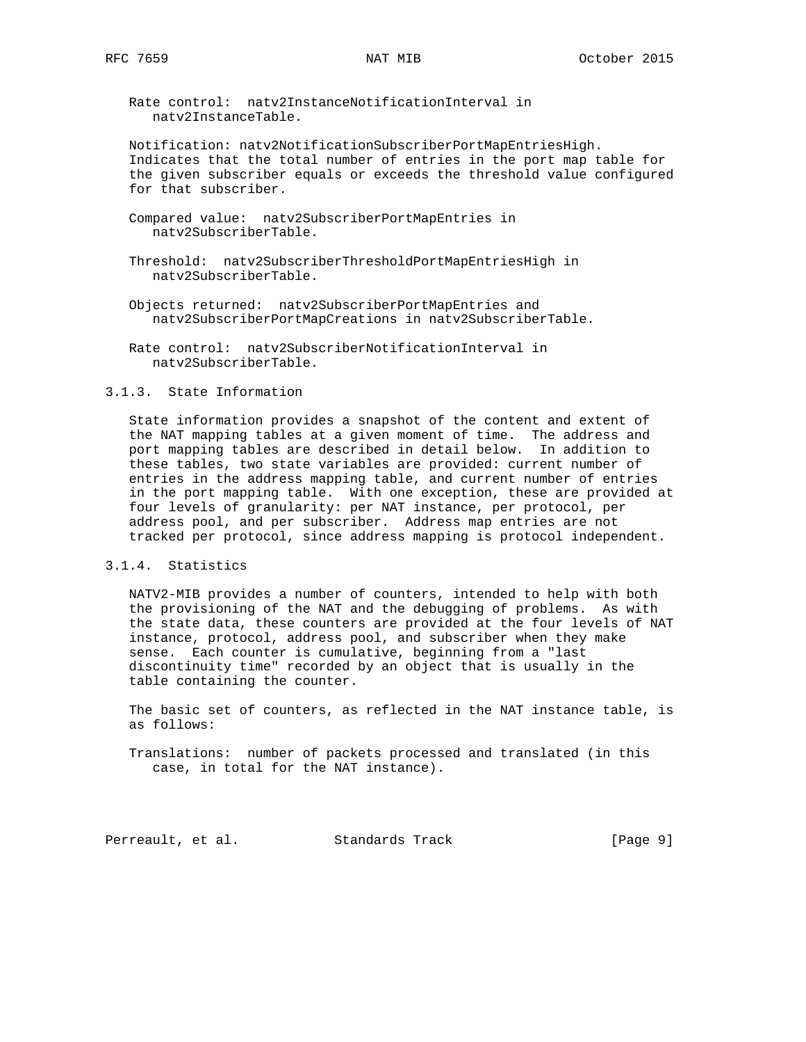Rate control: natv2InstanceNotificationInterval in natv2InstanceTable.

Notification: natv2NotificationSubscriberPortMapEntriesHigh. Indicates that the total number of entries in the port map table for the given subscriber equals or exceeds the threshold value configured for that subscriber.

Compared value: natv2SubscriberPortMapEntries in natv2SubscriberTable.

Threshold: natv2SubscriberThresholdPortMapEntriesHigh in natv2SubscriberTable.

Objects returned: natv2SubscriberPortMapEntries and natv2SubscriberPortMapCreations in natv2SubscriberTable.

Rate control: natv2SubscriberNotificationInterval in natv2SubscriberTable.

### 3.1.3. State Information

State information provides a snapshot of the content and extent of the NAT mapping tables at a given moment of time. The address and port mapping tables are described in detail below. In addition to these tables, two state variables are provided: current number of entries in the address mapping table, and current number of entries in the port mapping table. With one exception, these are provided at four levels of granularity: per NAT instance, per protocol, per address pool, and per subscriber. Address map entries are not tracked per protocol, since address mapping is protocol independent.

### 3.1.4. Statistics

NATV2-MIB provides a number of counters, intended to help with both the provisioning of the NAT and the debugging of problems. As with the state data, these counters are provided at the four levels of NAT instance, protocol, address pool, and subscriber when they make sense. Each counter is cumulative, beginning from a "last discontinuity time" recorded by an object that is usually in the table containing the counter.

The basic set of counters, as reflected in the NAT instance table, is as follows:

Translations: number of packets processed and translated (in this case, in total for the NAT instance).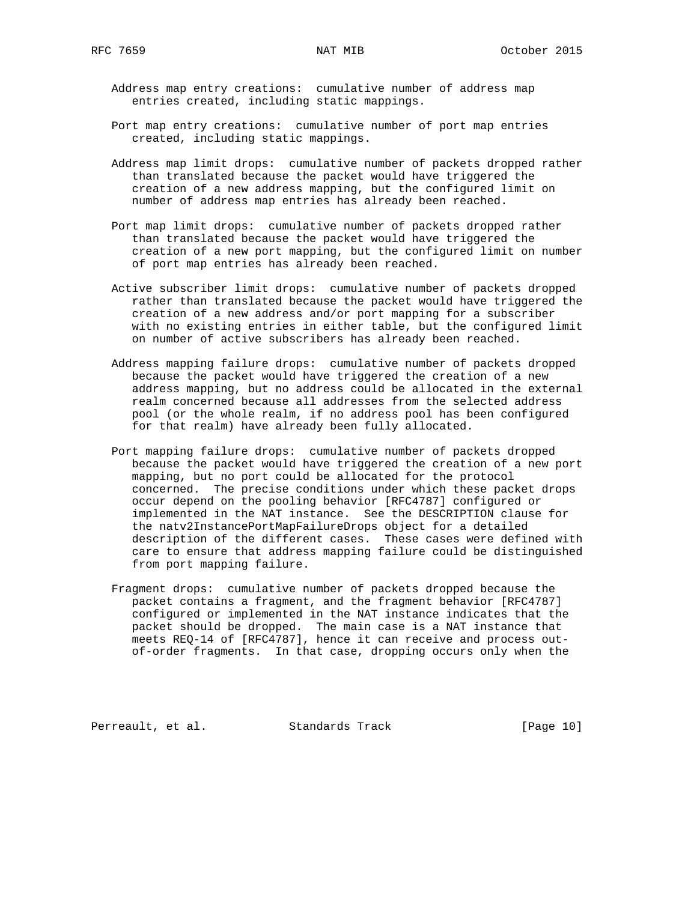Address map entry creations: cumulative number of address map entries created, including static mappings.

Port map entry creations: cumulative number of port map entries created, including static mappings.

Address map limit drops: cumulative number of packets dropped rather than translated because the packet would have triggered the creation of a new address mapping, but the configured limit on number of address map entries has already been reached.

Port map limit drops: cumulative number of packets dropped rather than translated because the packet would have triggered the creation of a new port mapping, but the configured limit on number of port map entries has already been reached.

Active subscriber limit drops: cumulative number of packets dropped rather than translated because the packet would have triggered the creation of a new address and/or port mapping for a subscriber with no existing entries in either table, but the configured limit on number of active subscribers has already been reached.

Address mapping failure drops: cumulative number of packets dropped because the packet would have triggered the creation of a new address mapping, but no address could be allocated in the external realm concerned because all addresses from the selected address pool (or the whole realm, if no address pool has been configured for that realm) have already been fully allocated.

Port mapping failure drops: cumulative number of packets dropped because the packet would have triggered the creation of a new port mapping, but no port could be allocated for the protocol concerned. The precise conditions under which these packet drops occur depend on the pooling behavior [RFC4787] configured or implemented in the NAT instance. See the DESCRIPTION clause for the natv2InstancePortMapFailureDrops object for a detailed description of the different cases. These cases were defined with care to ensure that address mapping failure could be distinguished from port mapping failure.

Fragment drops: cumulative number of packets dropped because the packet contains a fragment, and the fragment behavior [RFC4787] configured or implemented in the NAT instance indicates that the packet should be dropped. The main case is a NAT instance that meets REQ-14 of [RFC4787], hence it can receive and process out-of-order fragments. In that case, dropping occurs only when the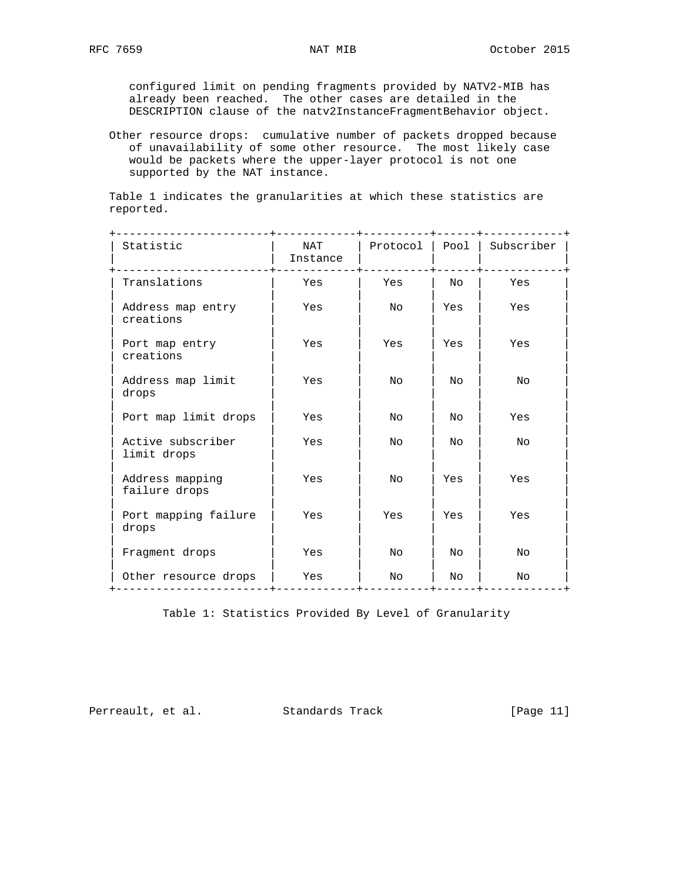configured limit on pending fragments provided by NATV2-MIB has already been reached. The other cases are detailed in the DESCRIPTION clause of the natv2InstanceFragmentBehavior object.

Other resource drops: cumulative number of packets dropped because of unavailability of some other resource. The most likely case would be packets where the upper-layer protocol is not one supported by the NAT instance.

Table 1 indicates the granularities at which these statistics are reported.

| Statistic | NAT Instance | Protocol | Pool | Subscriber |
|---|---|---|---|---|
| Translations | Yes | Yes | No | Yes |
| Address map entry creations | Yes | No | Yes | Yes |
| Port map entry creations | Yes | Yes | Yes | Yes |
| Address map limit drops | Yes | No | No | No |
| Port map limit drops | Yes | No | No | Yes |
| Active subscriber limit drops | Yes | No | No | No |
| Address mapping failure drops | Yes | No | Yes | Yes |
| Port mapping failure drops | Yes | Yes | Yes | Yes |
| Fragment drops | Yes | No | No | No |
| Other resource drops | Yes | No | No | No |

Table 1: Statistics Provided By Level of Granularity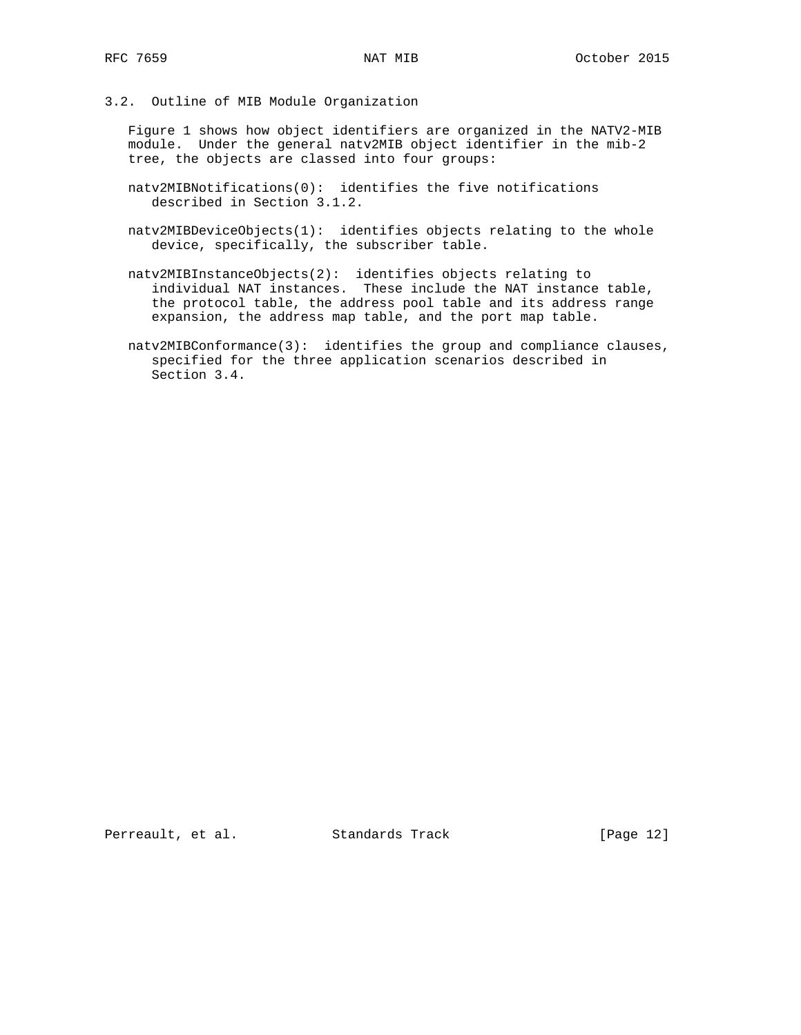### 3.2. Outline of MIB Module Organization

Figure 1 shows how object identifiers are organized in the NATV2-MIB module. Under the general natv2MIB object identifier in the mib-2 tree, the objects are classed into four groups:

natv2MIBNotifications(0): identifies the five notifications described in Section 3.1.2.

natv2MIBDeviceObjects(1): identifies objects relating to the whole device, specifically, the subscriber table.

natv2MIBInstanceObjects(2): identifies objects relating to individual NAT instances. These include the NAT instance table, the protocol table, the address pool table and its address range expansion, the address map table, and the port map table.

natv2MIBConformance(3): identifies the group and compliance clauses, specified for the three application scenarios described in Section 3.4.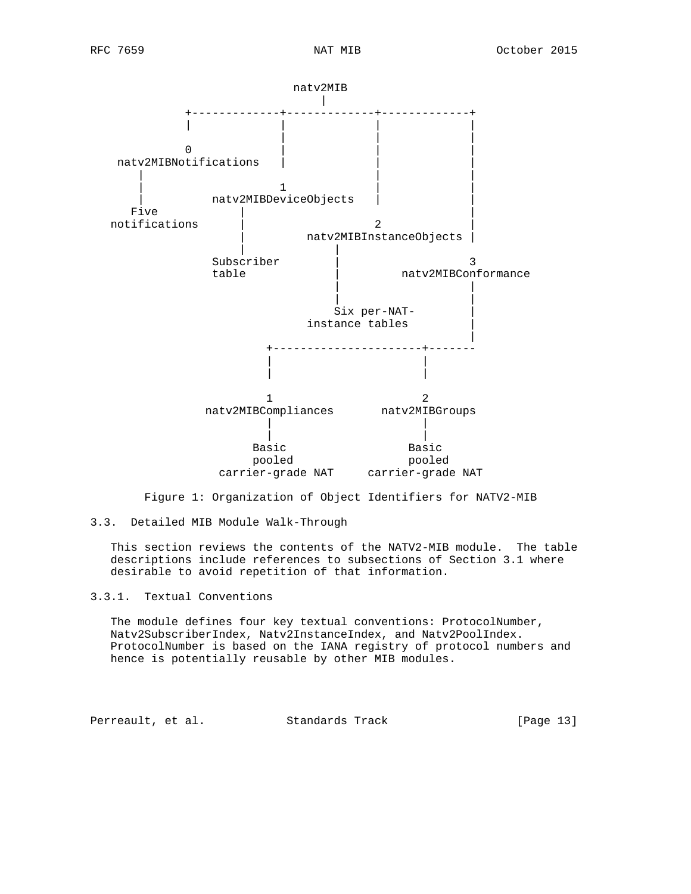```
                          natv2MIB
                              |
          +-------------+-------------+-------------+
          |             |             |             |
                        |             |             |
          0             |             |             |
   natv2MIBNotifications   |             |             |
      |                                |             |
      |                 1              |             |
      |         natv2MIBDeviceObjects   |             |
     Five             |                              |
  notifications       |               2              |
                      |        natv2MIBInstanceObjects |
                      |               |
                  Subscriber          |                3
                  table               |        natv2MIBConformance
                                      |                |
                                      |                |
                                   Six per-NAT-        |
                                 instance tables       |
                                                       |
                       +----------------------+-------
                       |                      |
                       |                      |

                       1                      2
                natv2MIBCompliances       natv2MIBGroups
                       |                      |
                       |                      |
                     Basic                  Basic
                     pooled                 pooled
                  carrier-grade NAT      carrier-grade NAT
```

Figure 1: Organization of Object Identifiers for NATV2-MIB

### 3.3. Detailed MIB Module Walk-Through

This section reviews the contents of the NATV2-MIB module. The table descriptions include references to subsections of Section 3.1 where desirable to avoid repetition of that information.

#### 3.3.1. Textual Conventions

The module defines four key textual conventions: ProtocolNumber, Natv2SubscriberIndex, Natv2InstanceIndex, and Natv2PoolIndex. ProtocolNumber is based on the IANA registry of protocol numbers and hence is potentially reusable by other MIB modules.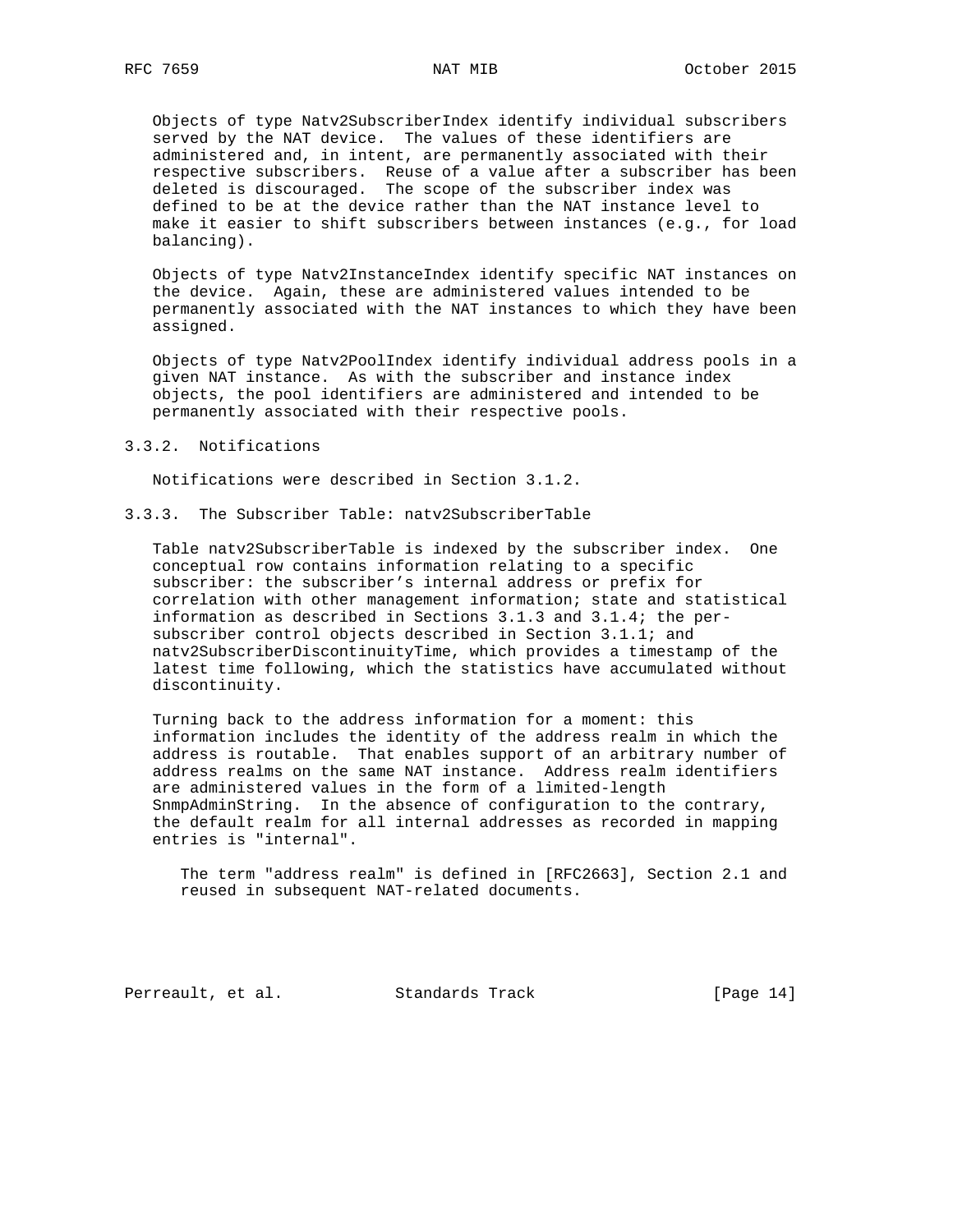Objects of type Natv2SubscriberIndex identify individual subscribers served by the NAT device. The values of these identifiers are administered and, in intent, are permanently associated with their respective subscribers. Reuse of a value after a subscriber has been deleted is discouraged. The scope of the subscriber index was defined to be at the device rather than the NAT instance level to make it easier to shift subscribers between instances (e.g., for load balancing).

Objects of type Natv2InstanceIndex identify specific NAT instances on the device. Again, these are administered values intended to be permanently associated with the NAT instances to which they have been assigned.

Objects of type Natv2PoolIndex identify individual address pools in a given NAT instance. As with the subscriber and instance index objects, the pool identifiers are administered and intended to be permanently associated with their respective pools.

### 3.3.2. Notifications

Notifications were described in Section 3.1.2.

### 3.3.3. The Subscriber Table: natv2SubscriberTable

Table natv2SubscriberTable is indexed by the subscriber index. One conceptual row contains information relating to a specific subscriber: the subscriber's internal address or prefix for correlation with other management information; state and statistical information as described in Sections 3.1.3 and 3.1.4; the per-subscriber control objects described in Section 3.1.1; and natv2SubscriberDiscontinuityTime, which provides a timestamp of the latest time following, which the statistics have accumulated without discontinuity.

Turning back to the address information for a moment: this information includes the identity of the address realm in which the address is routable. That enables support of an arbitrary number of address realms on the same NAT instance. Address realm identifiers are administered values in the form of a limited-length SnmpAdminString. In the absence of configuration to the contrary, the default realm for all internal addresses as recorded in mapping entries is "internal".

> The term "address realm" is defined in [RFC2663], Section 2.1 and reused in subsequent NAT-related documents.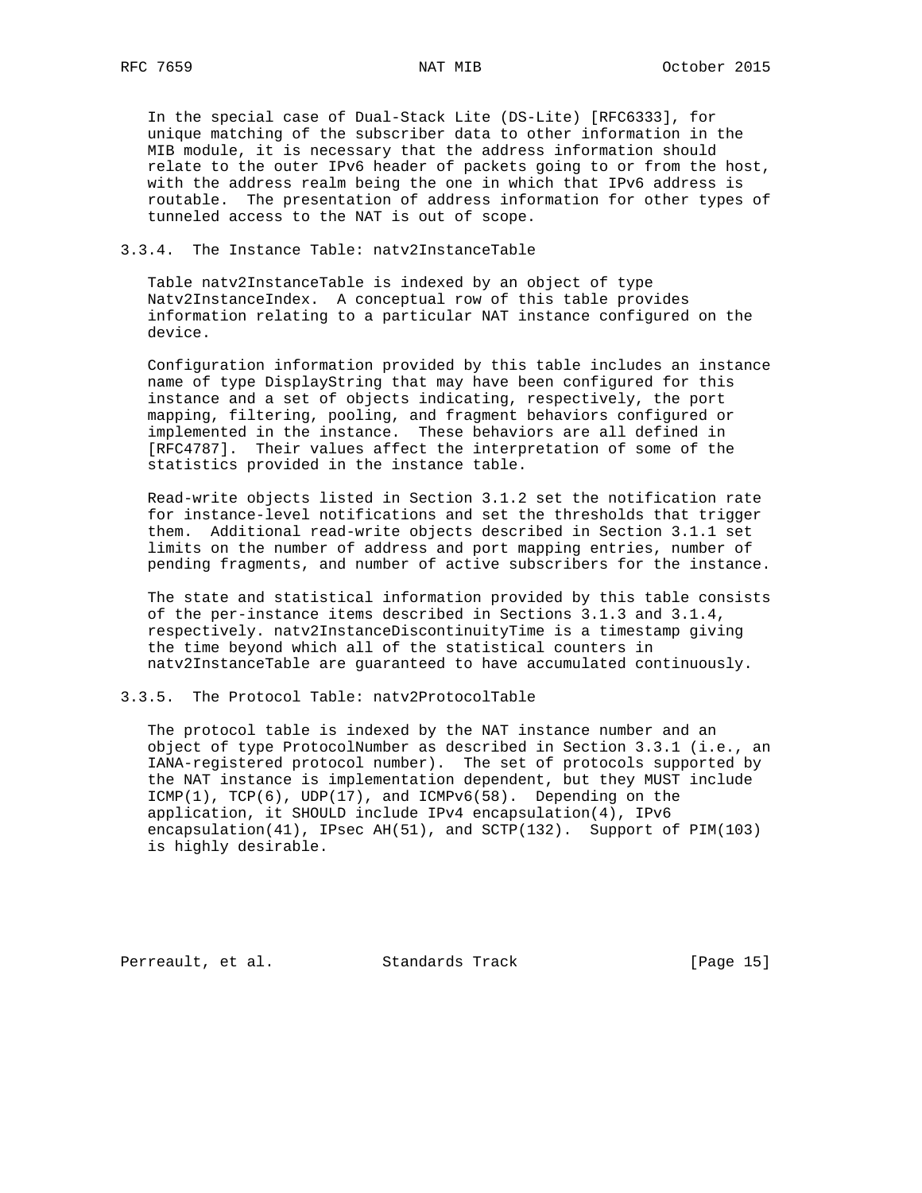In the special case of Dual-Stack Lite (DS-Lite) [RFC6333], for unique matching of the subscriber data to other information in the MIB module, it is necessary that the address information should relate to the outer IPv6 header of packets going to or from the host, with the address realm being the one in which that IPv6 address is routable. The presentation of address information for other types of tunneled access to the NAT is out of scope.

### 3.3.4. The Instance Table: natv2InstanceTable

Table natv2InstanceTable is indexed by an object of type Natv2InstanceIndex. A conceptual row of this table provides information relating to a particular NAT instance configured on the device.

Configuration information provided by this table includes an instance name of type DisplayString that may have been configured for this instance and a set of objects indicating, respectively, the port mapping, filtering, pooling, and fragment behaviors configured or implemented in the instance. These behaviors are all defined in [RFC4787]. Their values affect the interpretation of some of the statistics provided in the instance table.

Read-write objects listed in Section 3.1.2 set the notification rate for instance-level notifications and set the thresholds that trigger them. Additional read-write objects described in Section 3.1.1 set limits on the number of address and port mapping entries, number of pending fragments, and number of active subscribers for the instance.

The state and statistical information provided by this table consists of the per-instance items described in Sections 3.1.3 and 3.1.4, respectively. natv2InstanceDiscontinuityTime is a timestamp giving the time beyond which all of the statistical counters in natv2InstanceTable are guaranteed to have accumulated continuously.

### 3.3.5. The Protocol Table: natv2ProtocolTable

The protocol table is indexed by the NAT instance number and an object of type ProtocolNumber as described in Section 3.3.1 (i.e., an IANA-registered protocol number). The set of protocols supported by the NAT instance is implementation dependent, but they MUST include ICMP(1), TCP(6), UDP(17), and ICMPv6(58). Depending on the application, it SHOULD include IPv4 encapsulation(4), IPv6 encapsulation(41), IPsec AH(51), and SCTP(132). Support of PIM(103) is highly desirable.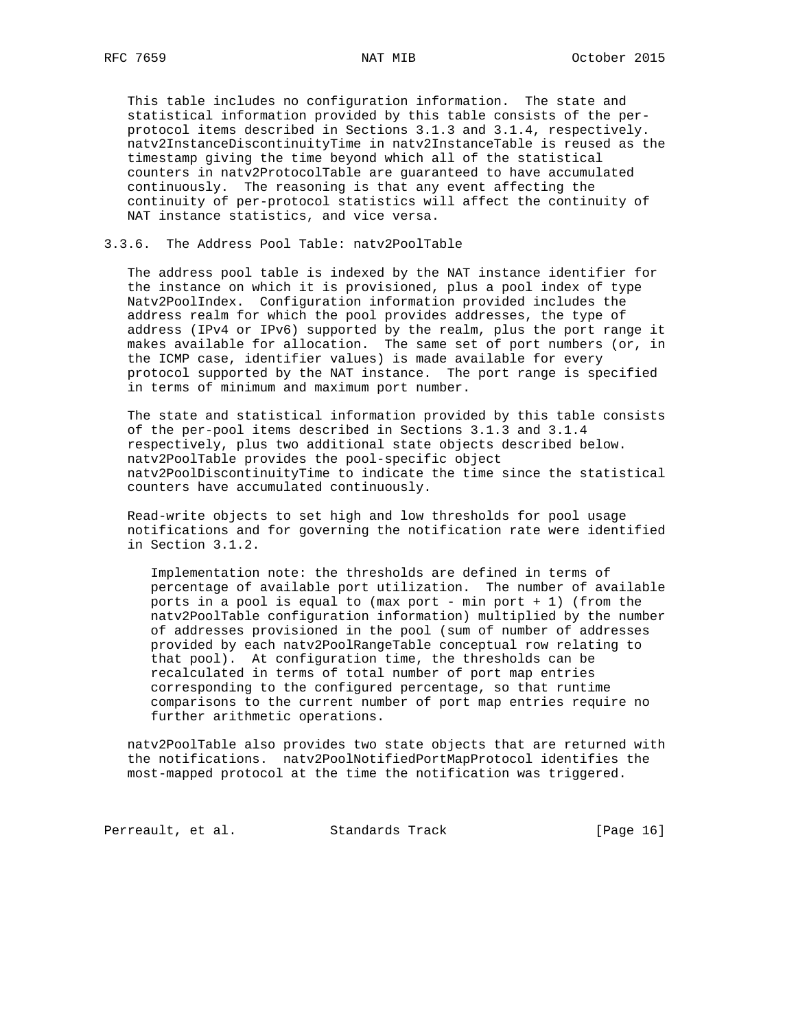This table includes no configuration information. The state and statistical information provided by this table consists of the per-protocol items described in Sections 3.1.3 and 3.1.4, respectively. natv2InstanceDiscontinuityTime in natv2InstanceTable is reused as the timestamp giving the time beyond which all of the statistical counters in natv2ProtocolTable are guaranteed to have accumulated continuously. The reasoning is that any event affecting the continuity of per-protocol statistics will affect the continuity of NAT instance statistics, and vice versa.

### 3.3.6. The Address Pool Table: natv2PoolTable

The address pool table is indexed by the NAT instance identifier for the instance on which it is provisioned, plus a pool index of type Natv2PoolIndex. Configuration information provided includes the address realm for which the pool provides addresses, the type of address (IPv4 or IPv6) supported by the realm, plus the port range it makes available for allocation. The same set of port numbers (or, in the ICMP case, identifier values) is made available for every protocol supported by the NAT instance. The port range is specified in terms of minimum and maximum port number.

The state and statistical information provided by this table consists of the per-pool items described in Sections 3.1.3 and 3.1.4 respectively, plus two additional state objects described below. natv2PoolTable provides the pool-specific object natv2PoolDiscontinuityTime to indicate the time since the statistical counters have accumulated continuously.

Read-write objects to set high and low thresholds for pool usage notifications and for governing the notification rate were identified in Section 3.1.2.

> Implementation note: the thresholds are defined in terms of percentage of available port utilization. The number of available ports in a pool is equal to (max port - min port + 1) (from the natv2PoolTable configuration information) multiplied by the number of addresses provisioned in the pool (sum of number of addresses provided by each natv2PoolRangeTable conceptual row relating to that pool). At configuration time, the thresholds can be recalculated in terms of total number of port map entries corresponding to the configured percentage, so that runtime comparisons to the current number of port map entries require no further arithmetic operations.

natv2PoolTable also provides two state objects that are returned with the notifications. natv2PoolNotifiedPortMapProtocol identifies the most-mapped protocol at the time the notification was triggered.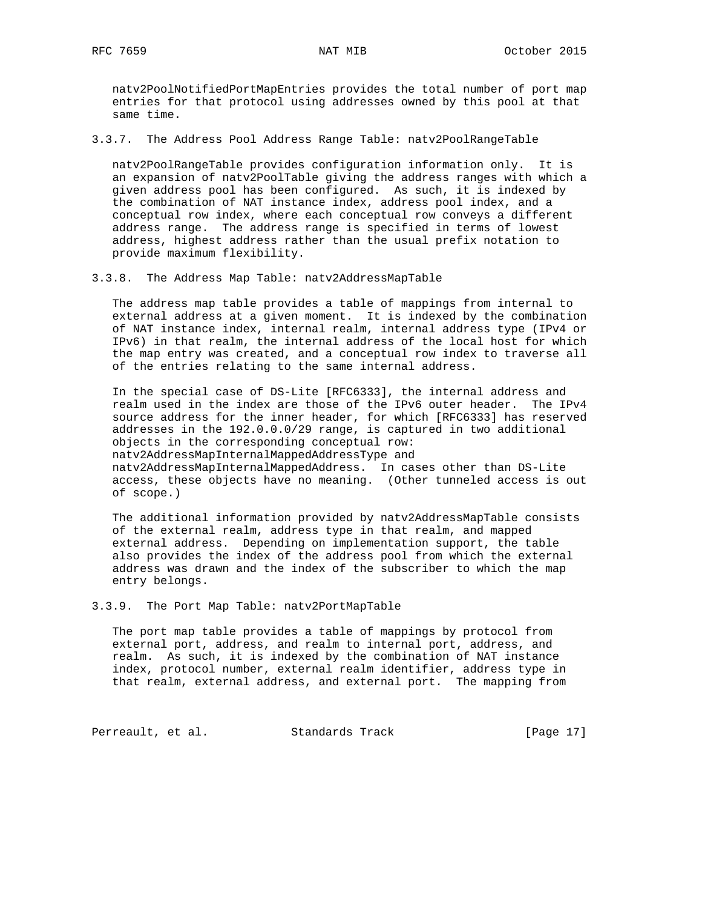natv2PoolNotifiedPortMapEntries provides the total number of port map entries for that protocol using addresses owned by this pool at that same time.

### 3.3.7. The Address Pool Address Range Table: natv2PoolRangeTable

natv2PoolRangeTable provides configuration information only. It is an expansion of natv2PoolTable giving the address ranges with which a given address pool has been configured. As such, it is indexed by the combination of NAT instance index, address pool index, and a conceptual row index, where each conceptual row conveys a different address range. The address range is specified in terms of lowest address, highest address rather than the usual prefix notation to provide maximum flexibility.

### 3.3.8. The Address Map Table: natv2AddressMapTable

The address map table provides a table of mappings from internal to external address at a given moment. It is indexed by the combination of NAT instance index, internal realm, internal address type (IPv4 or IPv6) in that realm, the internal address of the local host for which the map entry was created, and a conceptual row index to traverse all of the entries relating to the same internal address.

In the special case of DS-Lite [RFC6333], the internal address and realm used in the index are those of the IPv6 outer header. The IPv4 source address for the inner header, for which [RFC6333] has reserved addresses in the 192.0.0.0/29 range, is captured in two additional objects in the corresponding conceptual row: natv2AddressMapInternalMappedAddressType and natv2AddressMapInternalMappedAddress. In cases other than DS-Lite access, these objects have no meaning. (Other tunneled access is out of scope.)

The additional information provided by natv2AddressMapTable consists of the external realm, address type in that realm, and mapped external address. Depending on implementation support, the table also provides the index of the address pool from which the external address was drawn and the index of the subscriber to which the map entry belongs.

### 3.3.9. The Port Map Table: natv2PortMapTable

The port map table provides a table of mappings by protocol from external port, address, and realm to internal port, address, and realm. As such, it is indexed by the combination of NAT instance index, protocol number, external realm identifier, address type in that realm, external address, and external port. The mapping from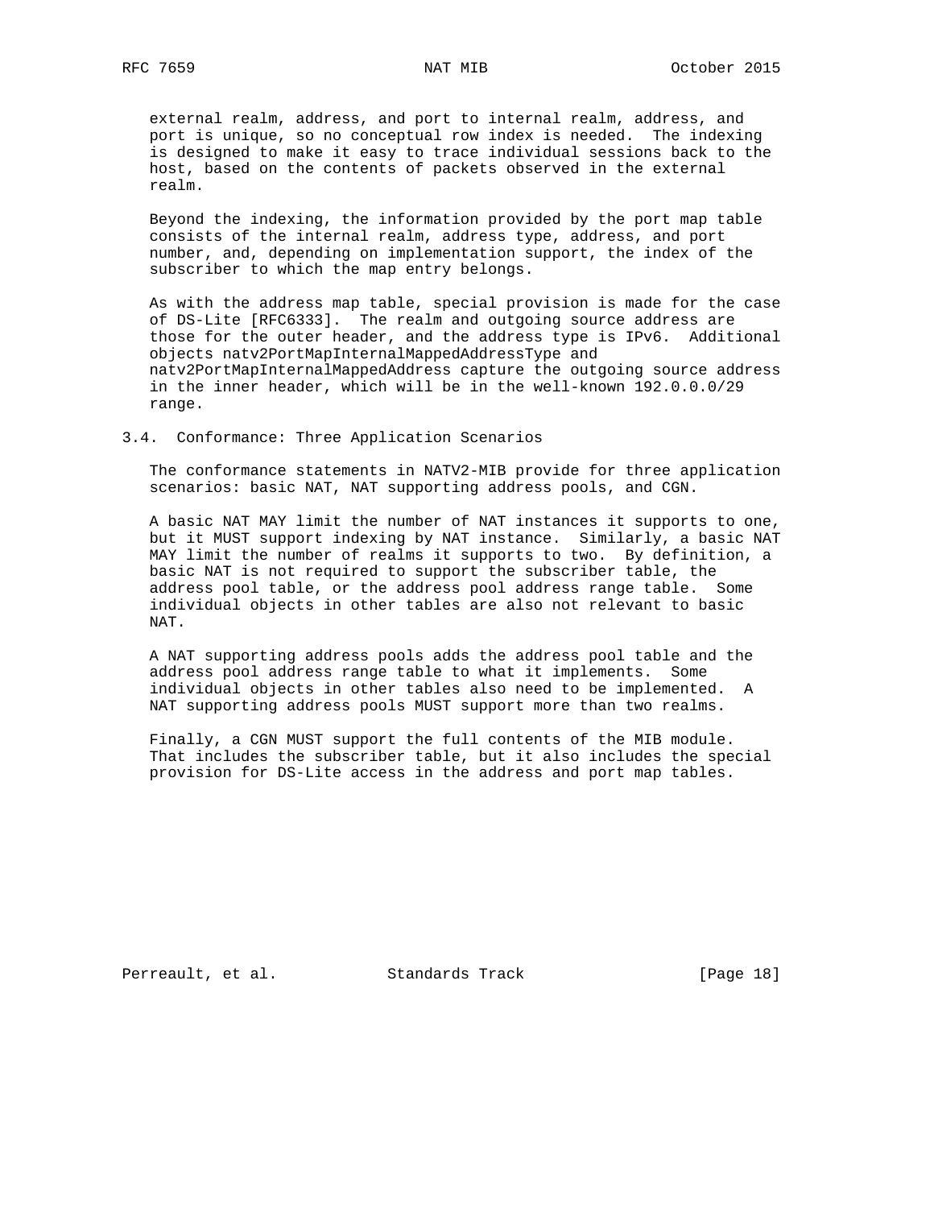external realm, address, and port to internal realm, address, and port is unique, so no conceptual row index is needed. The indexing is designed to make it easy to trace individual sessions back to the host, based on the contents of packets observed in the external realm.

Beyond the indexing, the information provided by the port map table consists of the internal realm, address type, address, and port number, and, depending on implementation support, the index of the subscriber to which the map entry belongs.

As with the address map table, special provision is made for the case of DS-Lite [RFC6333]. The realm and outgoing source address are those for the outer header, and the address type is IPv6. Additional objects natv2PortMapInternalMappedAddressType and natv2PortMapInternalMappedAddress capture the outgoing source address in the inner header, which will be in the well-known 192.0.0.0/29 range.

### 3.4. Conformance: Three Application Scenarios

The conformance statements in NATV2-MIB provide for three application scenarios: basic NAT, NAT supporting address pools, and CGN.

A basic NAT MAY limit the number of NAT instances it supports to one, but it MUST support indexing by NAT instance. Similarly, a basic NAT MAY limit the number of realms it supports to two. By definition, a basic NAT is not required to support the subscriber table, the address pool table, or the address pool address range table. Some individual objects in other tables are also not relevant to basic NAT.

A NAT supporting address pools adds the address pool table and the address pool address range table to what it implements. Some individual objects in other tables also need to be implemented. A NAT supporting address pools MUST support more than two realms.

Finally, a CGN MUST support the full contents of the MIB module. That includes the subscriber table, but it also includes the special provision for DS-Lite access in the address and port map tables.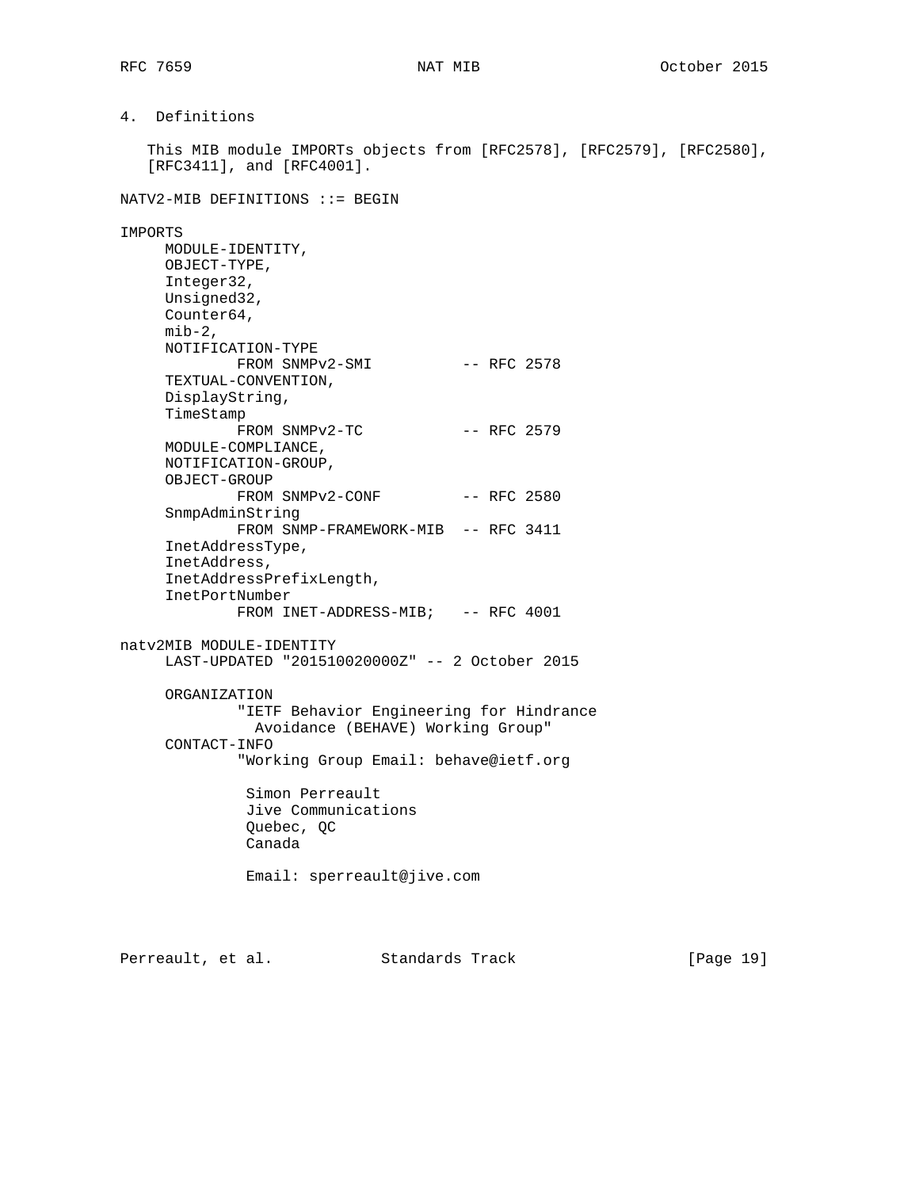## 4. Definitions

This MIB module IMPORTs objects from [RFC2578], [RFC2579], [RFC2580], [RFC3411], and [RFC4001].

```
NATV2-MIB DEFINITIONS ::= BEGIN

IMPORTS
     MODULE-IDENTITY,
     OBJECT-TYPE,
     Integer32,
     Unsigned32,
     Counter64,
     mib-2,
     NOTIFICATION-TYPE
             FROM SNMPv2-SMI          -- RFC 2578
     TEXTUAL-CONVENTION,
     DisplayString,
     TimeStamp
             FROM SNMPv2-TC           -- RFC 2579
     MODULE-COMPLIANCE,
     NOTIFICATION-GROUP,
     OBJECT-GROUP
             FROM SNMPv2-CONF         -- RFC 2580
     SnmpAdminString
             FROM SNMP-FRAMEWORK-MIB  -- RFC 3411
     InetAddressType,
     InetAddress,
     InetAddressPrefixLength,
     InetPortNumber
             FROM INET-ADDRESS-MIB;   -- RFC 4001

natv2MIB MODULE-IDENTITY
     LAST-UPDATED "201510020000Z" -- 2 October 2015

     ORGANIZATION
             "IETF Behavior Engineering for Hindrance
               Avoidance (BEHAVE) Working Group"
     CONTACT-INFO
             "Working Group Email: behave@ietf.org

              Simon Perreault
              Jive Communications
              Quebec, QC
              Canada

              Email: sperreault@jive.com
```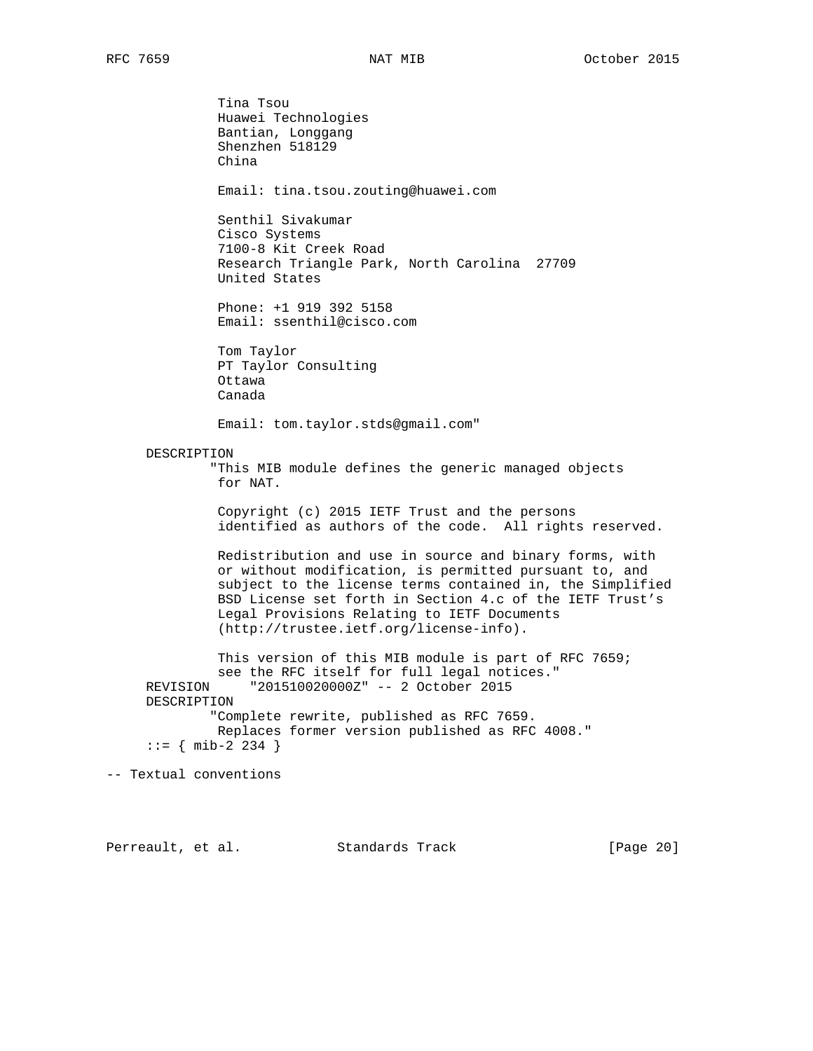```
             Tina Tsou
             Huawei Technologies
             Bantian, Longgang
             Shenzhen 518129
             China

             Email: tina.tsou.zouting@huawei.com

             Senthil Sivakumar
             Cisco Systems
             7100-8 Kit Creek Road
             Research Triangle Park, North Carolina  27709
             United States

             Phone: +1 919 392 5158
             Email: ssenthil@cisco.com

             Tom Taylor
             PT Taylor Consulting
             Ottawa
             Canada

             Email: tom.taylor.stds@gmail.com"

     DESCRIPTION
            "This MIB module defines the generic managed objects
             for NAT.

             Copyright (c) 2015 IETF Trust and the persons
             identified as authors of the code.  All rights reserved.

             Redistribution and use in source and binary forms, with
             or without modification, is permitted pursuant to, and
             subject to the license terms contained in, the Simplified
             BSD License set forth in Section 4.c of the IETF Trust's
             Legal Provisions Relating to IETF Documents
             (http://trustee.ietf.org/license-info).

             This version of this MIB module is part of RFC 7659;
             see the RFC itself for full legal notices."
     REVISION     "201510020000Z" -- 2 October 2015
     DESCRIPTION
            "Complete rewrite, published as RFC 7659.
             Replaces former version published as RFC 4008."
     ::= { mib-2 234 }

-- Textual conventions
```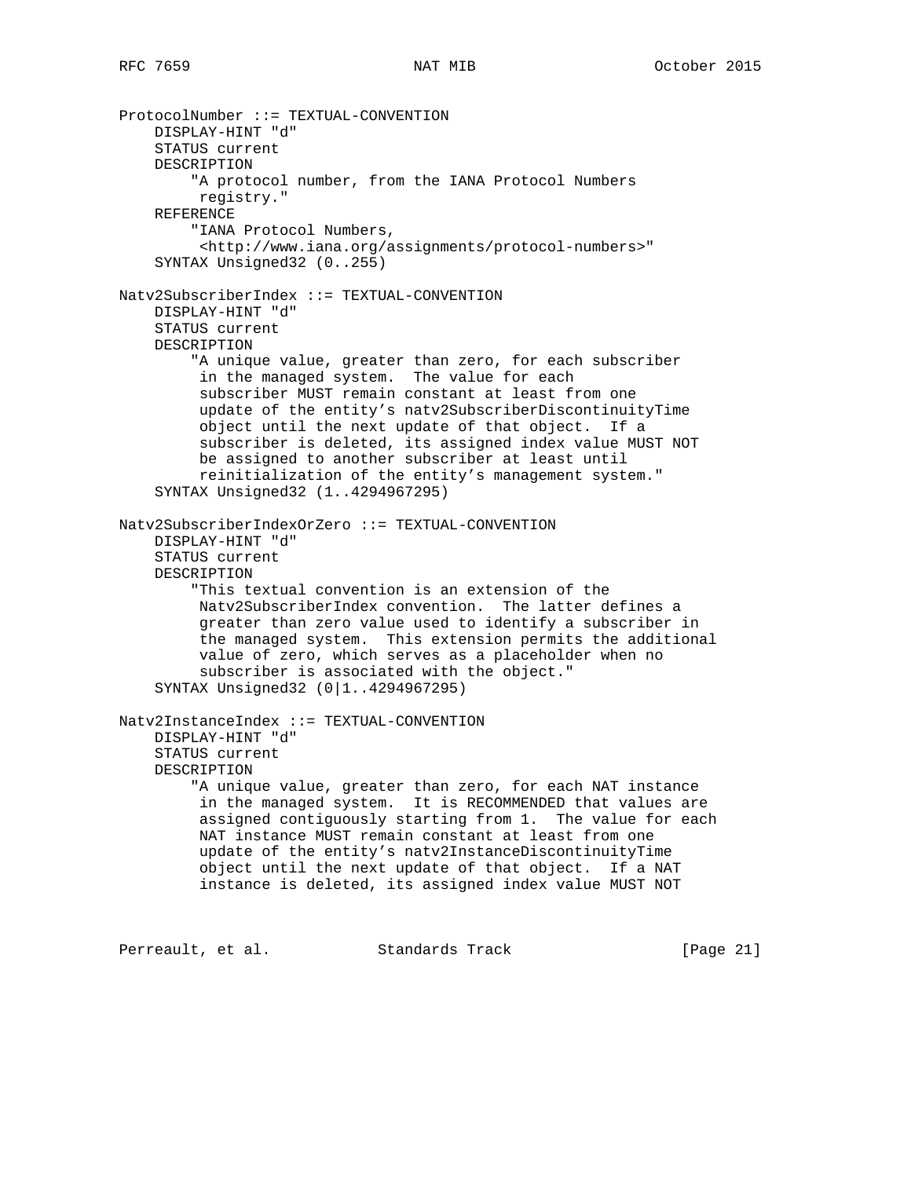```
ProtocolNumber ::= TEXTUAL-CONVENTION
    DISPLAY-HINT "d"
    STATUS current
    DESCRIPTION
        "A protocol number, from the IANA Protocol Numbers
         registry."
    REFERENCE
        "IANA Protocol Numbers,
         <http://www.iana.org/assignments/protocol-numbers>"
    SYNTAX Unsigned32 (0..255)

Natv2SubscriberIndex ::= TEXTUAL-CONVENTION
    DISPLAY-HINT "d"
    STATUS current
    DESCRIPTION
        "A unique value, greater than zero, for each subscriber
         in the managed system.  The value for each
         subscriber MUST remain constant at least from one
         update of the entity's natv2SubscriberDiscontinuityTime
         object until the next update of that object.  If a
         subscriber is deleted, its assigned index value MUST NOT
         be assigned to another subscriber at least until
         reinitialization of the entity's management system."
    SYNTAX Unsigned32 (1..4294967295)

Natv2SubscriberIndexOrZero ::= TEXTUAL-CONVENTION
    DISPLAY-HINT "d"
    STATUS current
    DESCRIPTION
        "This textual convention is an extension of the
         Natv2SubscriberIndex convention.  The latter defines a
         greater than zero value used to identify a subscriber in
         the managed system.  This extension permits the additional
         value of zero, which serves as a placeholder when no
         subscriber is associated with the object."
    SYNTAX Unsigned32 (0|1..4294967295)

Natv2InstanceIndex ::= TEXTUAL-CONVENTION
    DISPLAY-HINT "d"
    STATUS current
    DESCRIPTION
        "A unique value, greater than zero, for each NAT instance
         in the managed system.  It is RECOMMENDED that values are
         assigned contiguously starting from 1.  The value for each
         NAT instance MUST remain constant at least from one
         update of the entity's natv2InstanceDiscontinuityTime
         object until the next update of that object.  If a NAT
         instance is deleted, its assigned index value MUST NOT
```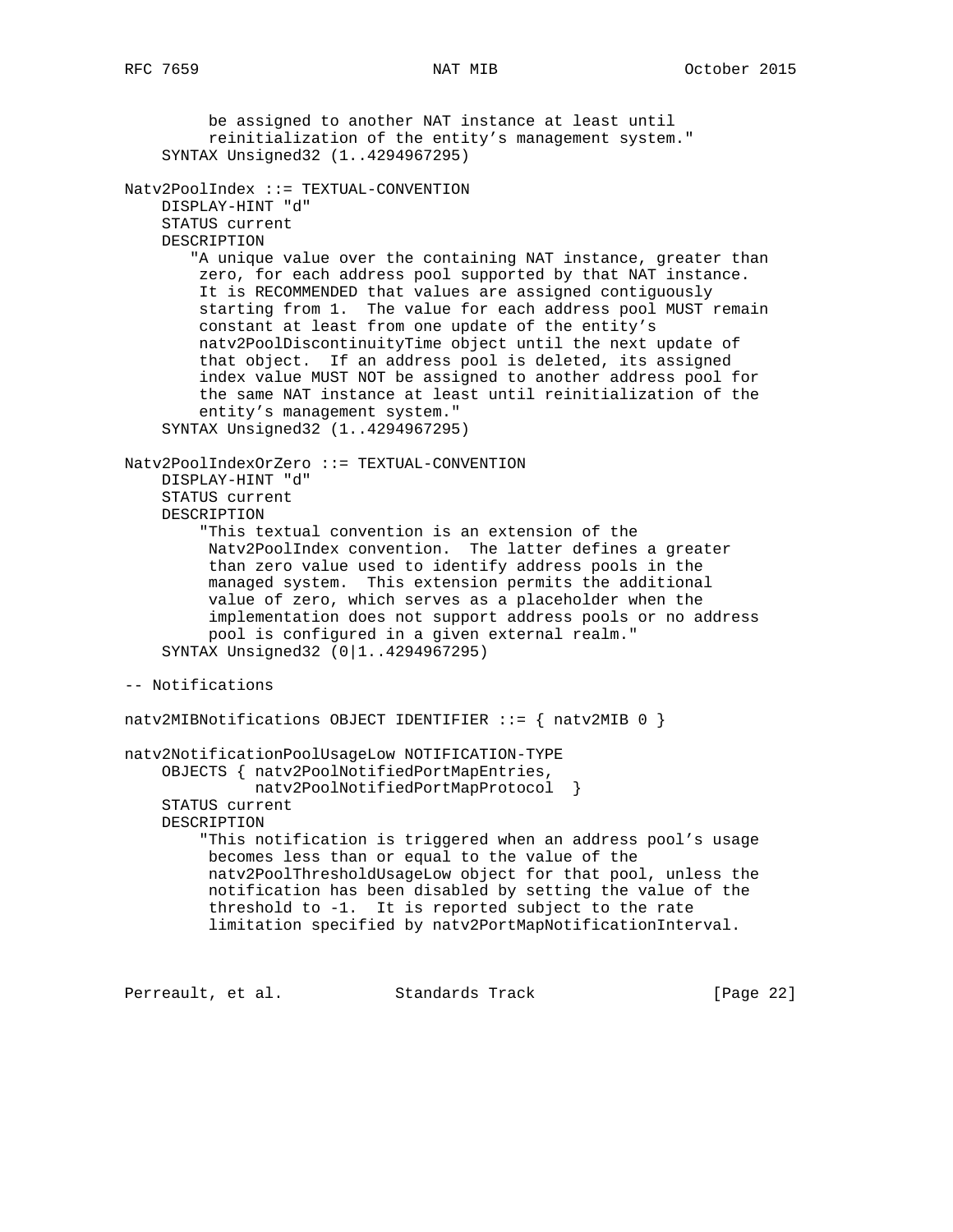```
         be assigned to another NAT instance at least until
         reinitialization of the entity's management system."
    SYNTAX Unsigned32 (1..4294967295)

Natv2PoolIndex ::= TEXTUAL-CONVENTION
    DISPLAY-HINT "d"
    STATUS current
    DESCRIPTION
       "A unique value over the containing NAT instance, greater than
        zero, for each address pool supported by that NAT instance.
        It is RECOMMENDED that values are assigned contiguously
        starting from 1.  The value for each address pool MUST remain
        constant at least from one update of the entity's
        natv2PoolDiscontinuityTime object until the next update of
        that object.  If an address pool is deleted, its assigned
        index value MUST NOT be assigned to another address pool for
        the same NAT instance at least until reinitialization of the
        entity's management system."
    SYNTAX Unsigned32 (1..4294967295)

Natv2PoolIndexOrZero ::= TEXTUAL-CONVENTION
    DISPLAY-HINT "d"
    STATUS current
    DESCRIPTION
        "This textual convention is an extension of the
         Natv2PoolIndex convention.  The latter defines a greater
         than zero value used to identify address pools in the
         managed system.  This extension permits the additional
         value of zero, which serves as a placeholder when the
         implementation does not support address pools or no address
         pool is configured in a given external realm."
    SYNTAX Unsigned32 (0|1..4294967295)

-- Notifications

natv2MIBNotifications OBJECT IDENTIFIER ::= { natv2MIB 0 }

natv2NotificationPoolUsageLow NOTIFICATION-TYPE
    OBJECTS { natv2PoolNotifiedPortMapEntries,
              natv2PoolNotifiedPortMapProtocol  }
    STATUS current
    DESCRIPTION
        "This notification is triggered when an address pool's usage
         becomes less than or equal to the value of the
         natv2PoolThresholdUsageLow object for that pool, unless the
         notification has been disabled by setting the value of the
         threshold to -1.  It is reported subject to the rate
         limitation specified by natv2PortMapNotificationInterval.
```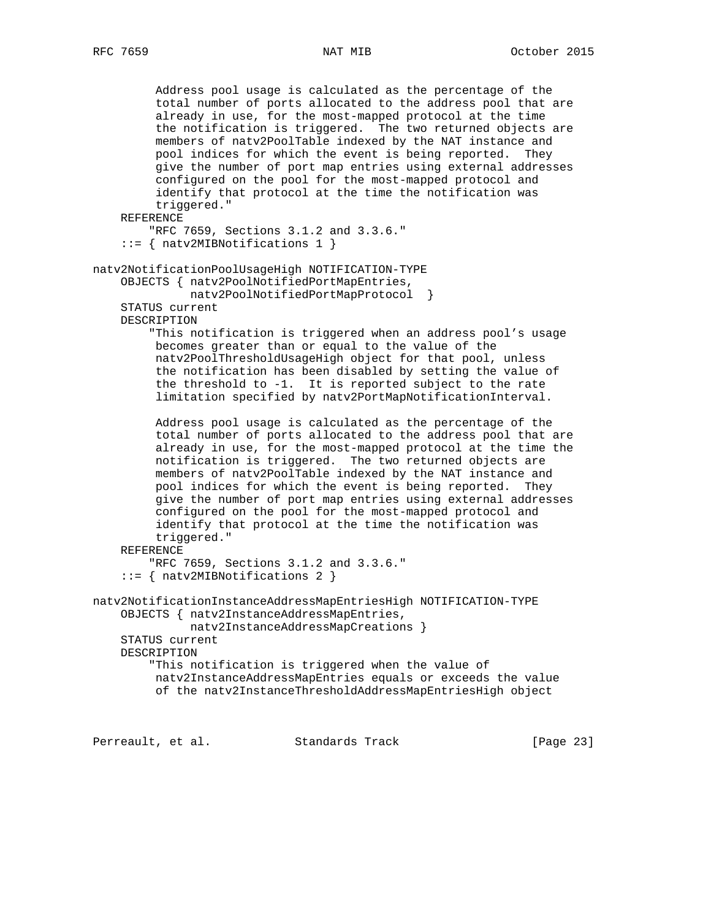```
         Address pool usage is calculated as the percentage of the
         total number of ports allocated to the address pool that are
         already in use, for the most-mapped protocol at the time
         the notification is triggered.  The two returned objects are
         members of natv2PoolTable indexed by the NAT instance and
         pool indices for which the event is being reported.  They
         give the number of port map entries using external addresses
         configured on the pool for the most-mapped protocol and
         identify that protocol at the time the notification was
         triggered."
    REFERENCE
        "RFC 7659, Sections 3.1.2 and 3.3.6."
    ::= { natv2MIBNotifications 1 }

natv2NotificationPoolUsageHigh NOTIFICATION-TYPE
    OBJECTS { natv2PoolNotifiedPortMapEntries,
              natv2PoolNotifiedPortMapProtocol  }
    STATUS current
    DESCRIPTION
        "This notification is triggered when an address pool's usage
         becomes greater than or equal to the value of the
         natv2PoolThresholdUsageHigh object for that pool, unless
         the notification has been disabled by setting the value of
         the threshold to -1.  It is reported subject to the rate
         limitation specified by natv2PortMapNotificationInterval.

         Address pool usage is calculated as the percentage of the
         total number of ports allocated to the address pool that are
         already in use, for the most-mapped protocol at the time the
         notification is triggered.  The two returned objects are
         members of natv2PoolTable indexed by the NAT instance and
         pool indices for which the event is being reported.  They
         give the number of port map entries using external addresses
         configured on the pool for the most-mapped protocol and
         identify that protocol at the time the notification was
         triggered."
    REFERENCE
        "RFC 7659, Sections 3.1.2 and 3.3.6."
    ::= { natv2MIBNotifications 2 }

natv2NotificationInstanceAddressMapEntriesHigh NOTIFICATION-TYPE
    OBJECTS { natv2InstanceAddressMapEntries,
              natv2InstanceAddressMapCreations }
    STATUS current
    DESCRIPTION
        "This notification is triggered when the value of
         natv2InstanceAddressMapEntries equals or exceeds the value
         of the natv2InstanceThresholdAddressMapEntriesHigh object
```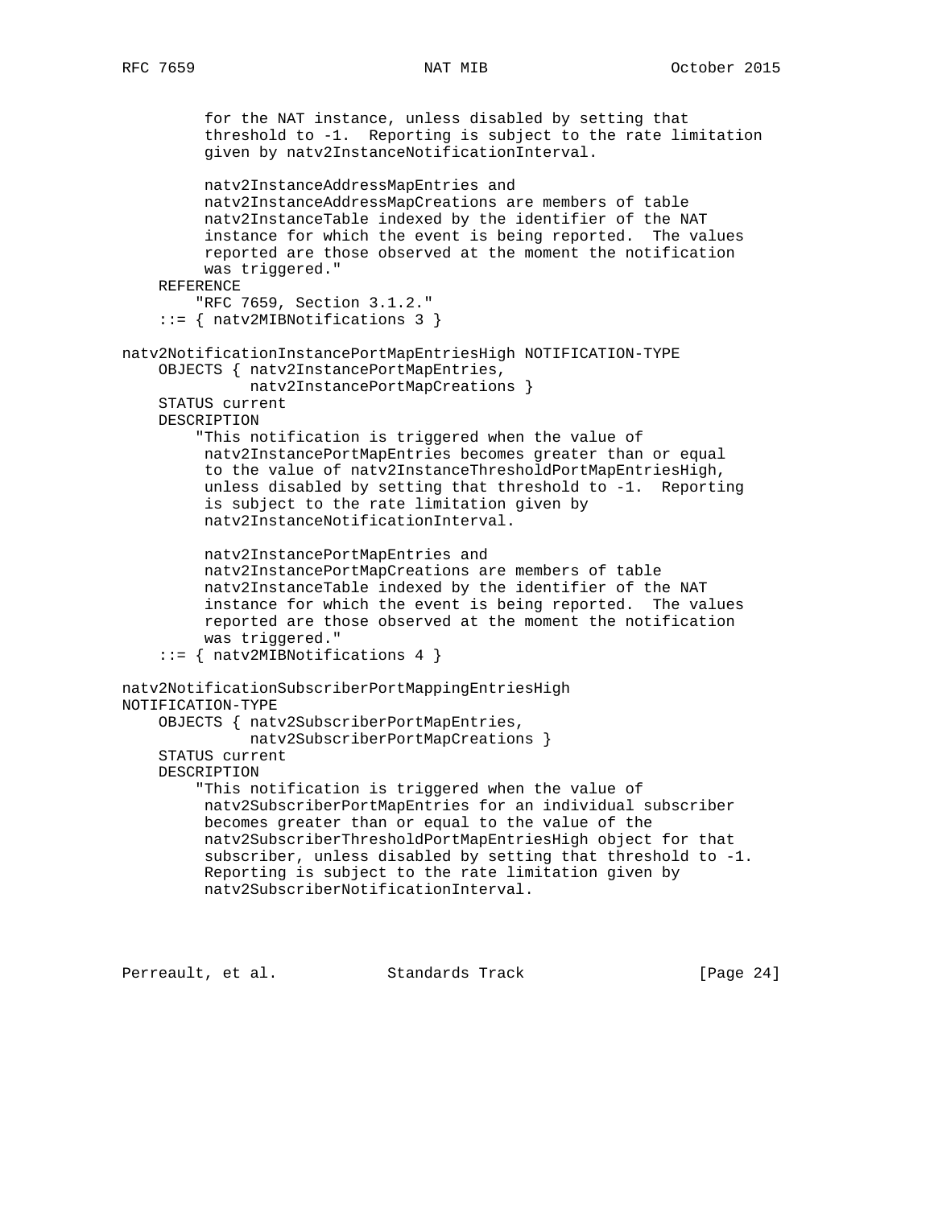```
         for the NAT instance, unless disabled by setting that
         threshold to -1.  Reporting is subject to the rate limitation
         given by natv2InstanceNotificationInterval.

         natv2InstanceAddressMapEntries and
         natv2InstanceAddressMapCreations are members of table
         natv2InstanceTable indexed by the identifier of the NAT
         instance for which the event is being reported.  The values
         reported are those observed at the moment the notification
         was triggered."
    REFERENCE
        "RFC 7659, Section 3.1.2."
    ::= { natv2MIBNotifications 3 }

natv2NotificationInstancePortMapEntriesHigh NOTIFICATION-TYPE
    OBJECTS { natv2InstancePortMapEntries,
              natv2InstancePortMapCreations }
    STATUS current
    DESCRIPTION
        "This notification is triggered when the value of
         natv2InstancePortMapEntries becomes greater than or equal
         to the value of natv2InstanceThresholdPortMapEntriesHigh,
         unless disabled by setting that threshold to -1.  Reporting
         is subject to the rate limitation given by
         natv2InstanceNotificationInterval.

         natv2InstancePortMapEntries and
         natv2InstancePortMapCreations are members of table
         natv2InstanceTable indexed by the identifier of the NAT
         instance for which the event is being reported.  The values
         reported are those observed at the moment the notification
         was triggered."
    ::= { natv2MIBNotifications 4 }

natv2NotificationSubscriberPortMappingEntriesHigh
NOTIFICATION-TYPE
    OBJECTS { natv2SubscriberPortMapEntries,
              natv2SubscriberPortMapCreations }
    STATUS current
    DESCRIPTION
        "This notification is triggered when the value of
         natv2SubscriberPortMapEntries for an individual subscriber
         becomes greater than or equal to the value of the
         natv2SubscriberThresholdPortMapEntriesHigh object for that
         subscriber, unless disabled by setting that threshold to -1.
         Reporting is subject to the rate limitation given by
         natv2SubscriberNotificationInterval.
```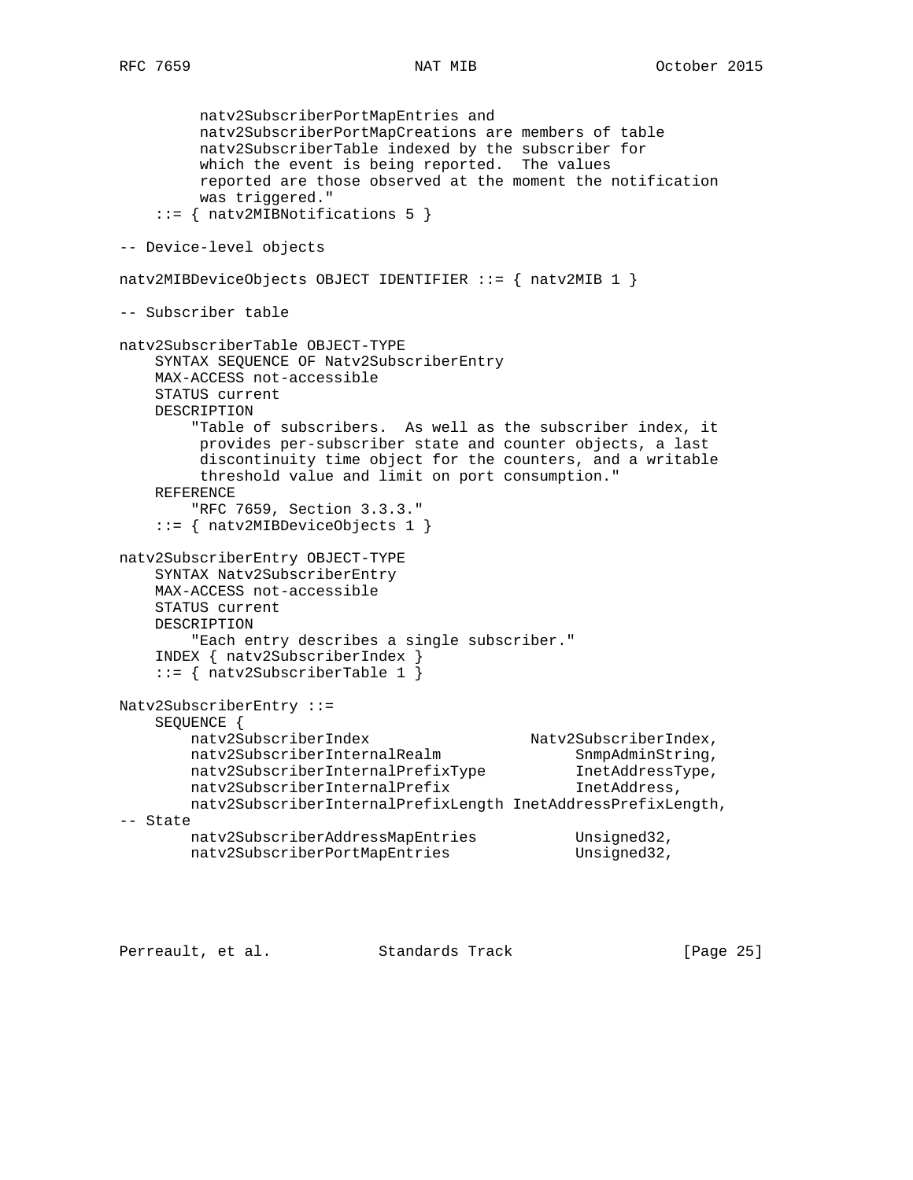```
         natv2SubscriberPortMapEntries and
         natv2SubscriberPortMapCreations are members of table
         natv2SubscriberTable indexed by the subscriber for
         which the event is being reported.  The values
         reported are those observed at the moment the notification
         was triggered."
    ::= { natv2MIBNotifications 5 }

-- Device-level objects

natv2MIBDeviceObjects OBJECT IDENTIFIER ::= { natv2MIB 1 }

-- Subscriber table

natv2SubscriberTable OBJECT-TYPE
    SYNTAX SEQUENCE OF Natv2SubscriberEntry
    MAX-ACCESS not-accessible
    STATUS current
    DESCRIPTION
        "Table of subscribers.  As well as the subscriber index, it
         provides per-subscriber state and counter objects, a last
         discontinuity time object for the counters, and a writable
         threshold value and limit on port consumption."
    REFERENCE
        "RFC 7659, Section 3.3.3."
    ::= { natv2MIBDeviceObjects 1 }

natv2SubscriberEntry OBJECT-TYPE
    SYNTAX Natv2SubscriberEntry
    MAX-ACCESS not-accessible
    STATUS current
    DESCRIPTION
        "Each entry describes a single subscriber."
    INDEX { natv2SubscriberIndex }
    ::= { natv2SubscriberTable 1 }

Natv2SubscriberEntry ::=
    SEQUENCE {
        natv2SubscriberIndex                 Natv2SubscriberIndex,
        natv2SubscriberInternalRealm              SnmpAdminString,
        natv2SubscriberInternalPrefixType         InetAddressType,
        natv2SubscriberInternalPrefix             InetAddress,
        natv2SubscriberInternalPrefixLength InetAddressPrefixLength,
-- State
        natv2SubscriberAddressMapEntries          Unsigned32,
        natv2SubscriberPortMapEntries             Unsigned32,
```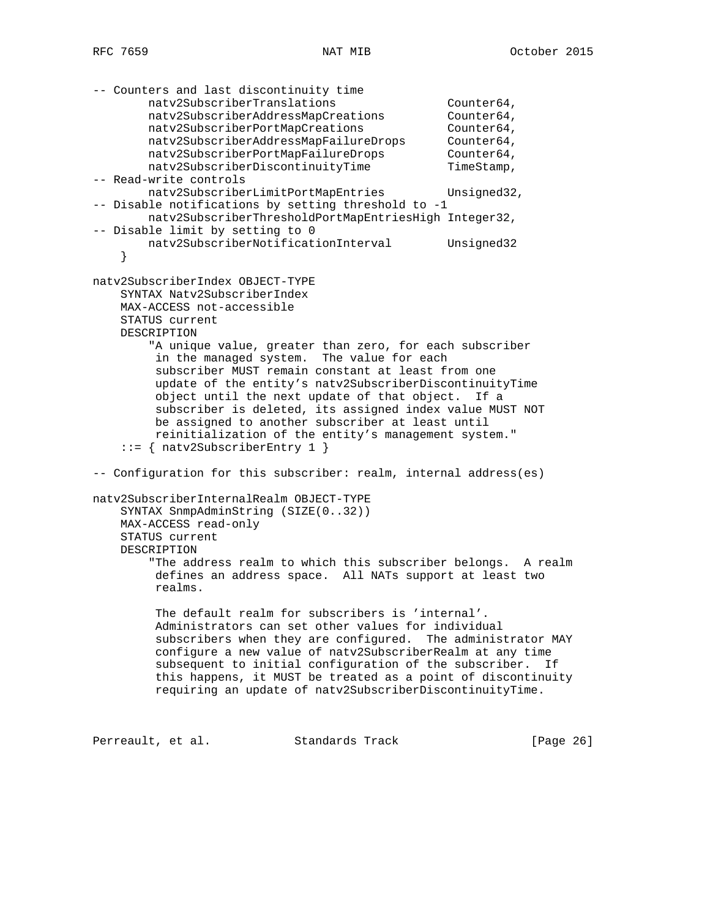```
-- Counters and last discontinuity time
        natv2SubscriberTranslations               Counter64,
        natv2SubscriberAddressMapCreations        Counter64,
        natv2SubscriberPortMapCreations           Counter64,
        natv2SubscriberAddressMapFailureDrops     Counter64,
        natv2SubscriberPortMapFailureDrops        Counter64,
        natv2SubscriberDiscontinuityTime          TimeStamp,
-- Read-write controls
        natv2SubscriberLimitPortMapEntries        Unsigned32,
-- Disable notifications by setting threshold to -1
        natv2SubscriberThresholdPortMapEntriesHigh Integer32,
-- Disable limit by setting to 0
        natv2SubscriberNotificationInterval       Unsigned32
    }

natv2SubscriberIndex OBJECT-TYPE
    SYNTAX Natv2SubscriberIndex
    MAX-ACCESS not-accessible
    STATUS current
    DESCRIPTION
        "A unique value, greater than zero, for each subscriber
         in the managed system.  The value for each
         subscriber MUST remain constant at least from one
         update of the entity's natv2SubscriberDiscontinuityTime
         object until the next update of that object.  If a
         subscriber is deleted, its assigned index value MUST NOT
         be assigned to another subscriber at least until
         reinitialization of the entity's management system."
    ::= { natv2SubscriberEntry 1 }

-- Configuration for this subscriber: realm, internal address(es)

natv2SubscriberInternalRealm OBJECT-TYPE
    SYNTAX SnmpAdminString (SIZE(0..32))
    MAX-ACCESS read-only
    STATUS current
    DESCRIPTION
        "The address realm to which this subscriber belongs.  A realm
         defines an address space.  All NATs support at least two
         realms.

         The default realm for subscribers is 'internal'.
         Administrators can set other values for individual
         subscribers when they are configured.  The administrator MAY
         configure a new value of natv2SubscriberRealm at any time
         subsequent to initial configuration of the subscriber.  If
         this happens, it MUST be treated as a point of discontinuity
         requiring an update of natv2SubscriberDiscontinuityTime.
```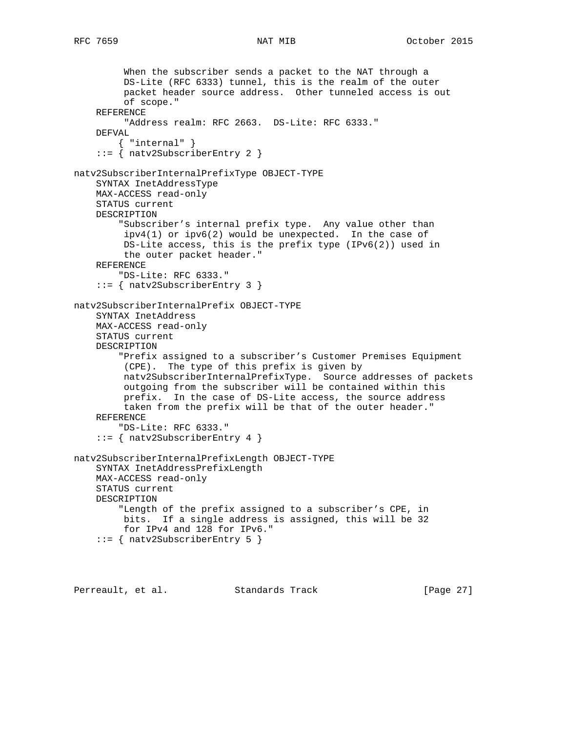```
         When the subscriber sends a packet to the NAT through a
         DS-Lite (RFC 6333) tunnel, this is the realm of the outer
         packet header source address.  Other tunneled access is out
         of scope."
    REFERENCE
         "Address realm: RFC 2663.  DS-Lite: RFC 6333."
    DEFVAL
        { "internal" }
    ::= { natv2SubscriberEntry 2 }

natv2SubscriberInternalPrefixType OBJECT-TYPE
    SYNTAX InetAddressType
    MAX-ACCESS read-only
    STATUS current
    DESCRIPTION
        "Subscriber's internal prefix type.  Any value other than
         ipv4(1) or ipv6(2) would be unexpected.  In the case of
         DS-Lite access, this is the prefix type (IPv6(2)) used in
         the outer packet header."
    REFERENCE
        "DS-Lite: RFC 6333."
    ::= { natv2SubscriberEntry 3 }

natv2SubscriberInternalPrefix OBJECT-TYPE
    SYNTAX InetAddress
    MAX-ACCESS read-only
    STATUS current
    DESCRIPTION
        "Prefix assigned to a subscriber's Customer Premises Equipment
         (CPE).  The type of this prefix is given by
         natv2SubscriberInternalPrefixType.  Source addresses of packets
         outgoing from the subscriber will be contained within this
         prefix.  In the case of DS-Lite access, the source address
         taken from the prefix will be that of the outer header."
    REFERENCE
        "DS-Lite: RFC 6333."
    ::= { natv2SubscriberEntry 4 }

natv2SubscriberInternalPrefixLength OBJECT-TYPE
    SYNTAX InetAddressPrefixLength
    MAX-ACCESS read-only
    STATUS current
    DESCRIPTION
        "Length of the prefix assigned to a subscriber's CPE, in
         bits.  If a single address is assigned, this will be 32
         for IPv4 and 128 for IPv6."
    ::= { natv2SubscriberEntry 5 }
```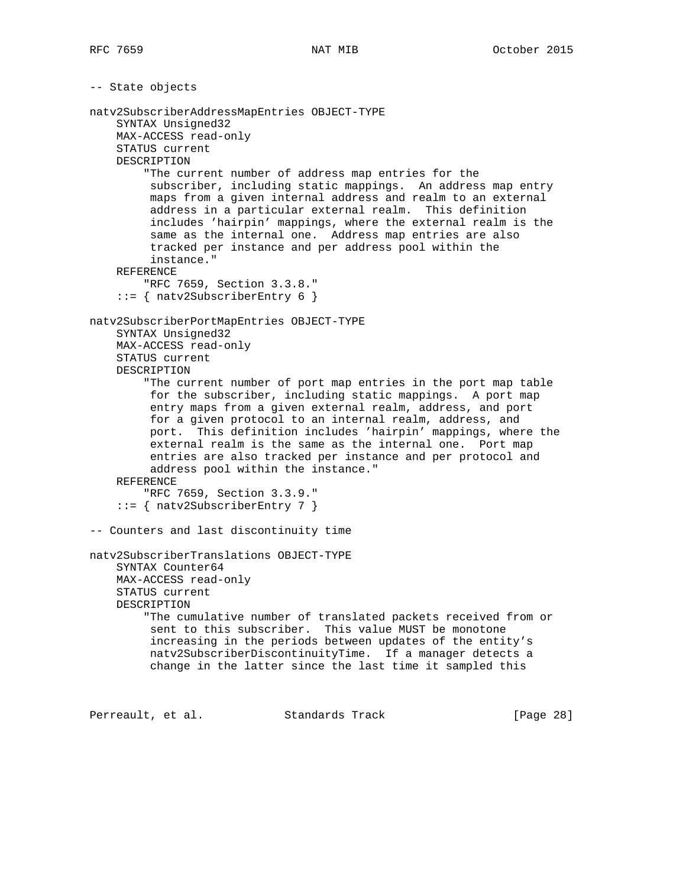```
-- State objects

natv2SubscriberAddressMapEntries OBJECT-TYPE
    SYNTAX Unsigned32
    MAX-ACCESS read-only
    STATUS current
    DESCRIPTION
        "The current number of address map entries for the
         subscriber, including static mappings.  An address map entry
         maps from a given internal address and realm to an external
         address in a particular external realm.  This definition
         includes 'hairpin' mappings, where the external realm is the
         same as the internal one.  Address map entries are also
         tracked per instance and per address pool within the
         instance."
    REFERENCE
        "RFC 7659, Section 3.3.8."
    ::= { natv2SubscriberEntry 6 }

natv2SubscriberPortMapEntries OBJECT-TYPE
    SYNTAX Unsigned32
    MAX-ACCESS read-only
    STATUS current
    DESCRIPTION
        "The current number of port map entries in the port map table
         for the subscriber, including static mappings.  A port map
         entry maps from a given external realm, address, and port
         for a given protocol to an internal realm, address, and
         port.  This definition includes 'hairpin' mappings, where the
         external realm is the same as the internal one.  Port map
         entries are also tracked per instance and per protocol and
         address pool within the instance."
    REFERENCE
        "RFC 7659, Section 3.3.9."
    ::= { natv2SubscriberEntry 7 }

-- Counters and last discontinuity time

natv2SubscriberTranslations OBJECT-TYPE
    SYNTAX Counter64
    MAX-ACCESS read-only
    STATUS current
    DESCRIPTION
        "The cumulative number of translated packets received from or
         sent to this subscriber.  This value MUST be monotone
         increasing in the periods between updates of the entity's
         natv2SubscriberDiscontinuityTime.  If a manager detects a
         change in the latter since the last time it sampled this
```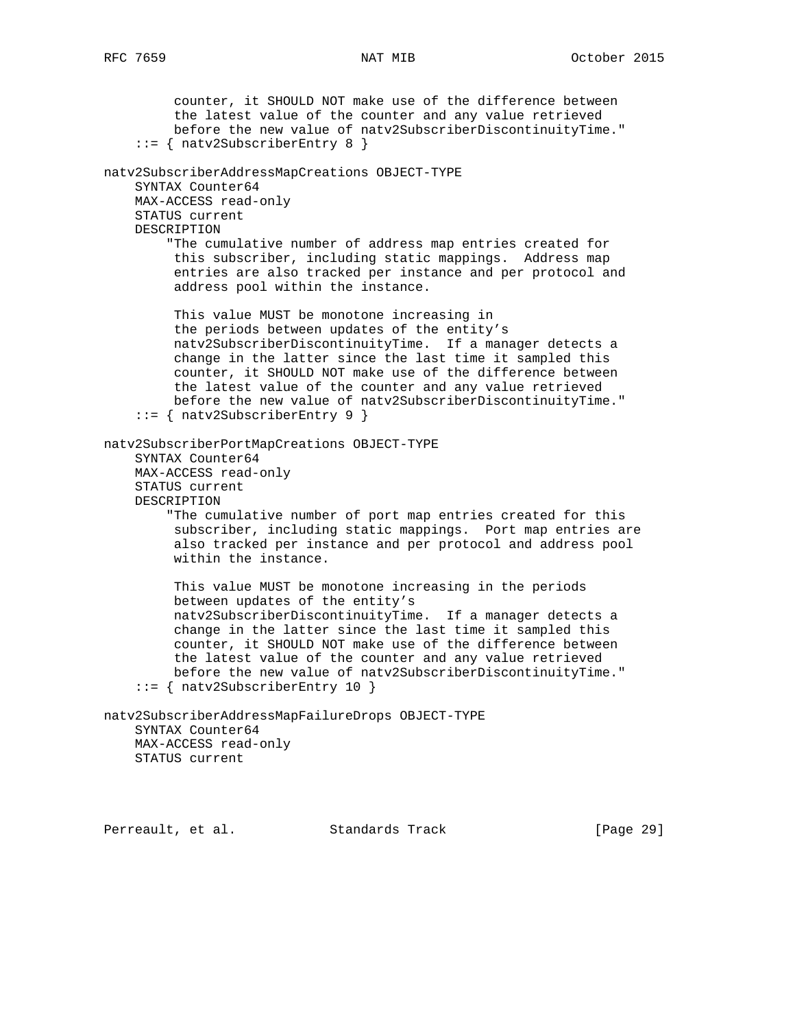```
         counter, it SHOULD NOT make use of the difference between
         the latest value of the counter and any value retrieved
         before the new value of natv2SubscriberDiscontinuityTime."
    ::= { natv2SubscriberEntry 8 }

natv2SubscriberAddressMapCreations OBJECT-TYPE
    SYNTAX Counter64
    MAX-ACCESS read-only
    STATUS current
    DESCRIPTION
        "The cumulative number of address map entries created for
         this subscriber, including static mappings.  Address map
         entries are also tracked per instance and per protocol and
         address pool within the instance.

         This value MUST be monotone increasing in
         the periods between updates of the entity's
         natv2SubscriberDiscontinuityTime.  If a manager detects a
         change in the latter since the last time it sampled this
         counter, it SHOULD NOT make use of the difference between
         the latest value of the counter and any value retrieved
         before the new value of natv2SubscriberDiscontinuityTime."
    ::= { natv2SubscriberEntry 9 }

natv2SubscriberPortMapCreations OBJECT-TYPE
    SYNTAX Counter64
    MAX-ACCESS read-only
    STATUS current
    DESCRIPTION
        "The cumulative number of port map entries created for this
         subscriber, including static mappings.  Port map entries are
         also tracked per instance and per protocol and address pool
         within the instance.

         This value MUST be monotone increasing in the periods
         between updates of the entity's
         natv2SubscriberDiscontinuityTime.  If a manager detects a
         change in the latter since the last time it sampled this
         counter, it SHOULD NOT make use of the difference between
         the latest value of the counter and any value retrieved
         before the new value of natv2SubscriberDiscontinuityTime."
    ::= { natv2SubscriberEntry 10 }

natv2SubscriberAddressMapFailureDrops OBJECT-TYPE
    SYNTAX Counter64
    MAX-ACCESS read-only
    STATUS current
```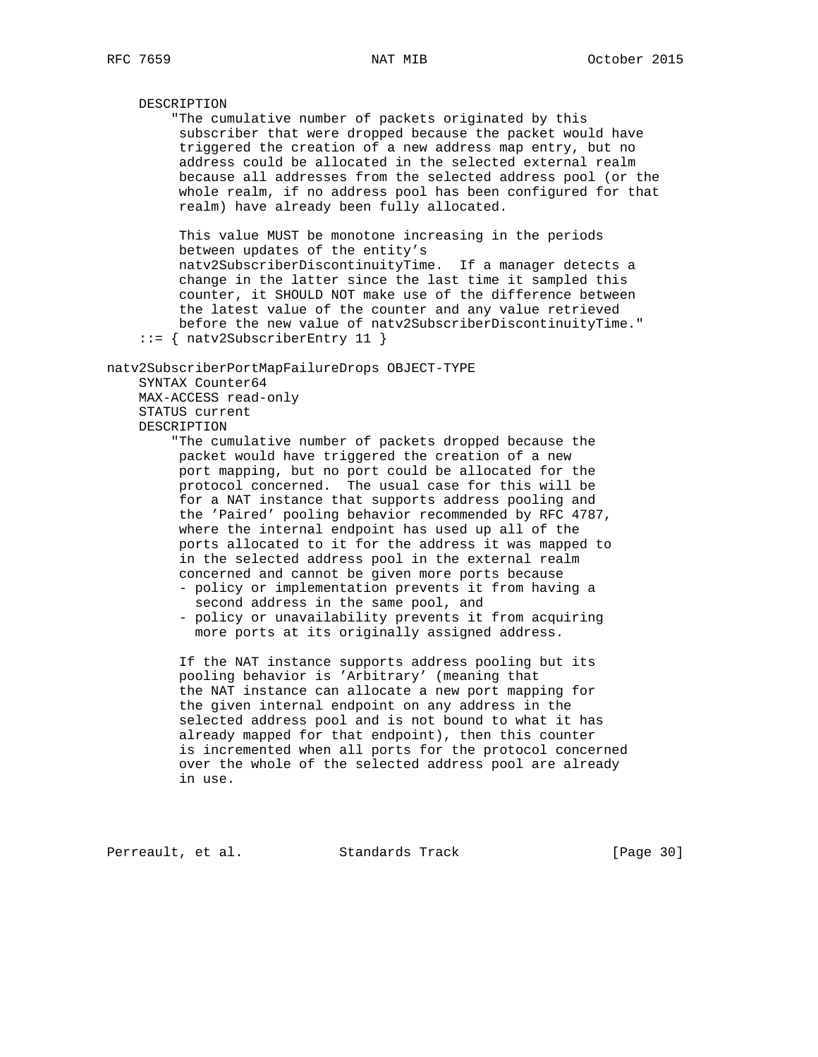```
    DESCRIPTION
        "The cumulative number of packets originated by this
         subscriber that were dropped because the packet would have
         triggered the creation of a new address map entry, but no
         address could be allocated in the selected external realm
         because all addresses from the selected address pool (or the
         whole realm, if no address pool has been configured for that
         realm) have already been fully allocated.

         This value MUST be monotone increasing in the periods
         between updates of the entity's
         natv2SubscriberDiscontinuityTime.  If a manager detects a
         change in the latter since the last time it sampled this
         counter, it SHOULD NOT make use of the difference between
         the latest value of the counter and any value retrieved
         before the new value of natv2SubscriberDiscontinuityTime."
    ::= { natv2SubscriberEntry 11 }

natv2SubscriberPortMapFailureDrops OBJECT-TYPE
    SYNTAX Counter64
    MAX-ACCESS read-only
    STATUS current
    DESCRIPTION
        "The cumulative number of packets dropped because the
         packet would have triggered the creation of a new
         port mapping, but no port could be allocated for the
         protocol concerned.  The usual case for this will be
         for a NAT instance that supports address pooling and
         the 'Paired' pooling behavior recommended by RFC 4787,
         where the internal endpoint has used up all of the
         ports allocated to it for the address it was mapped to
         in the selected address pool in the external realm
         concerned and cannot be given more ports because
         - policy or implementation prevents it from having a
           second address in the same pool, and
         - policy or unavailability prevents it from acquiring
           more ports at its originally assigned address.

         If the NAT instance supports address pooling but its
         pooling behavior is 'Arbitrary' (meaning that
         the NAT instance can allocate a new port mapping for
         the given internal endpoint on any address in the
         selected address pool and is not bound to what it has
         already mapped for that endpoint), then this counter
         is incremented when all ports for the protocol concerned
         over the whole of the selected address pool are already
         in use.
```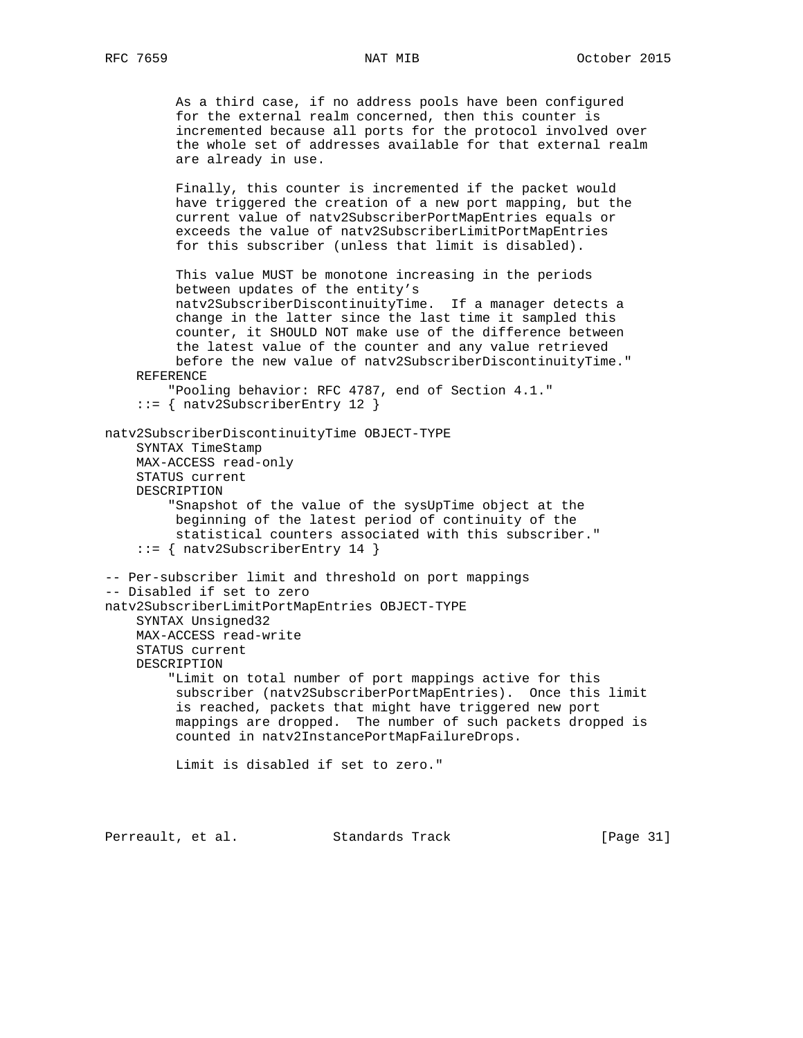```
         As a third case, if no address pools have been configured
         for the external realm concerned, then this counter is
         incremented because all ports for the protocol involved over
         the whole set of addresses available for that external realm
         are already in use.

         Finally, this counter is incremented if the packet would
         have triggered the creation of a new port mapping, but the
         current value of natv2SubscriberPortMapEntries equals or
         exceeds the value of natv2SubscriberLimitPortMapEntries
         for this subscriber (unless that limit is disabled).

         This value MUST be monotone increasing in the periods
         between updates of the entity's
         natv2SubscriberDiscontinuityTime.  If a manager detects a
         change in the latter since the last time it sampled this
         counter, it SHOULD NOT make use of the difference between
         the latest value of the counter and any value retrieved
         before the new value of natv2SubscriberDiscontinuityTime."
    REFERENCE
        "Pooling behavior: RFC 4787, end of Section 4.1."
    ::= { natv2SubscriberEntry 12 }

natv2SubscriberDiscontinuityTime OBJECT-TYPE
    SYNTAX TimeStamp
    MAX-ACCESS read-only
    STATUS current
    DESCRIPTION
        "Snapshot of the value of the sysUpTime object at the
         beginning of the latest period of continuity of the
         statistical counters associated with this subscriber."
    ::= { natv2SubscriberEntry 14 }

-- Per-subscriber limit and threshold on port mappings
-- Disabled if set to zero
natv2SubscriberLimitPortMapEntries OBJECT-TYPE
    SYNTAX Unsigned32
    MAX-ACCESS read-write
    STATUS current
    DESCRIPTION
        "Limit on total number of port mappings active for this
         subscriber (natv2SubscriberPortMapEntries).  Once this limit
         is reached, packets that might have triggered new port
         mappings are dropped.  The number of such packets dropped is
         counted in natv2InstancePortMapFailureDrops.

         Limit is disabled if set to zero."
```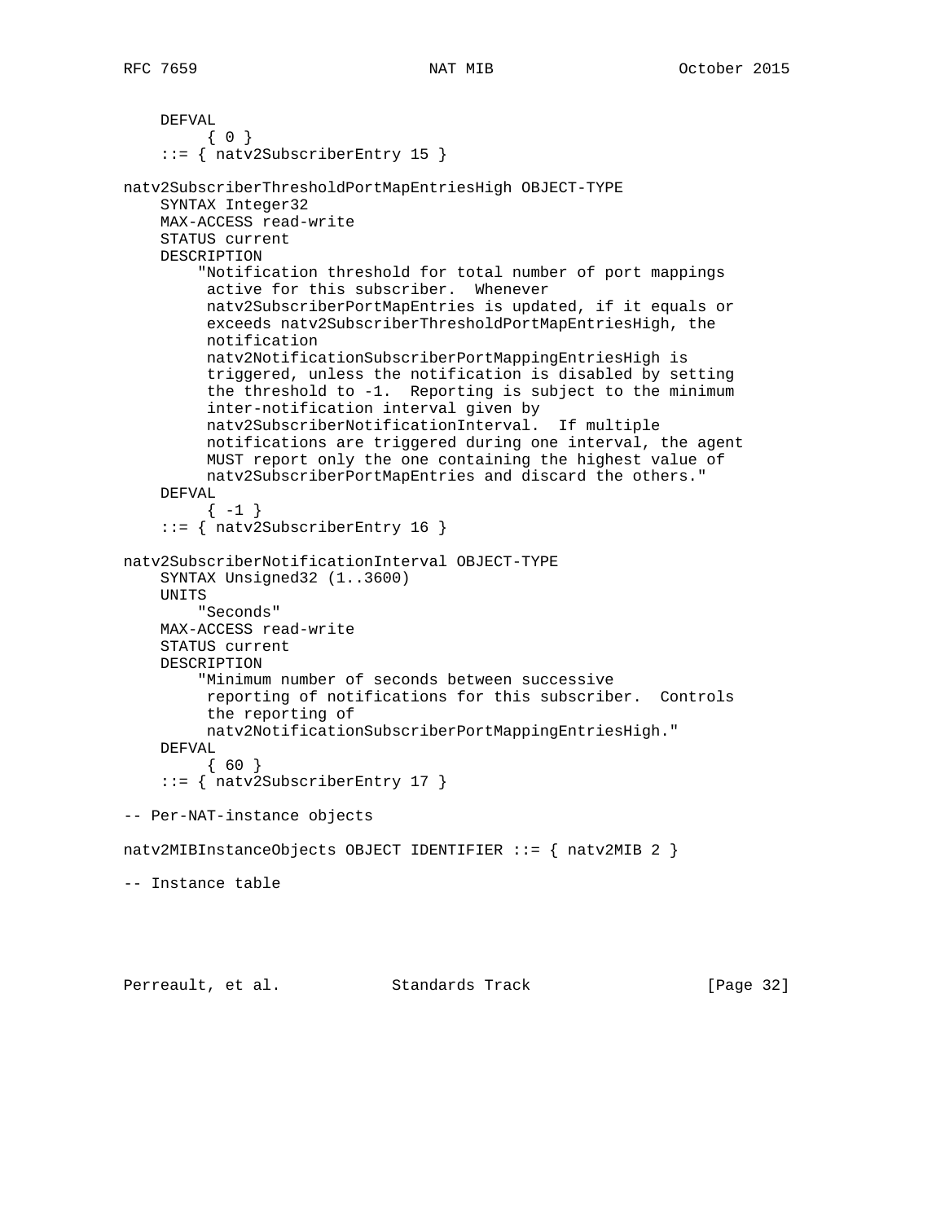```
    DEFVAL
         { 0 }
    ::= { natv2SubscriberEntry 15 }

natv2SubscriberThresholdPortMapEntriesHigh OBJECT-TYPE
    SYNTAX Integer32
    MAX-ACCESS read-write
    STATUS current
    DESCRIPTION
        "Notification threshold for total number of port mappings
         active for this subscriber.  Whenever
         natv2SubscriberPortMapEntries is updated, if it equals or
         exceeds natv2SubscriberThresholdPortMapEntriesHigh, the
         notification
         natv2NotificationSubscriberPortMappingEntriesHigh is
         triggered, unless the notification is disabled by setting
         the threshold to -1.  Reporting is subject to the minimum
         inter-notification interval given by
         natv2SubscriberNotificationInterval.  If multiple
         notifications are triggered during one interval, the agent
         MUST report only the one containing the highest value of
         natv2SubscriberPortMapEntries and discard the others."
    DEFVAL
         { -1 }
    ::= { natv2SubscriberEntry 16 }

natv2SubscriberNotificationInterval OBJECT-TYPE
    SYNTAX Unsigned32 (1..3600)
    UNITS
        "Seconds"
    MAX-ACCESS read-write
    STATUS current
    DESCRIPTION
        "Minimum number of seconds between successive
         reporting of notifications for this subscriber.  Controls
         the reporting of
         natv2NotificationSubscriberPortMappingEntriesHigh."
    DEFVAL
         { 60 }
    ::= { natv2SubscriberEntry 17 }

-- Per-NAT-instance objects

natv2MIBInstanceObjects OBJECT IDENTIFIER ::= { natv2MIB 2 }

-- Instance table
```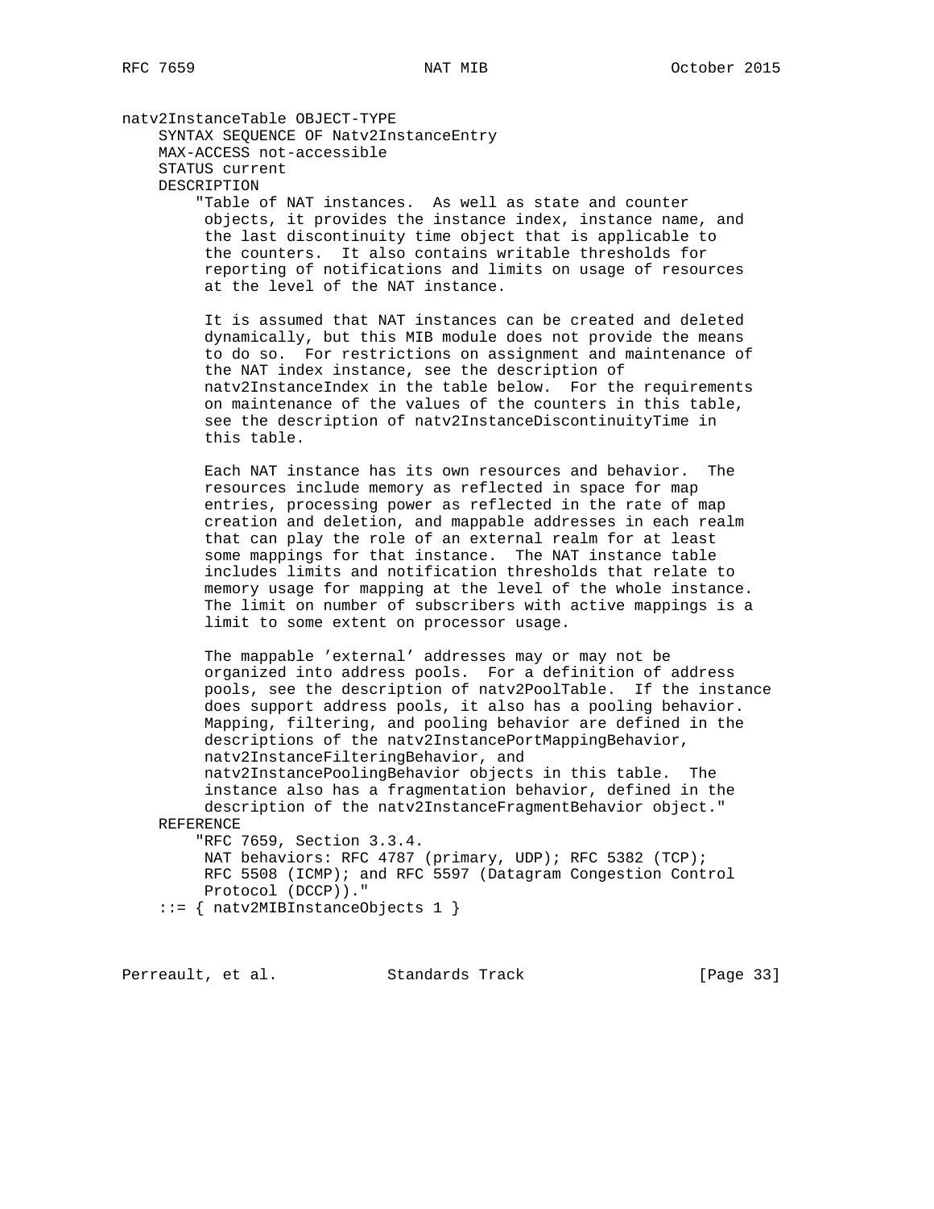```
natv2InstanceTable OBJECT-TYPE
    SYNTAX SEQUENCE OF Natv2InstanceEntry
    MAX-ACCESS not-accessible
    STATUS current
    DESCRIPTION
        "Table of NAT instances.  As well as state and counter
         objects, it provides the instance index, instance name, and
         the last discontinuity time object that is applicable to
         the counters.  It also contains writable thresholds for
         reporting of notifications and limits on usage of resources
         at the level of the NAT instance.

         It is assumed that NAT instances can be created and deleted
         dynamically, but this MIB module does not provide the means
         to do so.  For restrictions on assignment and maintenance of
         the NAT index instance, see the description of
         natv2InstanceIndex in the table below.  For the requirements
         on maintenance of the values of the counters in this table,
         see the description of natv2InstanceDiscontinuityTime in
         this table.

         Each NAT instance has its own resources and behavior.  The
         resources include memory as reflected in space for map
         entries, processing power as reflected in the rate of map
         creation and deletion, and mappable addresses in each realm
         that can play the role of an external realm for at least
         some mappings for that instance.  The NAT instance table
         includes limits and notification thresholds that relate to
         memory usage for mapping at the level of the whole instance.
         The limit on number of subscribers with active mappings is a
         limit to some extent on processor usage.

         The mappable 'external' addresses may or may not be
         organized into address pools.  For a definition of address
         pools, see the description of natv2PoolTable.  If the instance
         does support address pools, it also has a pooling behavior.
         Mapping, filtering, and pooling behavior are defined in the
         descriptions of the natv2InstancePortMappingBehavior,
         natv2InstanceFilteringBehavior, and
         natv2InstancePoolingBehavior objects in this table.  The
         instance also has a fragmentation behavior, defined in the
         description of the natv2InstanceFragmentBehavior object."
    REFERENCE
        "RFC 7659, Section 3.3.4.
         NAT behaviors: RFC 4787 (primary, UDP); RFC 5382 (TCP);
         RFC 5508 (ICMP); and RFC 5597 (Datagram Congestion Control
         Protocol (DCCP))."
    ::= { natv2MIBInstanceObjects 1 }
```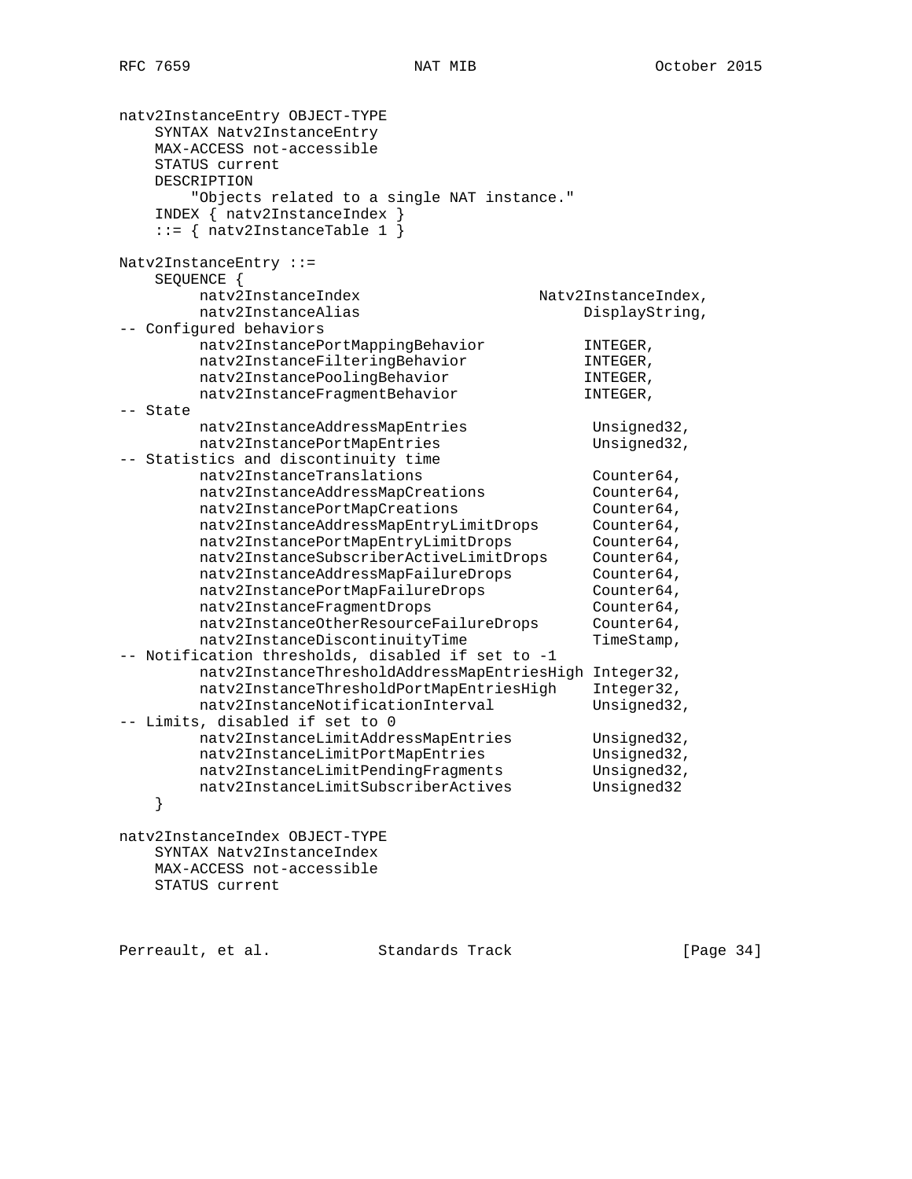```
natv2InstanceEntry OBJECT-TYPE
    SYNTAX Natv2InstanceEntry
    MAX-ACCESS not-accessible
    STATUS current
    DESCRIPTION
        "Objects related to a single NAT instance."
    INDEX { natv2InstanceIndex }
    ::= { natv2InstanceTable 1 }

Natv2InstanceEntry ::=
    SEQUENCE {
         natv2InstanceIndex                    Natv2InstanceIndex,
         natv2InstanceAlias                         DisplayString,
-- Configured behaviors
         natv2InstancePortMappingBehavior           INTEGER,
         natv2InstanceFilteringBehavior             INTEGER,
         natv2InstancePoolingBehavior               INTEGER,
         natv2InstanceFragmentBehavior              INTEGER,
-- State
         natv2InstanceAddressMapEntries              Unsigned32,
         natv2InstancePortMapEntries                 Unsigned32,
-- Statistics and discontinuity time
         natv2InstanceTranslations                   Counter64,
         natv2InstanceAddressMapCreations            Counter64,
         natv2InstancePortMapCreations               Counter64,
         natv2InstanceAddressMapEntryLimitDrops      Counter64,
         natv2InstancePortMapEntryLimitDrops         Counter64,
         natv2InstanceSubscriberActiveLimitDrops     Counter64,
         natv2InstanceAddressMapFailureDrops         Counter64,
         natv2InstancePortMapFailureDrops            Counter64,
         natv2InstanceFragmentDrops                  Counter64,
         natv2InstanceOtherResourceFailureDrops      Counter64,
         natv2InstanceDiscontinuityTime              TimeStamp,
-- Notification thresholds, disabled if set to -1
         natv2InstanceThresholdAddressMapEntriesHigh Integer32,
         natv2InstanceThresholdPortMapEntriesHigh    Integer32,
         natv2InstanceNotificationInterval           Unsigned32,
-- Limits, disabled if set to 0
         natv2InstanceLimitAddressMapEntries         Unsigned32,
         natv2InstanceLimitPortMapEntries            Unsigned32,
         natv2InstanceLimitPendingFragments          Unsigned32,
         natv2InstanceLimitSubscriberActives         Unsigned32
    }

natv2InstanceIndex OBJECT-TYPE
    SYNTAX Natv2InstanceIndex
    MAX-ACCESS not-accessible
    STATUS current
```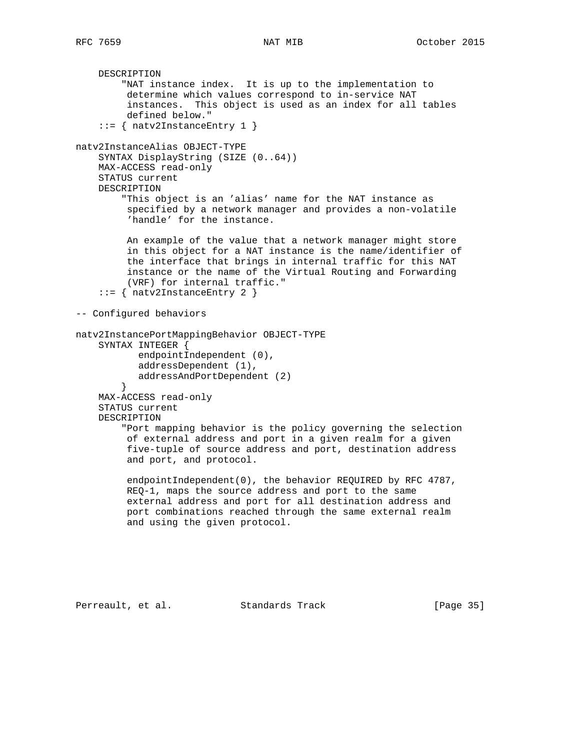```
    DESCRIPTION
        "NAT instance index.  It is up to the implementation to
         determine which values correspond to in-service NAT
         instances.  This object is used as an index for all tables
         defined below."
    ::= { natv2InstanceEntry 1 }

natv2InstanceAlias OBJECT-TYPE
    SYNTAX DisplayString (SIZE (0..64))
    MAX-ACCESS read-only
    STATUS current
    DESCRIPTION
        "This object is an 'alias' name for the NAT instance as
         specified by a network manager and provides a non-volatile
         'handle' for the instance.

         An example of the value that a network manager might store
         in this object for a NAT instance is the name/identifier of
         the interface that brings in internal traffic for this NAT
         instance or the name of the Virtual Routing and Forwarding
         (VRF) for internal traffic."
    ::= { natv2InstanceEntry 2 }

-- Configured behaviors

natv2InstancePortMappingBehavior OBJECT-TYPE
    SYNTAX INTEGER {
           endpointIndependent (0),
           addressDependent (1),
           addressAndPortDependent (2)
        }
    MAX-ACCESS read-only
    STATUS current
    DESCRIPTION
        "Port mapping behavior is the policy governing the selection
         of external address and port in a given realm for a given
         five-tuple of source address and port, destination address
         and port, and protocol.

         endpointIndependent(0), the behavior REQUIRED by RFC 4787,
         REQ-1, maps the source address and port to the same
         external address and port for all destination address and
         port combinations reached through the same external realm
         and using the given protocol.
```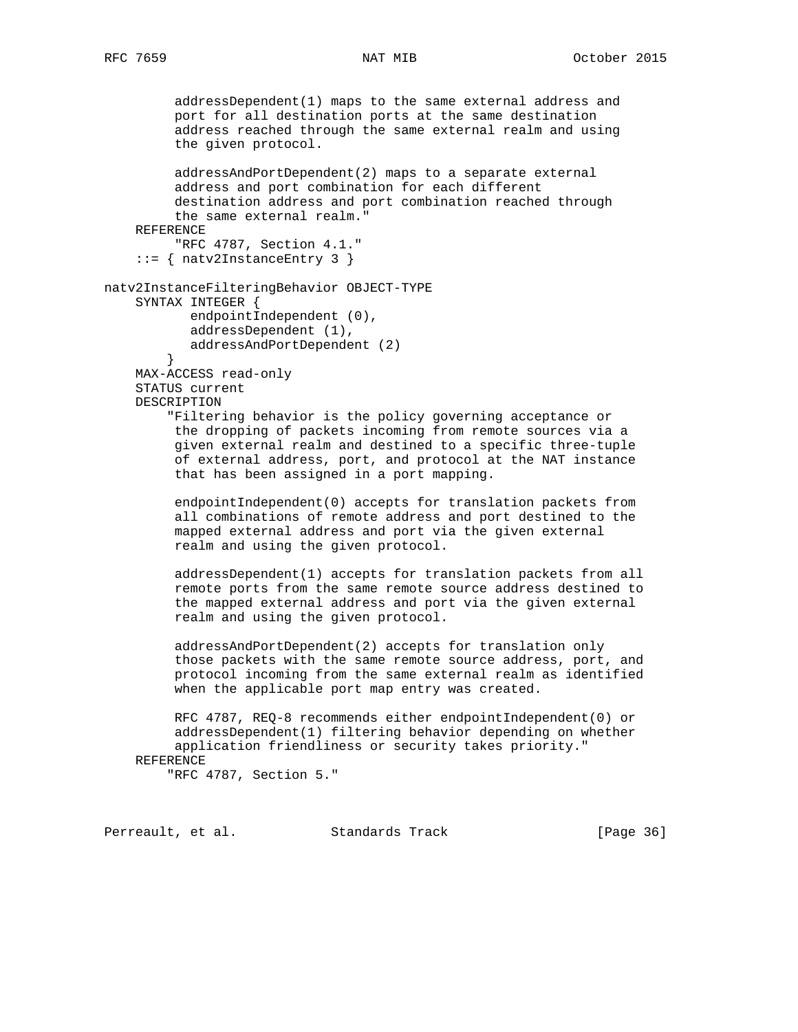```
         addressDependent(1) maps to the same external address and
         port for all destination ports at the same destination
         address reached through the same external realm and using
         the given protocol.

         addressAndPortDependent(2) maps to a separate external
         address and port combination for each different
         destination address and port combination reached through
         the same external realm."
    REFERENCE
         "RFC 4787, Section 4.1."
    ::= { natv2InstanceEntry 3 }

natv2InstanceFilteringBehavior OBJECT-TYPE
    SYNTAX INTEGER {
           endpointIndependent (0),
           addressDependent (1),
           addressAndPortDependent (2)
        }
    MAX-ACCESS read-only
    STATUS current
    DESCRIPTION
        "Filtering behavior is the policy governing acceptance or
         the dropping of packets incoming from remote sources via a
         given external realm and destined to a specific three-tuple
         of external address, port, and protocol at the NAT instance
         that has been assigned in a port mapping.

         endpointIndependent(0) accepts for translation packets from
         all combinations of remote address and port destined to the
         mapped external address and port via the given external
         realm and using the given protocol.

         addressDependent(1) accepts for translation packets from all
         remote ports from the same remote source address destined to
         the mapped external address and port via the given external
         realm and using the given protocol.

         addressAndPortDependent(2) accepts for translation only
         those packets with the same remote source address, port, and
         protocol incoming from the same external realm as identified
         when the applicable port map entry was created.

         RFC 4787, REQ-8 recommends either endpointIndependent(0) or
         addressDependent(1) filtering behavior depending on whether
         application friendliness or security takes priority."
    REFERENCE
        "RFC 4787, Section 5."
```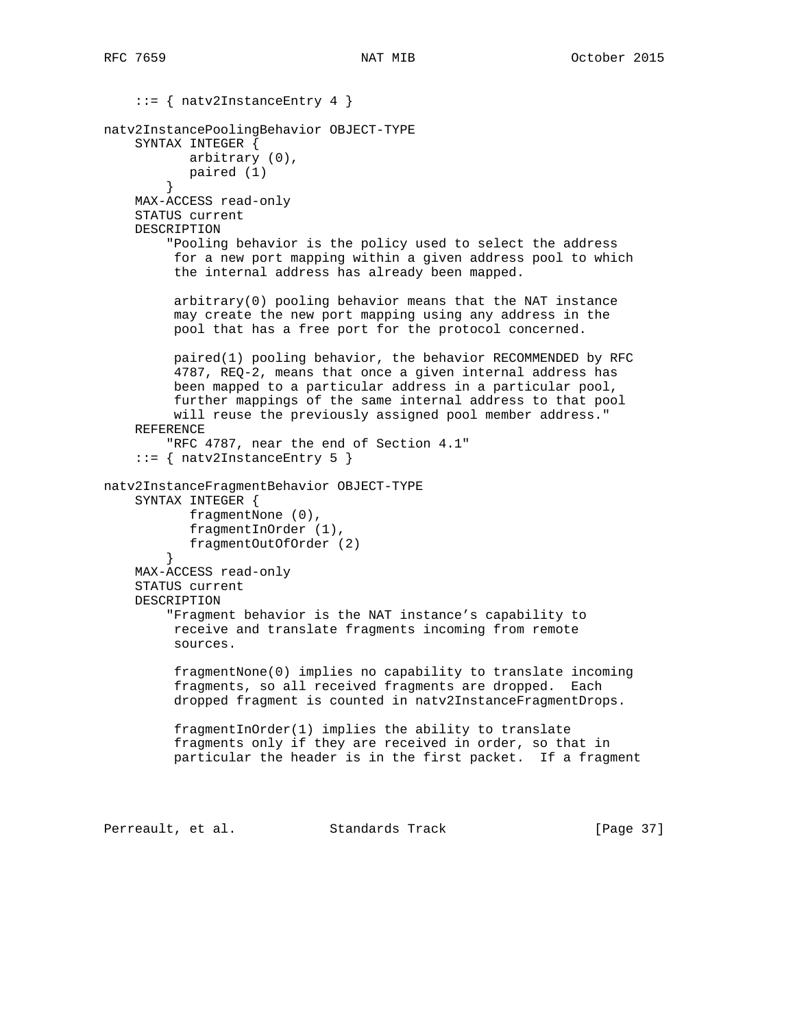```
    ::= { natv2InstanceEntry 4 }

natv2InstancePoolingBehavior OBJECT-TYPE
    SYNTAX INTEGER {
           arbitrary (0),
           paired (1)
        }
    MAX-ACCESS read-only
    STATUS current
    DESCRIPTION
        "Pooling behavior is the policy used to select the address
         for a new port mapping within a given address pool to which
         the internal address has already been mapped.

         arbitrary(0) pooling behavior means that the NAT instance
         may create the new port mapping using any address in the
         pool that has a free port for the protocol concerned.

         paired(1) pooling behavior, the behavior RECOMMENDED by RFC
         4787, REQ-2, means that once a given internal address has
         been mapped to a particular address in a particular pool,
         further mappings of the same internal address to that pool
         will reuse the previously assigned pool member address."
    REFERENCE
        "RFC 4787, near the end of Section 4.1"
    ::= { natv2InstanceEntry 5 }

natv2InstanceFragmentBehavior OBJECT-TYPE
    SYNTAX INTEGER {
           fragmentNone (0),
           fragmentInOrder (1),
           fragmentOutOfOrder (2)
        }
    MAX-ACCESS read-only
    STATUS current
    DESCRIPTION
        "Fragment behavior is the NAT instance's capability to
         receive and translate fragments incoming from remote
         sources.

         fragmentNone(0) implies no capability to translate incoming
         fragments, so all received fragments are dropped.  Each
         dropped fragment is counted in natv2InstanceFragmentDrops.

         fragmentInOrder(1) implies the ability to translate
         fragments only if they are received in order, so that in
         particular the header is in the first packet.  If a fragment
```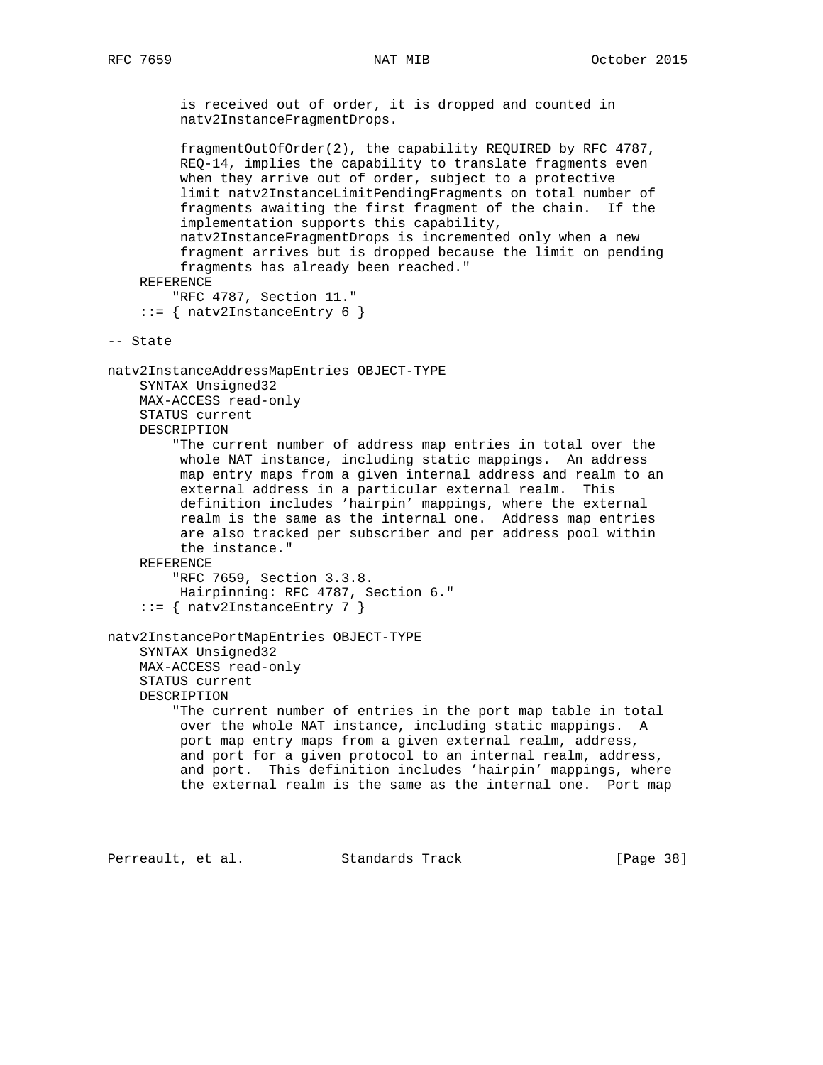```
         is received out of order, it is dropped and counted in
         natv2InstanceFragmentDrops.

         fragmentOutOfOrder(2), the capability REQUIRED by RFC 4787,
         REQ-14, implies the capability to translate fragments even
         when they arrive out of order, subject to a protective
         limit natv2InstanceLimitPendingFragments on total number of
         fragments awaiting the first fragment of the chain.  If the
         implementation supports this capability,
         natv2InstanceFragmentDrops is incremented only when a new
         fragment arrives but is dropped because the limit on pending
         fragments has already been reached."
    REFERENCE
        "RFC 4787, Section 11."
    ::= { natv2InstanceEntry 6 }

-- State

natv2InstanceAddressMapEntries OBJECT-TYPE
    SYNTAX Unsigned32
    MAX-ACCESS read-only
    STATUS current
    DESCRIPTION
        "The current number of address map entries in total over the
         whole NAT instance, including static mappings.  An address
         map entry maps from a given internal address and realm to an
         external address in a particular external realm.  This
         definition includes 'hairpin' mappings, where the external
         realm is the same as the internal one.  Address map entries
         are also tracked per subscriber and per address pool within
         the instance."
    REFERENCE
        "RFC 7659, Section 3.3.8.
         Hairpinning: RFC 4787, Section 6."
    ::= { natv2InstanceEntry 7 }

natv2InstancePortMapEntries OBJECT-TYPE
    SYNTAX Unsigned32
    MAX-ACCESS read-only
    STATUS current
    DESCRIPTION
        "The current number of entries in the port map table in total
         over the whole NAT instance, including static mappings.  A
         port map entry maps from a given external realm, address,
         and port for a given protocol to an internal realm, address,
         and port.  This definition includes 'hairpin' mappings, where
         the external realm is the same as the internal one.  Port map
```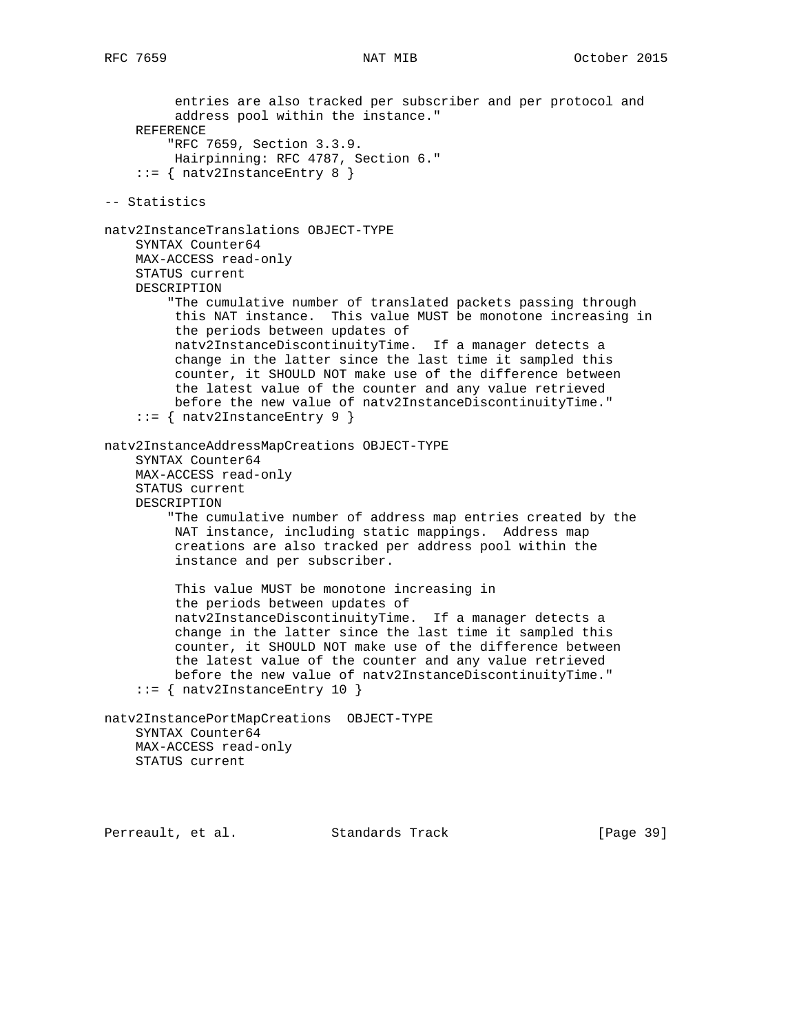```
         entries are also tracked per subscriber and per protocol and
         address pool within the instance."
    REFERENCE
        "RFC 7659, Section 3.3.9.
         Hairpinning: RFC 4787, Section 6."
    ::= { natv2InstanceEntry 8 }

-- Statistics

natv2InstanceTranslations OBJECT-TYPE
    SYNTAX Counter64
    MAX-ACCESS read-only
    STATUS current
    DESCRIPTION
        "The cumulative number of translated packets passing through
         this NAT instance.  This value MUST be monotone increasing in
         the periods between updates of
         natv2InstanceDiscontinuityTime.  If a manager detects a
         change in the latter since the last time it sampled this
         counter, it SHOULD NOT make use of the difference between
         the latest value of the counter and any value retrieved
         before the new value of natv2InstanceDiscontinuityTime."
    ::= { natv2InstanceEntry 9 }

natv2InstanceAddressMapCreations OBJECT-TYPE
    SYNTAX Counter64
    MAX-ACCESS read-only
    STATUS current
    DESCRIPTION
        "The cumulative number of address map entries created by the
         NAT instance, including static mappings.  Address map
         creations are also tracked per address pool within the
         instance and per subscriber.

         This value MUST be monotone increasing in
         the periods between updates of
         natv2InstanceDiscontinuityTime.  If a manager detects a
         change in the latter since the last time it sampled this
         counter, it SHOULD NOT make use of the difference between
         the latest value of the counter and any value retrieved
         before the new value of natv2InstanceDiscontinuityTime."
    ::= { natv2InstanceEntry 10 }

natv2InstancePortMapCreations  OBJECT-TYPE
    SYNTAX Counter64
    MAX-ACCESS read-only
    STATUS current
```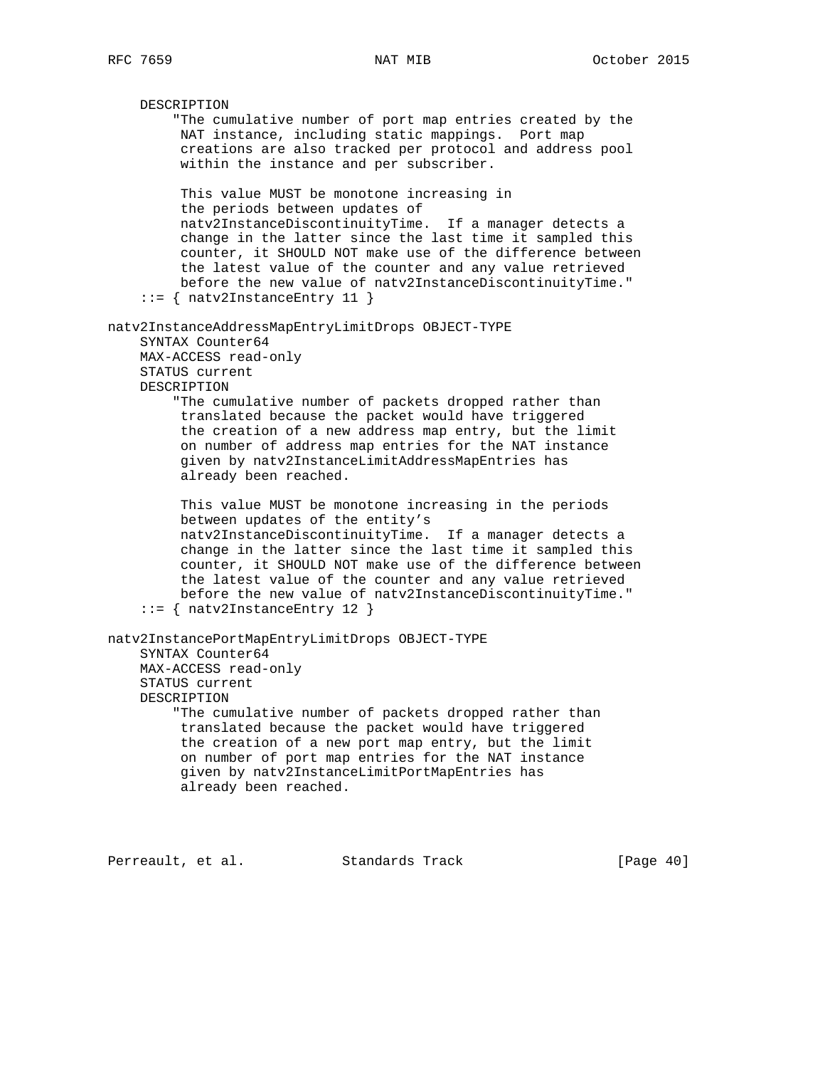```
    DESCRIPTION
        "The cumulative number of port map entries created by the
         NAT instance, including static mappings.  Port map
         creations are also tracked per protocol and address pool
         within the instance and per subscriber.

         This value MUST be monotone increasing in
         the periods between updates of
         natv2InstanceDiscontinuityTime.  If a manager detects a
         change in the latter since the last time it sampled this
         counter, it SHOULD NOT make use of the difference between
         the latest value of the counter and any value retrieved
         before the new value of natv2InstanceDiscontinuityTime."
    ::= { natv2InstanceEntry 11 }

natv2InstanceAddressMapEntryLimitDrops OBJECT-TYPE
    SYNTAX Counter64
    MAX-ACCESS read-only
    STATUS current
    DESCRIPTION
        "The cumulative number of packets dropped rather than
         translated because the packet would have triggered
         the creation of a new address map entry, but the limit
         on number of address map entries for the NAT instance
         given by natv2InstanceLimitAddressMapEntries has
         already been reached.

         This value MUST be monotone increasing in the periods
         between updates of the entity's
         natv2InstanceDiscontinuityTime.  If a manager detects a
         change in the latter since the last time it sampled this
         counter, it SHOULD NOT make use of the difference between
         the latest value of the counter and any value retrieved
         before the new value of natv2InstanceDiscontinuityTime."
    ::= { natv2InstanceEntry 12 }

natv2InstancePortMapEntryLimitDrops OBJECT-TYPE
    SYNTAX Counter64
    MAX-ACCESS read-only
    STATUS current
    DESCRIPTION
        "The cumulative number of packets dropped rather than
         translated because the packet would have triggered
         the creation of a new port map entry, but the limit
         on number of port map entries for the NAT instance
         given by natv2InstanceLimitPortMapEntries has
         already been reached.
```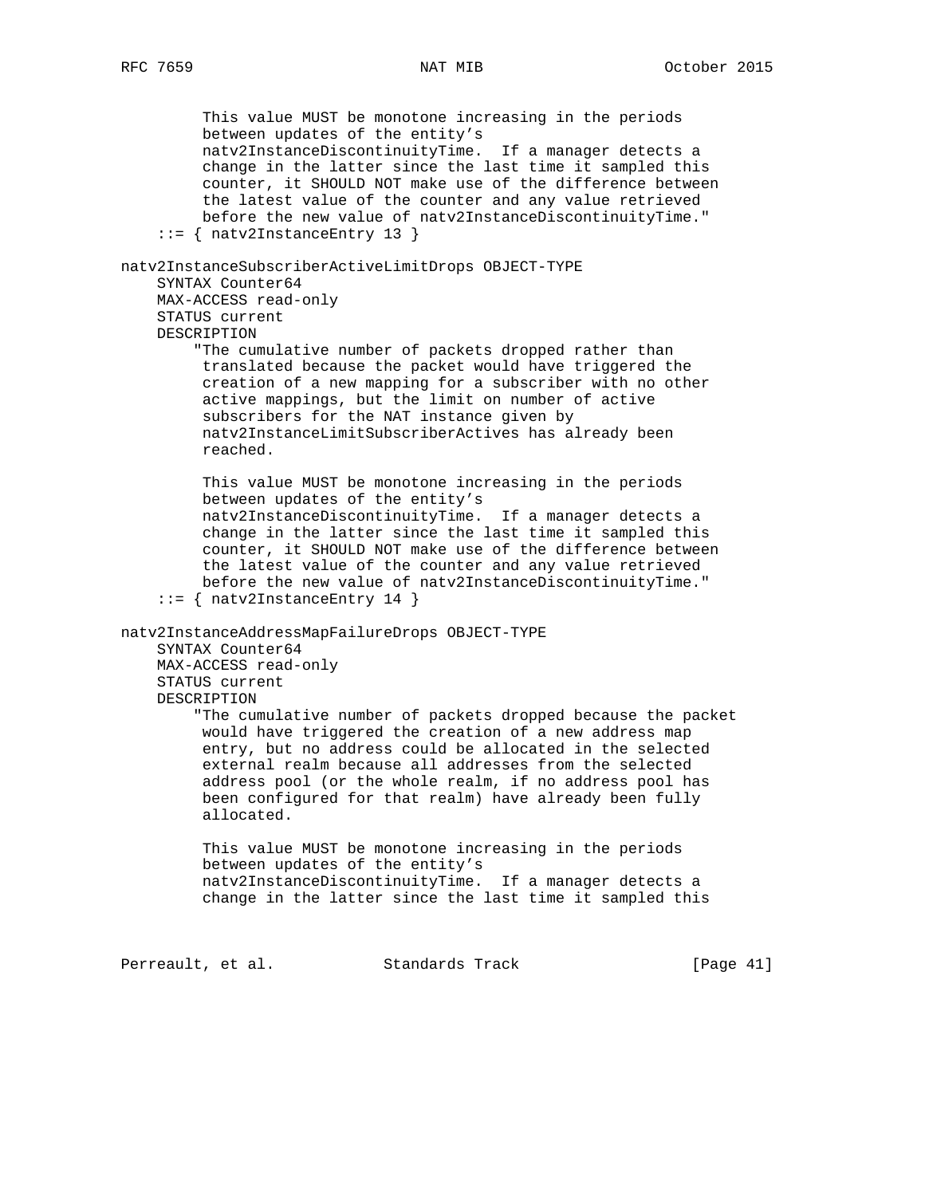```
         This value MUST be monotone increasing in the periods
         between updates of the entity's
         natv2InstanceDiscontinuityTime.  If a manager detects a
         change in the latter since the last time it sampled this
         counter, it SHOULD NOT make use of the difference between
         the latest value of the counter and any value retrieved
         before the new value of natv2InstanceDiscontinuityTime."
    ::= { natv2InstanceEntry 13 }

natv2InstanceSubscriberActiveLimitDrops OBJECT-TYPE
    SYNTAX Counter64
    MAX-ACCESS read-only
    STATUS current
    DESCRIPTION
        "The cumulative number of packets dropped rather than
         translated because the packet would have triggered the
         creation of a new mapping for a subscriber with no other
         active mappings, but the limit on number of active
         subscribers for the NAT instance given by
         natv2InstanceLimitSubscriberActives has already been
         reached.

         This value MUST be monotone increasing in the periods
         between updates of the entity's
         natv2InstanceDiscontinuityTime.  If a manager detects a
         change in the latter since the last time it sampled this
         counter, it SHOULD NOT make use of the difference between
         the latest value of the counter and any value retrieved
         before the new value of natv2InstanceDiscontinuityTime."
    ::= { natv2InstanceEntry 14 }

natv2InstanceAddressMapFailureDrops OBJECT-TYPE
    SYNTAX Counter64
    MAX-ACCESS read-only
    STATUS current
    DESCRIPTION
        "The cumulative number of packets dropped because the packet
         would have triggered the creation of a new address map
         entry, but no address could be allocated in the selected
         external realm because all addresses from the selected
         address pool (or the whole realm, if no address pool has
         been configured for that realm) have already been fully
         allocated.

         This value MUST be monotone increasing in the periods
         between updates of the entity's
         natv2InstanceDiscontinuityTime.  If a manager detects a
         change in the latter since the last time it sampled this
```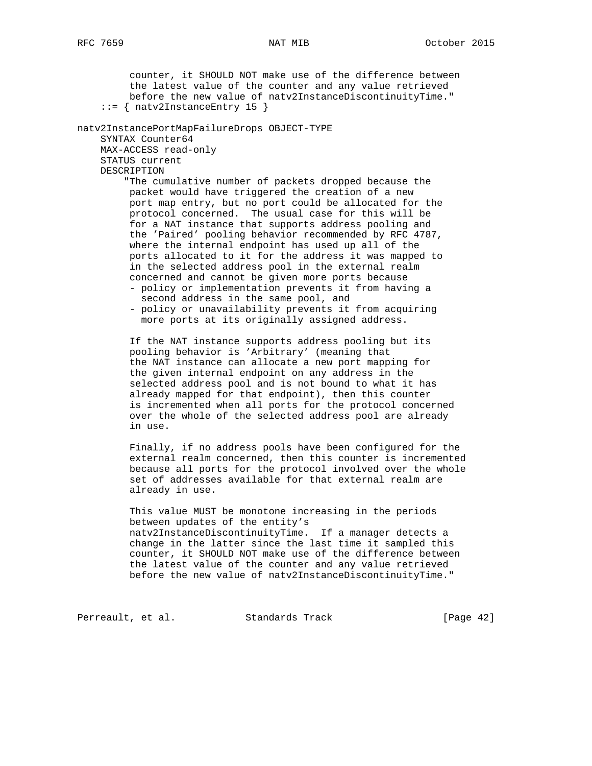```
         counter, it SHOULD NOT make use of the difference between
         the latest value of the counter and any value retrieved
         before the new value of natv2InstanceDiscontinuityTime."
    ::= { natv2InstanceEntry 15 }

natv2InstancePortMapFailureDrops OBJECT-TYPE
    SYNTAX Counter64
    MAX-ACCESS read-only
    STATUS current
    DESCRIPTION
        "The cumulative number of packets dropped because the
         packet would have triggered the creation of a new
         port map entry, but no port could be allocated for the
         protocol concerned.  The usual case for this will be
         for a NAT instance that supports address pooling and
         the 'Paired' pooling behavior recommended by RFC 4787,
         where the internal endpoint has used up all of the
         ports allocated to it for the address it was mapped to
         in the selected address pool in the external realm
         concerned and cannot be given more ports because
         - policy or implementation prevents it from having a
           second address in the same pool, and
         - policy or unavailability prevents it from acquiring
           more ports at its originally assigned address.

         If the NAT instance supports address pooling but its
         pooling behavior is 'Arbitrary' (meaning that
         the NAT instance can allocate a new port mapping for
         the given internal endpoint on any address in the
         selected address pool and is not bound to what it has
         already mapped for that endpoint), then this counter
         is incremented when all ports for the protocol concerned
         over the whole of the selected address pool are already
         in use.

         Finally, if no address pools have been configured for the
         external realm concerned, then this counter is incremented
         because all ports for the protocol involved over the whole
         set of addresses available for that external realm are
         already in use.

         This value MUST be monotone increasing in the periods
         between updates of the entity's
         natv2InstanceDiscontinuityTime.  If a manager detects a
         change in the latter since the last time it sampled this
         counter, it SHOULD NOT make use of the difference between
         the latest value of the counter and any value retrieved
         before the new value of natv2InstanceDiscontinuityTime."
```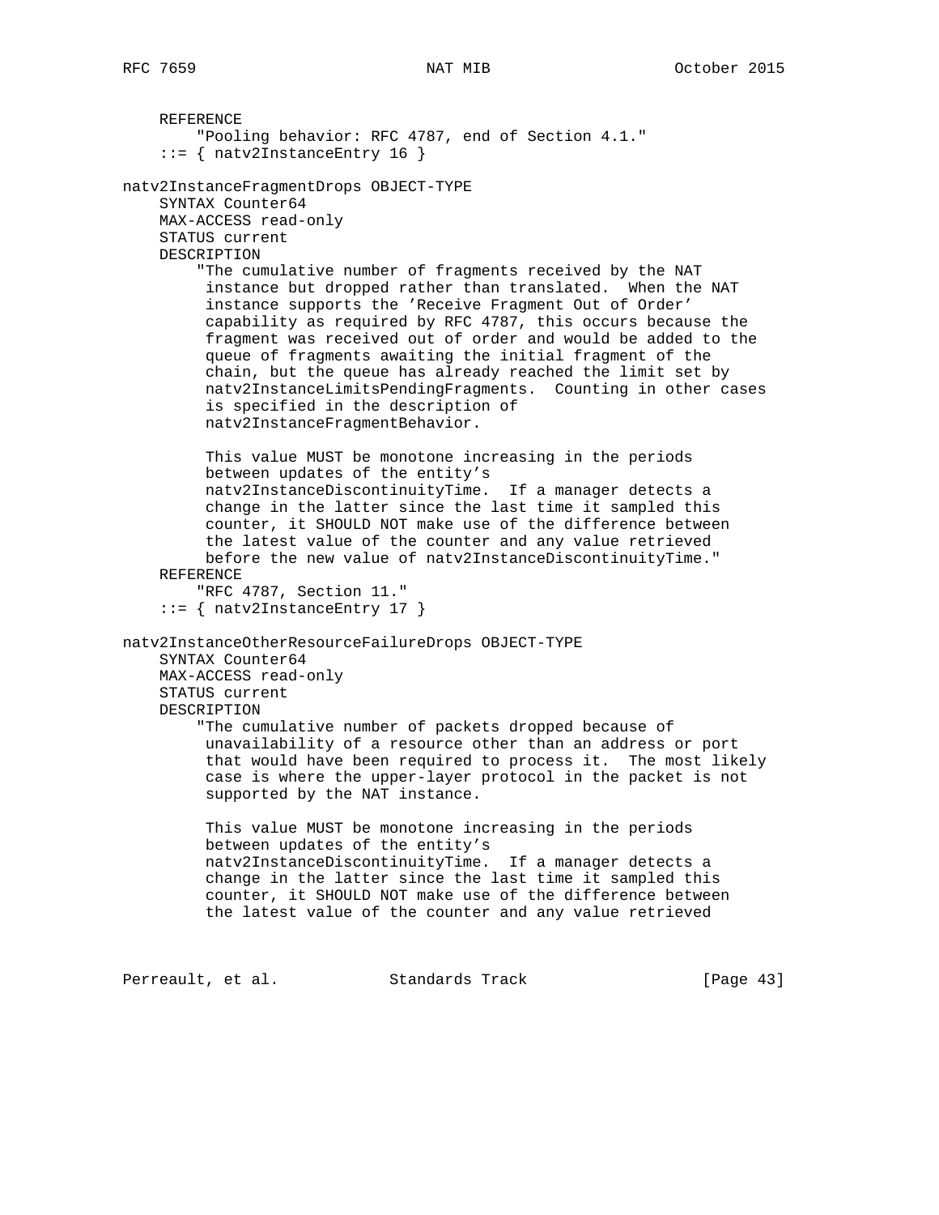```
    REFERENCE
        "Pooling behavior: RFC 4787, end of Section 4.1."
    ::= { natv2InstanceEntry 16 }

natv2InstanceFragmentDrops OBJECT-TYPE
    SYNTAX Counter64
    MAX-ACCESS read-only
    STATUS current
    DESCRIPTION
        "The cumulative number of fragments received by the NAT
         instance but dropped rather than translated.  When the NAT
         instance supports the 'Receive Fragment Out of Order'
         capability as required by RFC 4787, this occurs because the
         fragment was received out of order and would be added to the
         queue of fragments awaiting the initial fragment of the
         chain, but the queue has already reached the limit set by
         natv2InstanceLimitsPendingFragments.  Counting in other cases
         is specified in the description of
         natv2InstanceFragmentBehavior.

         This value MUST be monotone increasing in the periods
         between updates of the entity's
         natv2InstanceDiscontinuityTime.  If a manager detects a
         change in the latter since the last time it sampled this
         counter, it SHOULD NOT make use of the difference between
         the latest value of the counter and any value retrieved
         before the new value of natv2InstanceDiscontinuityTime."
    REFERENCE
        "RFC 4787, Section 11."
    ::= { natv2InstanceEntry 17 }

natv2InstanceOtherResourceFailureDrops OBJECT-TYPE
    SYNTAX Counter64
    MAX-ACCESS read-only
    STATUS current
    DESCRIPTION
        "The cumulative number of packets dropped because of
         unavailability of a resource other than an address or port
         that would have been required to process it.  The most likely
         case is where the upper-layer protocol in the packet is not
         supported by the NAT instance.

         This value MUST be monotone increasing in the periods
         between updates of the entity's
         natv2InstanceDiscontinuityTime.  If a manager detects a
         change in the latter since the last time it sampled this
         counter, it SHOULD NOT make use of the difference between
         the latest value of the counter and any value retrieved
```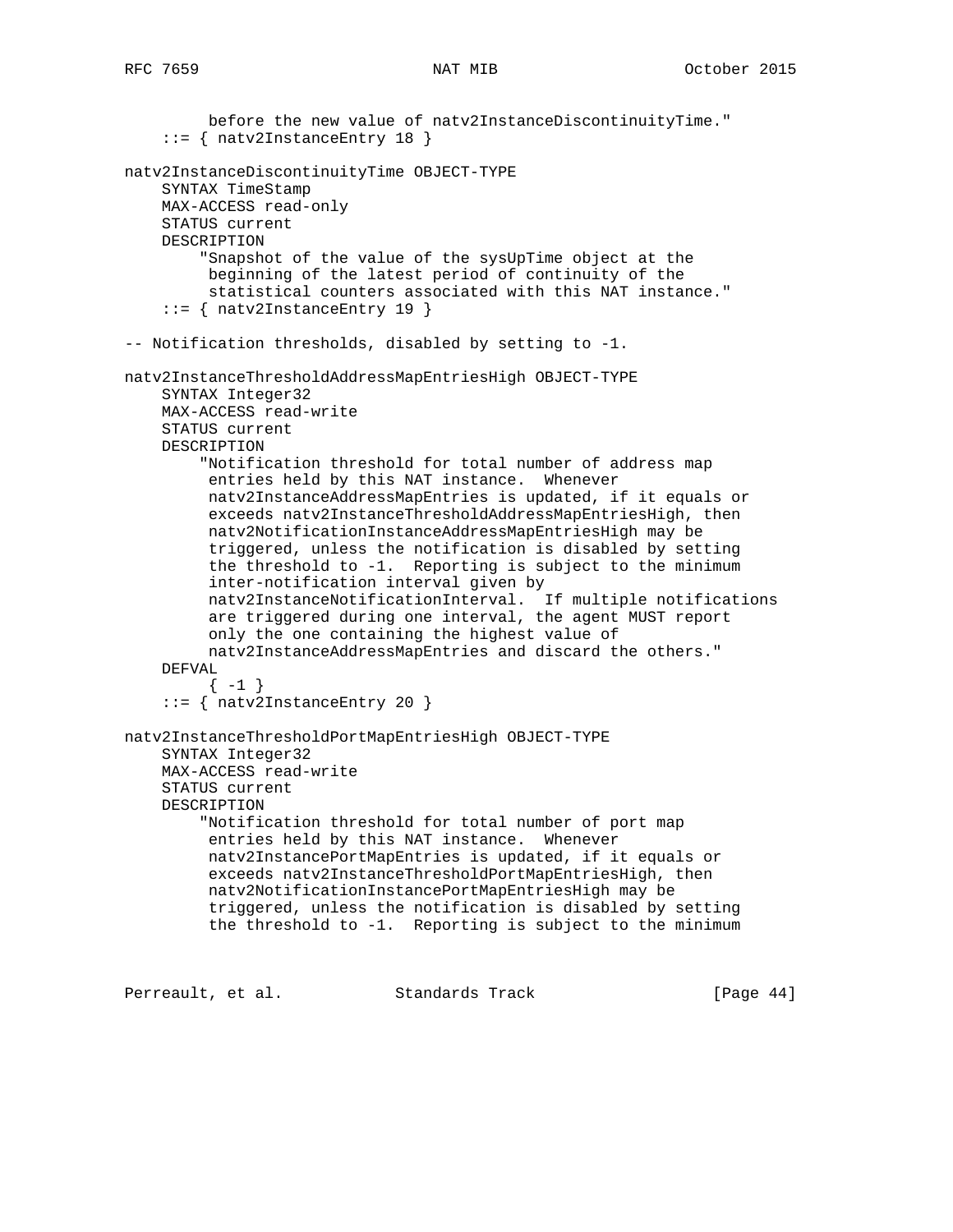```
         before the new value of natv2InstanceDiscontinuityTime."
    ::= { natv2InstanceEntry 18 }

natv2InstanceDiscontinuityTime OBJECT-TYPE
    SYNTAX TimeStamp
    MAX-ACCESS read-only
    STATUS current
    DESCRIPTION
        "Snapshot of the value of the sysUpTime object at the
         beginning of the latest period of continuity of the
         statistical counters associated with this NAT instance."
    ::= { natv2InstanceEntry 19 }

-- Notification thresholds, disabled by setting to -1.

natv2InstanceThresholdAddressMapEntriesHigh OBJECT-TYPE
    SYNTAX Integer32
    MAX-ACCESS read-write
    STATUS current
    DESCRIPTION
        "Notification threshold for total number of address map
         entries held by this NAT instance.  Whenever
         natv2InstanceAddressMapEntries is updated, if it equals or
         exceeds natv2InstanceThresholdAddressMapEntriesHigh, then
         natv2NotificationInstanceAddressMapEntriesHigh may be
         triggered, unless the notification is disabled by setting
         the threshold to -1.  Reporting is subject to the minimum
         inter-notification interval given by
         natv2InstanceNotificationInterval.  If multiple notifications
         are triggered during one interval, the agent MUST report
         only the one containing the highest value of
         natv2InstanceAddressMapEntries and discard the others."
    DEFVAL
         { -1 }
    ::= { natv2InstanceEntry 20 }

natv2InstanceThresholdPortMapEntriesHigh OBJECT-TYPE
    SYNTAX Integer32
    MAX-ACCESS read-write
    STATUS current
    DESCRIPTION
        "Notification threshold for total number of port map
         entries held by this NAT instance.  Whenever
         natv2InstancePortMapEntries is updated, if it equals or
         exceeds natv2InstanceThresholdPortMapEntriesHigh, then
         natv2NotificationInstancePortMapEntriesHigh may be
         triggered, unless the notification is disabled by setting
         the threshold to -1.  Reporting is subject to the minimum
```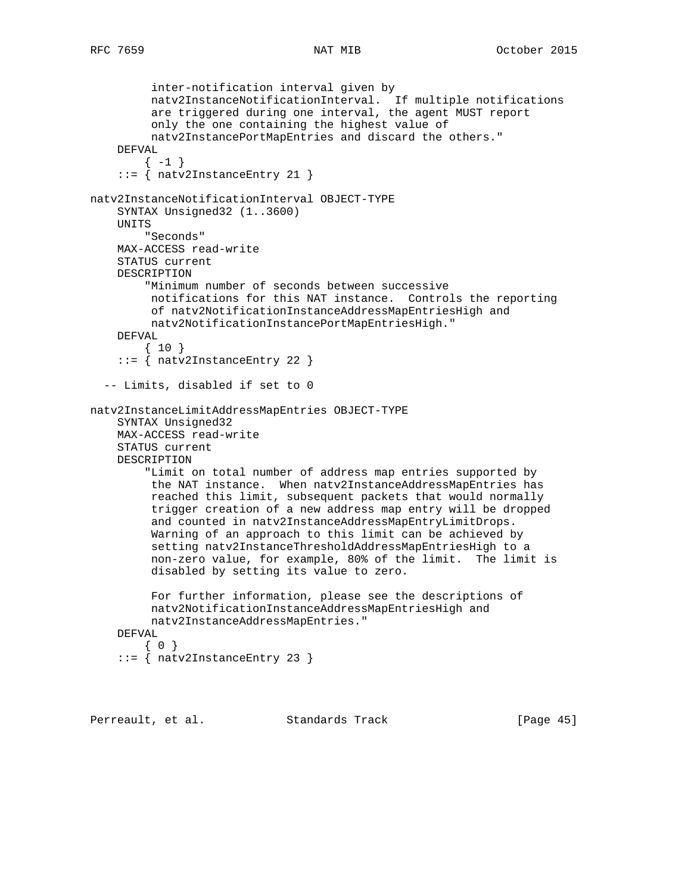```
         inter-notification interval given by
         natv2InstanceNotificationInterval.  If multiple notifications
         are triggered during one interval, the agent MUST report
         only the one containing the highest value of
         natv2InstancePortMapEntries and discard the others."
    DEFVAL
        { -1 }
    ::= { natv2InstanceEntry 21 }

natv2InstanceNotificationInterval OBJECT-TYPE
    SYNTAX Unsigned32 (1..3600)
    UNITS
        "Seconds"
    MAX-ACCESS read-write
    STATUS current
    DESCRIPTION
        "Minimum number of seconds between successive
         notifications for this NAT instance.  Controls the reporting
         of natv2NotificationInstanceAddressMapEntriesHigh and
         natv2NotificationInstancePortMapEntriesHigh."
    DEFVAL
        { 10 }
    ::= { natv2InstanceEntry 22 }

  -- Limits, disabled if set to 0

natv2InstanceLimitAddressMapEntries OBJECT-TYPE
    SYNTAX Unsigned32
    MAX-ACCESS read-write
    STATUS current
    DESCRIPTION
        "Limit on total number of address map entries supported by
         the NAT instance.  When natv2InstanceAddressMapEntries has
         reached this limit, subsequent packets that would normally
         trigger creation of a new address map entry will be dropped
         and counted in natv2InstanceAddressMapEntryLimitDrops.
         Warning of an approach to this limit can be achieved by
         setting natv2InstanceThresholdAddressMapEntriesHigh to a
         non-zero value, for example, 80% of the limit.  The limit is
         disabled by setting its value to zero.

         For further information, please see the descriptions of
         natv2NotificationInstanceAddressMapEntriesHigh and
         natv2InstanceAddressMapEntries."
    DEFVAL
        { 0 }
    ::= { natv2InstanceEntry 23 }
```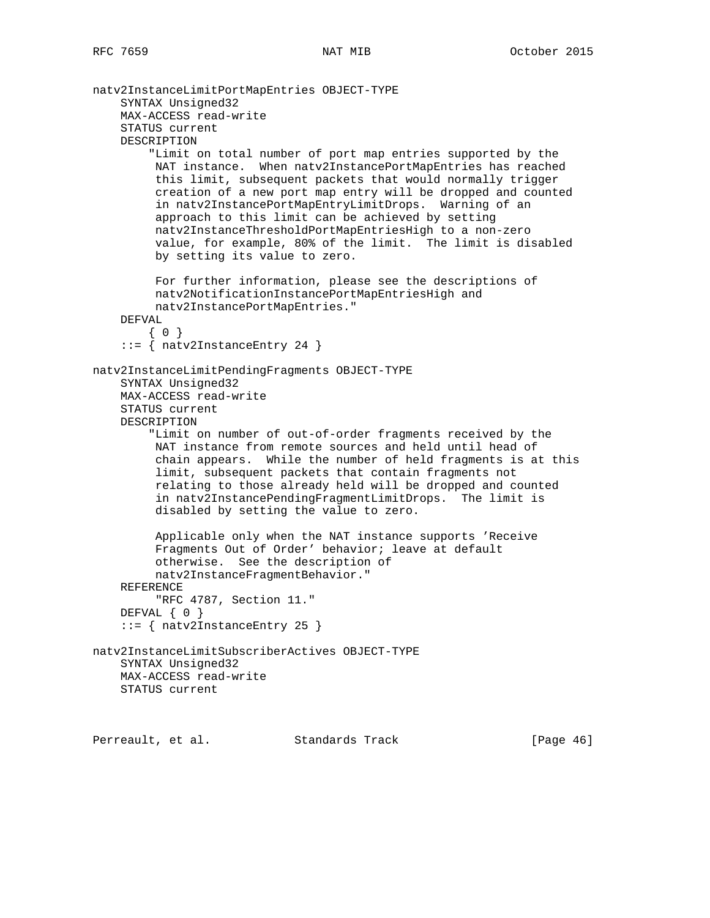```
natv2InstanceLimitPortMapEntries OBJECT-TYPE
    SYNTAX Unsigned32
    MAX-ACCESS read-write
    STATUS current
    DESCRIPTION
        "Limit on total number of port map entries supported by the
         NAT instance.  When natv2InstancePortMapEntries has reached
         this limit, subsequent packets that would normally trigger
         creation of a new port map entry will be dropped and counted
         in natv2InstancePortMapEntryLimitDrops.  Warning of an
         approach to this limit can be achieved by setting
         natv2InstanceThresholdPortMapEntriesHigh to a non-zero
         value, for example, 80% of the limit.  The limit is disabled
         by setting its value to zero.

         For further information, please see the descriptions of
         natv2NotificationInstancePortMapEntriesHigh and
         natv2InstancePortMapEntries."
    DEFVAL
        { 0 }
    ::= { natv2InstanceEntry 24 }

natv2InstanceLimitPendingFragments OBJECT-TYPE
    SYNTAX Unsigned32
    MAX-ACCESS read-write
    STATUS current
    DESCRIPTION
        "Limit on number of out-of-order fragments received by the
         NAT instance from remote sources and held until head of
         chain appears.  While the number of held fragments is at this
         limit, subsequent packets that contain fragments not
         relating to those already held will be dropped and counted
         in natv2InstancePendingFragmentLimitDrops.  The limit is
         disabled by setting the value to zero.

         Applicable only when the NAT instance supports 'Receive
         Fragments Out of Order' behavior; leave at default
         otherwise.  See the description of
         natv2InstanceFragmentBehavior."
    REFERENCE
         "RFC 4787, Section 11."
    DEFVAL { 0 }
    ::= { natv2InstanceEntry 25 }

natv2InstanceLimitSubscriberActives OBJECT-TYPE
    SYNTAX Unsigned32
    MAX-ACCESS read-write
    STATUS current
```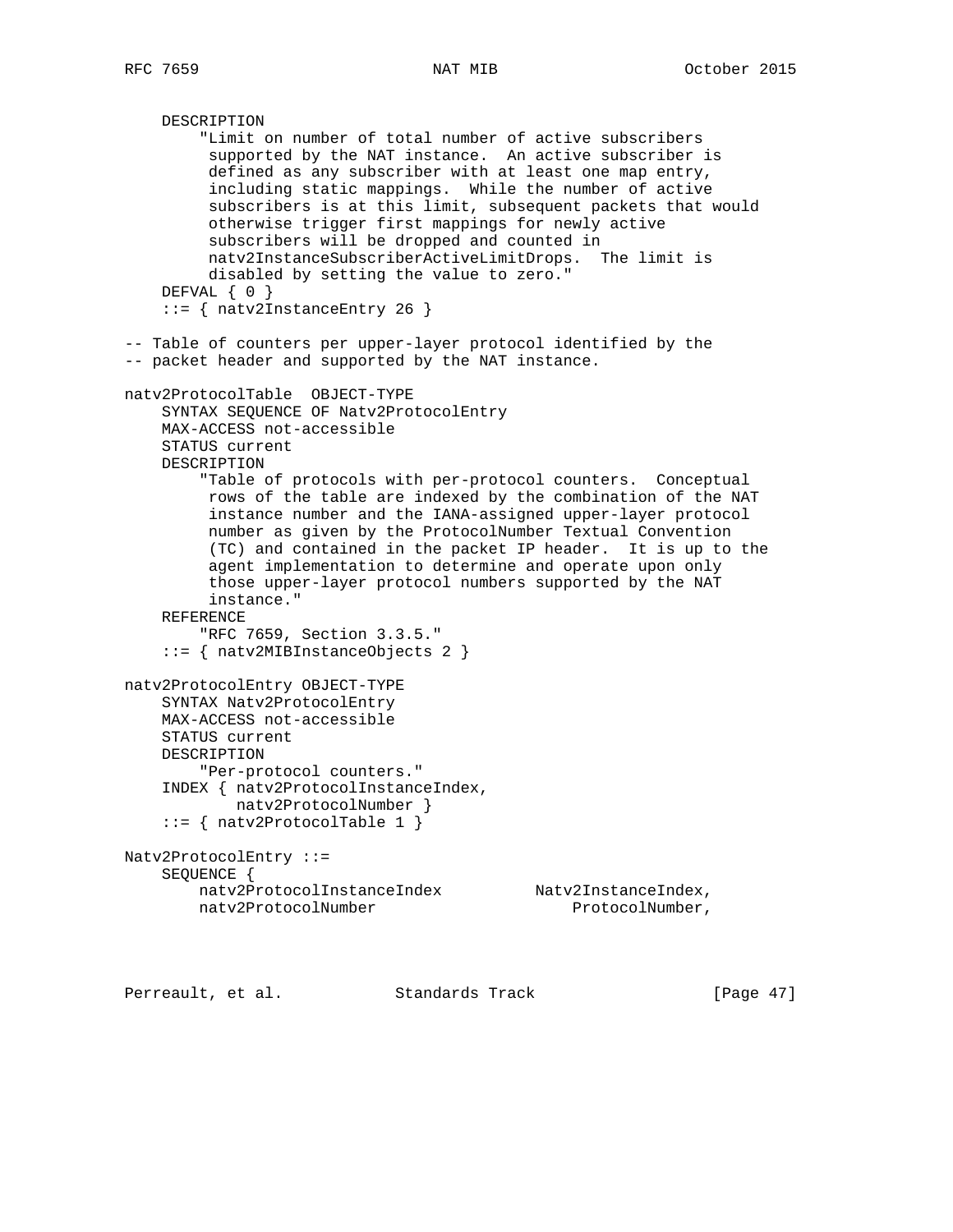```
    DESCRIPTION
        "Limit on number of total number of active subscribers
         supported by the NAT instance.  An active subscriber is
         defined as any subscriber with at least one map entry,
         including static mappings.  While the number of active
         subscribers is at this limit, subsequent packets that would
         otherwise trigger first mappings for newly active
         subscribers will be dropped and counted in
         natv2InstanceSubscriberActiveLimitDrops.  The limit is
         disabled by setting the value to zero."
    DEFVAL { 0 }
    ::= { natv2InstanceEntry 26 }

-- Table of counters per upper-layer protocol identified by the
-- packet header and supported by the NAT instance.

natv2ProtocolTable  OBJECT-TYPE
    SYNTAX SEQUENCE OF Natv2ProtocolEntry
    MAX-ACCESS not-accessible
    STATUS current
    DESCRIPTION
        "Table of protocols with per-protocol counters.  Conceptual
         rows of the table are indexed by the combination of the NAT
         instance number and the IANA-assigned upper-layer protocol
         number as given by the ProtocolNumber Textual Convention
         (TC) and contained in the packet IP header.  It is up to the
         agent implementation to determine and operate upon only
         those upper-layer protocol numbers supported by the NAT
         instance."
    REFERENCE
        "RFC 7659, Section 3.3.5."
    ::= { natv2MIBInstanceObjects 2 }

natv2ProtocolEntry OBJECT-TYPE
    SYNTAX Natv2ProtocolEntry
    MAX-ACCESS not-accessible
    STATUS current
    DESCRIPTION
        "Per-protocol counters."
    INDEX { natv2ProtocolInstanceIndex,
            natv2ProtocolNumber }
    ::= { natv2ProtocolTable 1 }

Natv2ProtocolEntry ::=
    SEQUENCE {
        natv2ProtocolInstanceIndex          Natv2InstanceIndex,
        natv2ProtocolNumber                     ProtocolNumber,
```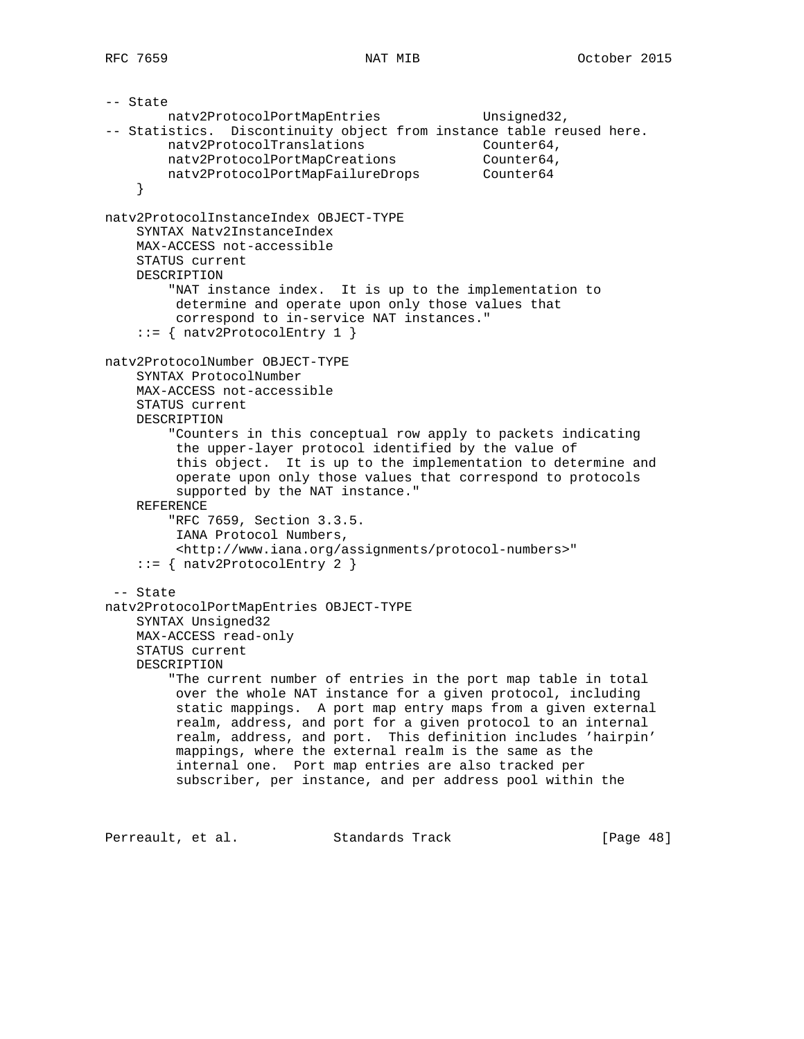```
-- State
        natv2ProtocolPortMapEntries             Unsigned32,
-- Statistics.  Discontinuity object from instance table reused here.
        natv2ProtocolTranslations               Counter64,
        natv2ProtocolPortMapCreations           Counter64,
        natv2ProtocolPortMapFailureDrops        Counter64
    }

natv2ProtocolInstanceIndex OBJECT-TYPE
    SYNTAX Natv2InstanceIndex
    MAX-ACCESS not-accessible
    STATUS current
    DESCRIPTION
        "NAT instance index.  It is up to the implementation to
         determine and operate upon only those values that
         correspond to in-service NAT instances."
    ::= { natv2ProtocolEntry 1 }

natv2ProtocolNumber OBJECT-TYPE
    SYNTAX ProtocolNumber
    MAX-ACCESS not-accessible
    STATUS current
    DESCRIPTION
        "Counters in this conceptual row apply to packets indicating
         the upper-layer protocol identified by the value of
         this object.  It is up to the implementation to determine and
         operate upon only those values that correspond to protocols
         supported by the NAT instance."
    REFERENCE
        "RFC 7659, Section 3.3.5.
         IANA Protocol Numbers,
         <http://www.iana.org/assignments/protocol-numbers>"
    ::= { natv2ProtocolEntry 2 }

 -- State
natv2ProtocolPortMapEntries OBJECT-TYPE
    SYNTAX Unsigned32
    MAX-ACCESS read-only
    STATUS current
    DESCRIPTION
        "The current number of entries in the port map table in total
         over the whole NAT instance for a given protocol, including
         static mappings.  A port map entry maps from a given external
         realm, address, and port for a given protocol to an internal
         realm, address, and port.  This definition includes 'hairpin'
         mappings, where the external realm is the same as the
         internal one.  Port map entries are also tracked per
         subscriber, per instance, and per address pool within the
```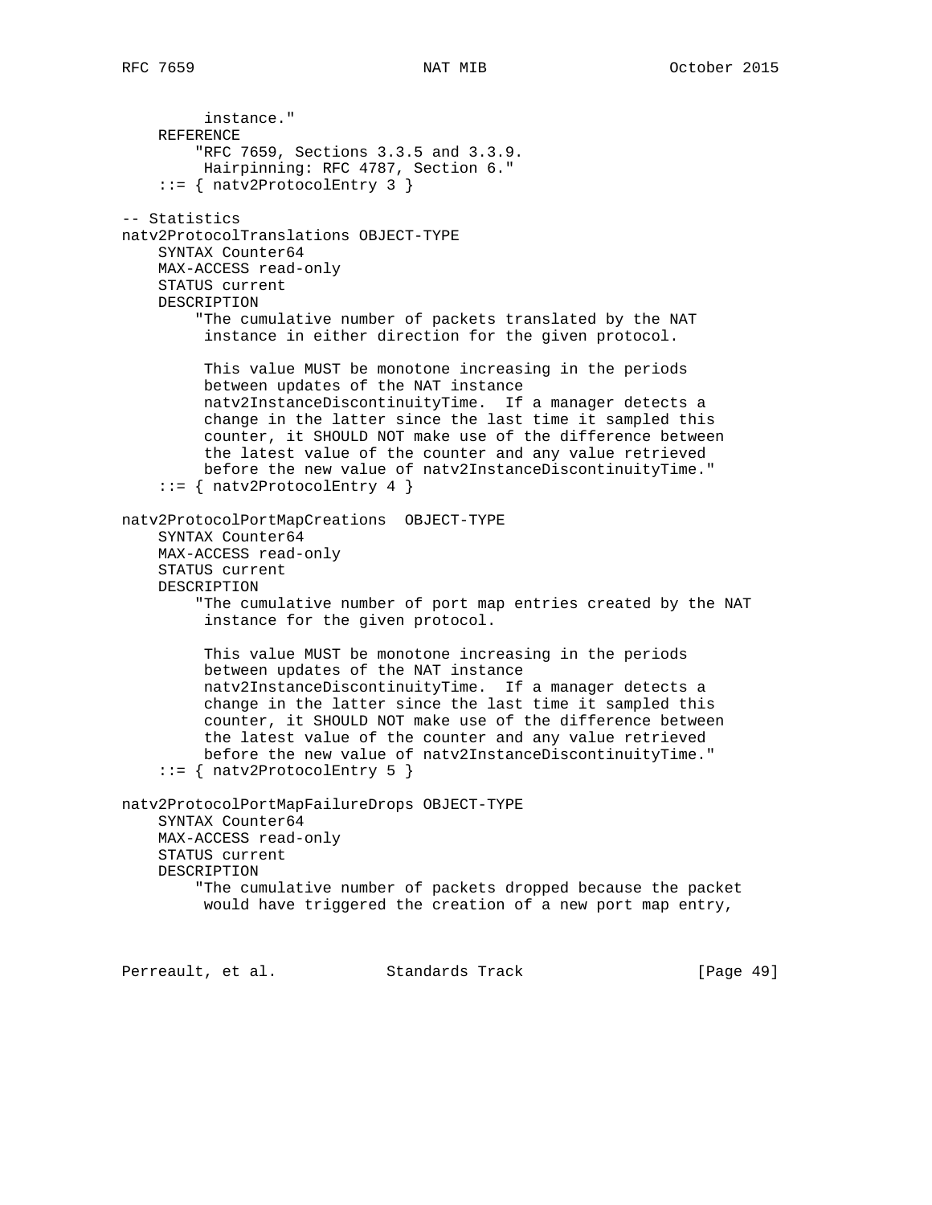```
         instance."
    REFERENCE
        "RFC 7659, Sections 3.3.5 and 3.3.9.
         Hairpinning: RFC 4787, Section 6."
    ::= { natv2ProtocolEntry 3 }

-- Statistics
natv2ProtocolTranslations OBJECT-TYPE
    SYNTAX Counter64
    MAX-ACCESS read-only
    STATUS current
    DESCRIPTION
        "The cumulative number of packets translated by the NAT
         instance in either direction for the given protocol.

         This value MUST be monotone increasing in the periods
         between updates of the NAT instance
         natv2InstanceDiscontinuityTime.  If a manager detects a
         change in the latter since the last time it sampled this
         counter, it SHOULD NOT make use of the difference between
         the latest value of the counter and any value retrieved
         before the new value of natv2InstanceDiscontinuityTime."
    ::= { natv2ProtocolEntry 4 }

natv2ProtocolPortMapCreations  OBJECT-TYPE
    SYNTAX Counter64
    MAX-ACCESS read-only
    STATUS current
    DESCRIPTION
        "The cumulative number of port map entries created by the NAT
         instance for the given protocol.

         This value MUST be monotone increasing in the periods
         between updates of the NAT instance
         natv2InstanceDiscontinuityTime.  If a manager detects a
         change in the latter since the last time it sampled this
         counter, it SHOULD NOT make use of the difference between
         the latest value of the counter and any value retrieved
         before the new value of natv2InstanceDiscontinuityTime."
    ::= { natv2ProtocolEntry 5 }

natv2ProtocolPortMapFailureDrops OBJECT-TYPE
    SYNTAX Counter64
    MAX-ACCESS read-only
    STATUS current
    DESCRIPTION
        "The cumulative number of packets dropped because the packet
         would have triggered the creation of a new port map entry,
```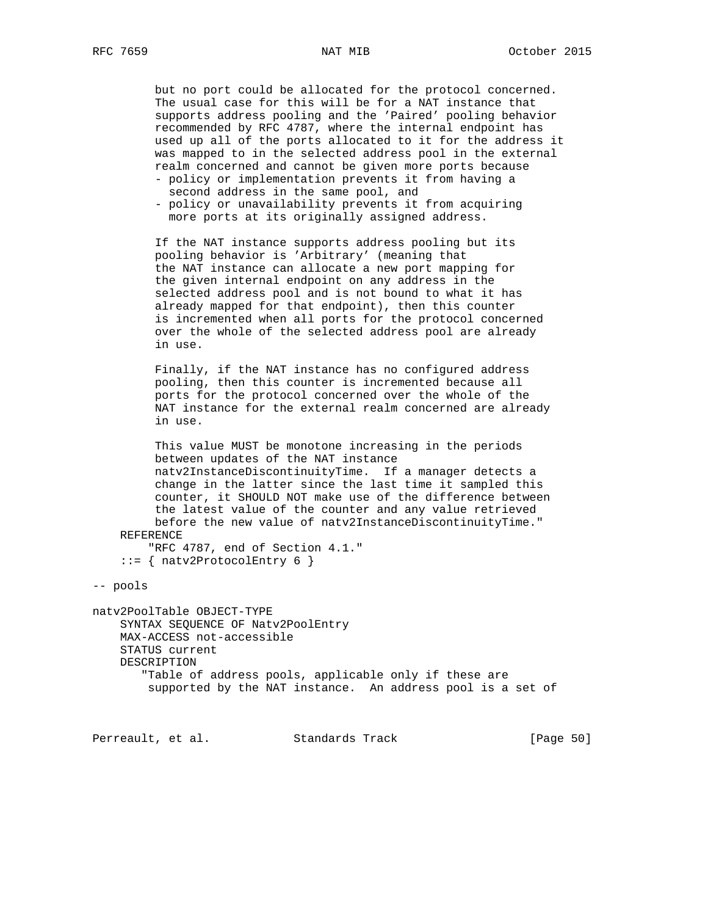```
         but no port could be allocated for the protocol concerned.
         The usual case for this will be for a NAT instance that
         supports address pooling and the 'Paired' pooling behavior
         recommended by RFC 4787, where the internal endpoint has
         used up all of the ports allocated to it for the address it
         was mapped to in the selected address pool in the external
         realm concerned and cannot be given more ports because
         - policy or implementation prevents it from having a
           second address in the same pool, and
         - policy or unavailability prevents it from acquiring
           more ports at its originally assigned address.

         If the NAT instance supports address pooling but its
         pooling behavior is 'Arbitrary' (meaning that
         the NAT instance can allocate a new port mapping for
         the given internal endpoint on any address in the
         selected address pool and is not bound to what it has
         already mapped for that endpoint), then this counter
         is incremented when all ports for the protocol concerned
         over the whole of the selected address pool are already
         in use.

         Finally, if the NAT instance has no configured address
         pooling, then this counter is incremented because all
         ports for the protocol concerned over the whole of the
         NAT instance for the external realm concerned are already
         in use.

         This value MUST be monotone increasing in the periods
         between updates of the NAT instance
         natv2InstanceDiscontinuityTime.  If a manager detects a
         change in the latter since the last time it sampled this
         counter, it SHOULD NOT make use of the difference between
         the latest value of the counter and any value retrieved
         before the new value of natv2InstanceDiscontinuityTime."
    REFERENCE
        "RFC 4787, end of Section 4.1."
    ::= { natv2ProtocolEntry 6 }

-- pools

natv2PoolTable OBJECT-TYPE
    SYNTAX SEQUENCE OF Natv2PoolEntry
    MAX-ACCESS not-accessible
    STATUS current
    DESCRIPTION
       "Table of address pools, applicable only if these are
        supported by the NAT instance.  An address pool is a set of
```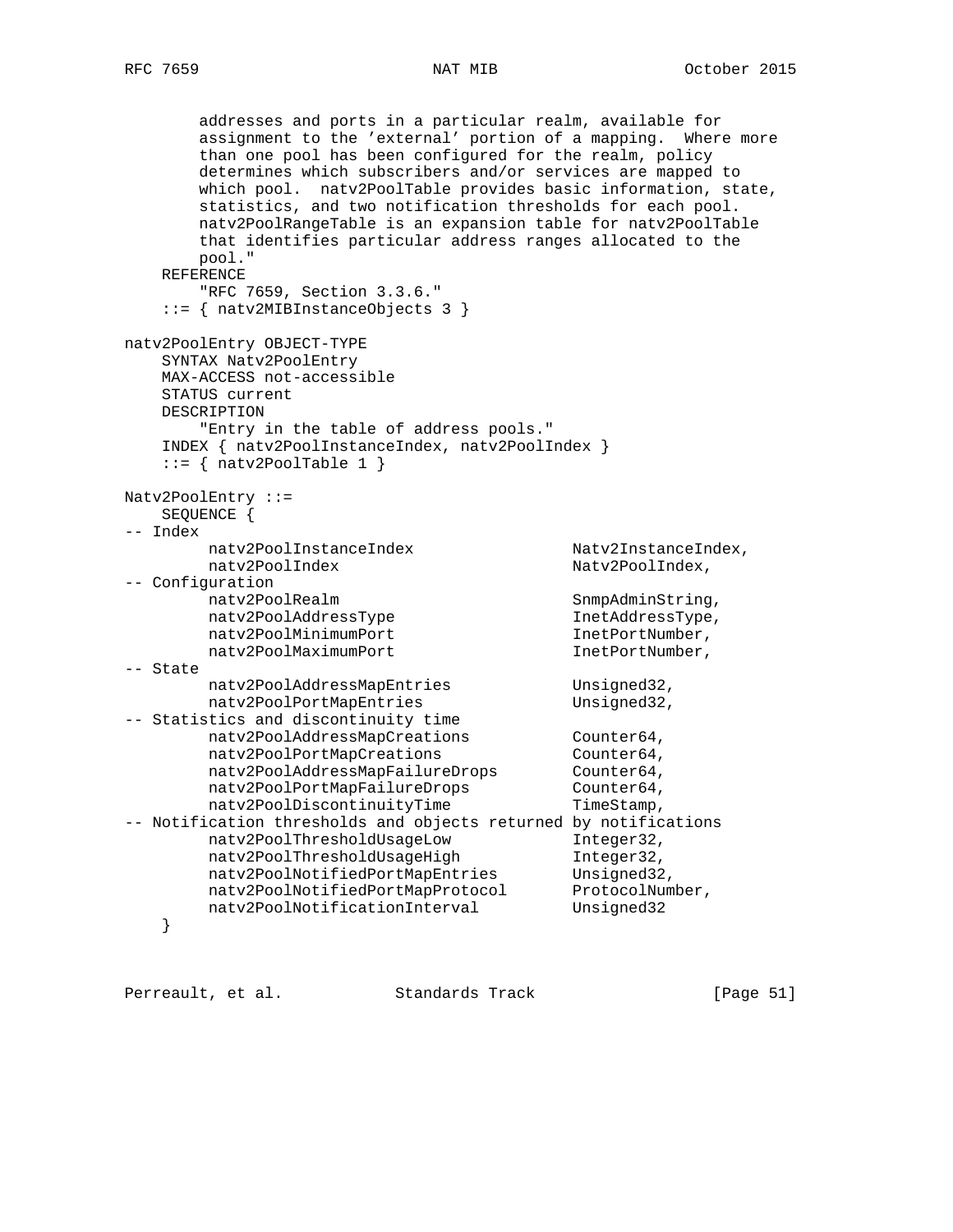```
        addresses and ports in a particular realm, available for
        assignment to the 'external' portion of a mapping.  Where more
        than one pool has been configured for the realm, policy
        determines which subscribers and/or services are mapped to
        which pool.  natv2PoolTable provides basic information, state,
        statistics, and two notification thresholds for each pool.
        natv2PoolRangeTable is an expansion table for natv2PoolTable
        that identifies particular address ranges allocated to the
        pool."
    REFERENCE
        "RFC 7659, Section 3.3.6."
    ::= { natv2MIBInstanceObjects 3 }

natv2PoolEntry OBJECT-TYPE
    SYNTAX Natv2PoolEntry
    MAX-ACCESS not-accessible
    STATUS current
    DESCRIPTION
        "Entry in the table of address pools."
    INDEX { natv2PoolInstanceIndex, natv2PoolIndex }
    ::= { natv2PoolTable 1 }

Natv2PoolEntry ::=
    SEQUENCE {
-- Index
         natv2PoolInstanceIndex               Natv2InstanceIndex,
         natv2PoolIndex                       Natv2PoolIndex,
-- Configuration
         natv2PoolRealm                       SnmpAdminString,
         natv2PoolAddressType                 InetAddressType,
         natv2PoolMinimumPort                 InetPortNumber,
         natv2PoolMaximumPort                 InetPortNumber,
-- State
         natv2PoolAddressMapEntries           Unsigned32,
         natv2PoolPortMapEntries              Unsigned32,
-- Statistics and discontinuity time
         natv2PoolAddressMapCreations         Counter64,
         natv2PoolPortMapCreations            Counter64,
         natv2PoolAddressMapFailureDrops      Counter64,
         natv2PoolPortMapFailureDrops         Counter64,
         natv2PoolDiscontinuityTime           TimeStamp,
-- Notification thresholds and objects returned by notifications
         natv2PoolThresholdUsageLow           Integer32,
         natv2PoolThresholdUsageHigh          Integer32,
         natv2PoolNotifiedPortMapEntries      Unsigned32,
         natv2PoolNotifiedPortMapProtocol     ProtocolNumber,
         natv2PoolNotificationInterval        Unsigned32
    }
```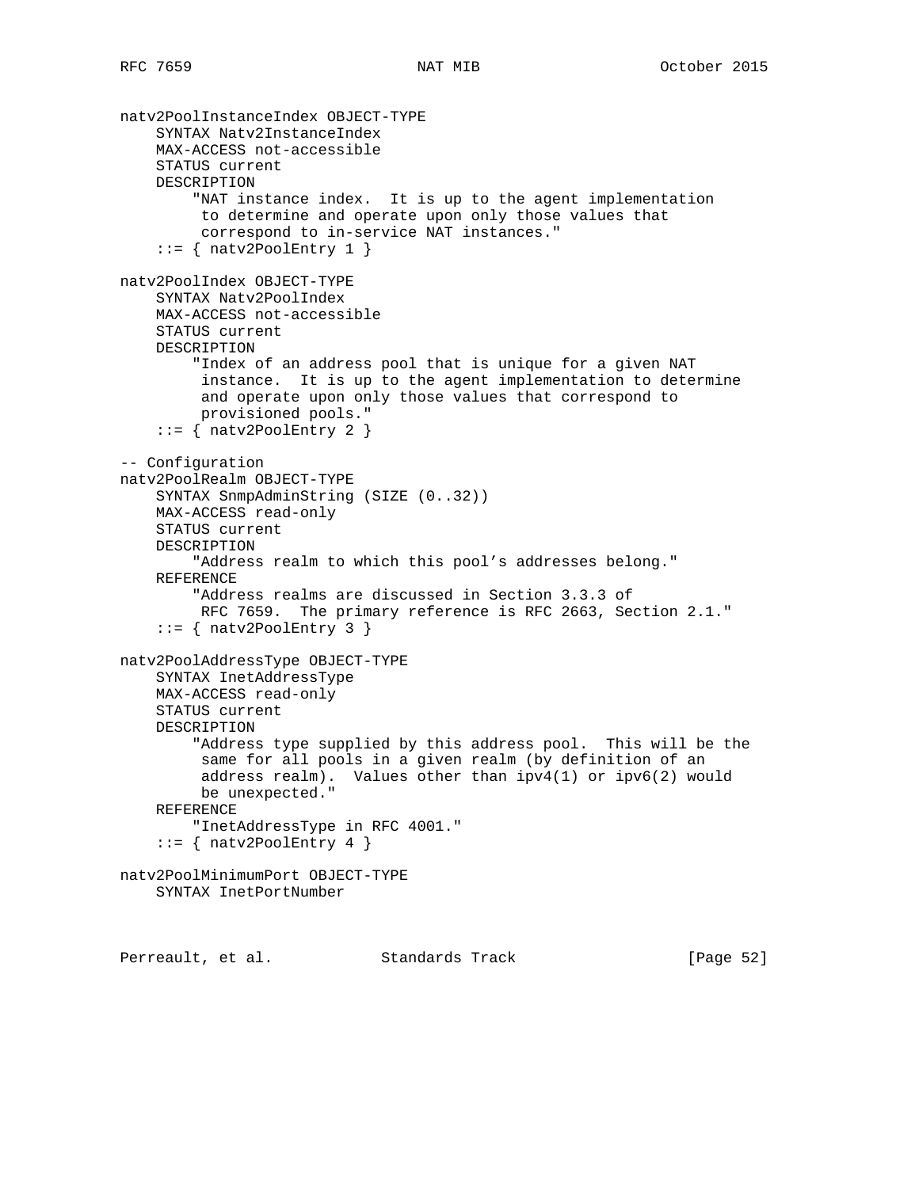```
natv2PoolInstanceIndex OBJECT-TYPE
    SYNTAX Natv2InstanceIndex
    MAX-ACCESS not-accessible
    STATUS current
    DESCRIPTION
        "NAT instance index.  It is up to the agent implementation
         to determine and operate upon only those values that
         correspond to in-service NAT instances."
    ::= { natv2PoolEntry 1 }

natv2PoolIndex OBJECT-TYPE
    SYNTAX Natv2PoolIndex
    MAX-ACCESS not-accessible
    STATUS current
    DESCRIPTION
        "Index of an address pool that is unique for a given NAT
         instance.  It is up to the agent implementation to determine
         and operate upon only those values that correspond to
         provisioned pools."
    ::= { natv2PoolEntry 2 }

-- Configuration
natv2PoolRealm OBJECT-TYPE
    SYNTAX SnmpAdminString (SIZE (0..32))
    MAX-ACCESS read-only
    STATUS current
    DESCRIPTION
        "Address realm to which this pool's addresses belong."
    REFERENCE
        "Address realms are discussed in Section 3.3.3 of
         RFC 7659.  The primary reference is RFC 2663, Section 2.1."
    ::= { natv2PoolEntry 3 }

natv2PoolAddressType OBJECT-TYPE
    SYNTAX InetAddressType
    MAX-ACCESS read-only
    STATUS current
    DESCRIPTION
        "Address type supplied by this address pool.  This will be the
         same for all pools in a given realm (by definition of an
         address realm).  Values other than ipv4(1) or ipv6(2) would
         be unexpected."
    REFERENCE
        "InetAddressType in RFC 4001."
    ::= { natv2PoolEntry 4 }

natv2PoolMinimumPort OBJECT-TYPE
    SYNTAX InetPortNumber
```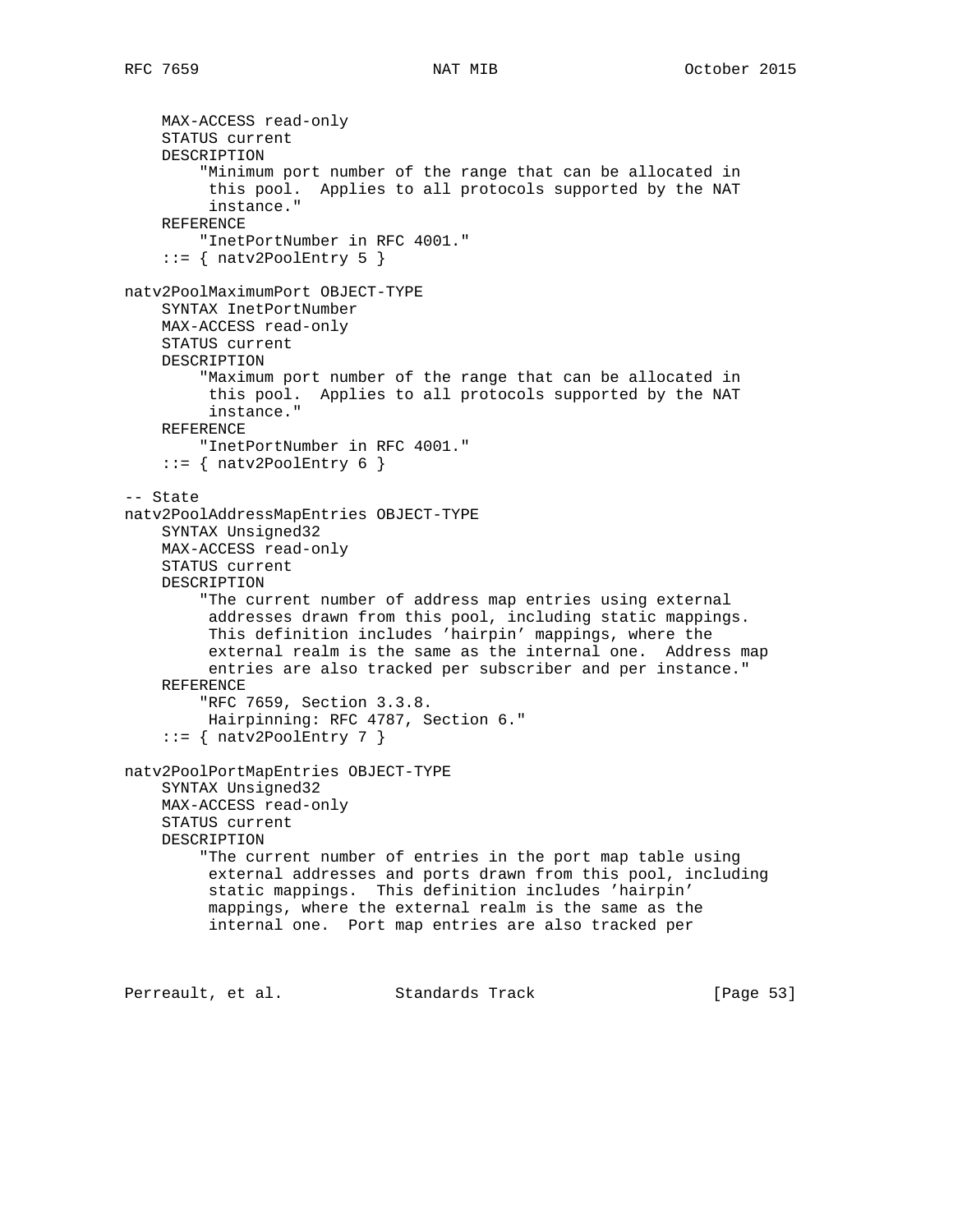```
    MAX-ACCESS read-only
    STATUS current
    DESCRIPTION
        "Minimum port number of the range that can be allocated in
         this pool.  Applies to all protocols supported by the NAT
         instance."
    REFERENCE
        "InetPortNumber in RFC 4001."
    ::= { natv2PoolEntry 5 }

natv2PoolMaximumPort OBJECT-TYPE
    SYNTAX InetPortNumber
    MAX-ACCESS read-only
    STATUS current
    DESCRIPTION
        "Maximum port number of the range that can be allocated in
         this pool.  Applies to all protocols supported by the NAT
         instance."
    REFERENCE
        "InetPortNumber in RFC 4001."
    ::= { natv2PoolEntry 6 }

-- State
natv2PoolAddressMapEntries OBJECT-TYPE
    SYNTAX Unsigned32
    MAX-ACCESS read-only
    STATUS current
    DESCRIPTION
        "The current number of address map entries using external
         addresses drawn from this pool, including static mappings.
         This definition includes 'hairpin' mappings, where the
         external realm is the same as the internal one.  Address map
         entries are also tracked per subscriber and per instance."
    REFERENCE
        "RFC 7659, Section 3.3.8.
         Hairpinning: RFC 4787, Section 6."
    ::= { natv2PoolEntry 7 }

natv2PoolPortMapEntries OBJECT-TYPE
    SYNTAX Unsigned32
    MAX-ACCESS read-only
    STATUS current
    DESCRIPTION
        "The current number of entries in the port map table using
         external addresses and ports drawn from this pool, including
         static mappings.  This definition includes 'hairpin'
         mappings, where the external realm is the same as the
         internal one.  Port map entries are also tracked per
```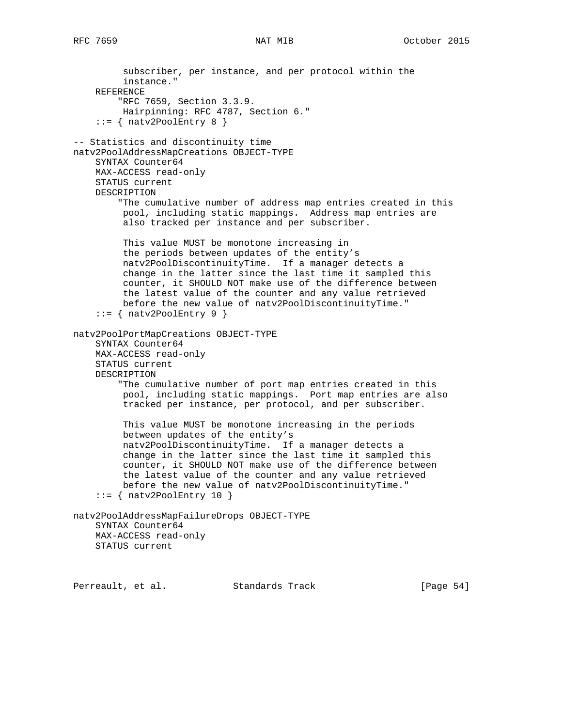```
         subscriber, per instance, and per protocol within the
         instance."
    REFERENCE
        "RFC 7659, Section 3.3.9.
         Hairpinning: RFC 4787, Section 6."
    ::= { natv2PoolEntry 8 }

-- Statistics and discontinuity time
natv2PoolAddressMapCreations OBJECT-TYPE
    SYNTAX Counter64
    MAX-ACCESS read-only
    STATUS current
    DESCRIPTION
        "The cumulative number of address map entries created in this
         pool, including static mappings.  Address map entries are
         also tracked per instance and per subscriber.

         This value MUST be monotone increasing in
         the periods between updates of the entity's
         natv2PoolDiscontinuityTime.  If a manager detects a
         change in the latter since the last time it sampled this
         counter, it SHOULD NOT make use of the difference between
         the latest value of the counter and any value retrieved
         before the new value of natv2PoolDiscontinuityTime."
    ::= { natv2PoolEntry 9 }

natv2PoolPortMapCreations OBJECT-TYPE
    SYNTAX Counter64
    MAX-ACCESS read-only
    STATUS current
    DESCRIPTION
        "The cumulative number of port map entries created in this
         pool, including static mappings.  Port map entries are also
         tracked per instance, per protocol, and per subscriber.

         This value MUST be monotone increasing in the periods
         between updates of the entity's
         natv2PoolDiscontinuityTime.  If a manager detects a
         change in the latter since the last time it sampled this
         counter, it SHOULD NOT make use of the difference between
         the latest value of the counter and any value retrieved
         before the new value of natv2PoolDiscontinuityTime."
    ::= { natv2PoolEntry 10 }

natv2PoolAddressMapFailureDrops OBJECT-TYPE
    SYNTAX Counter64
    MAX-ACCESS read-only
    STATUS current
```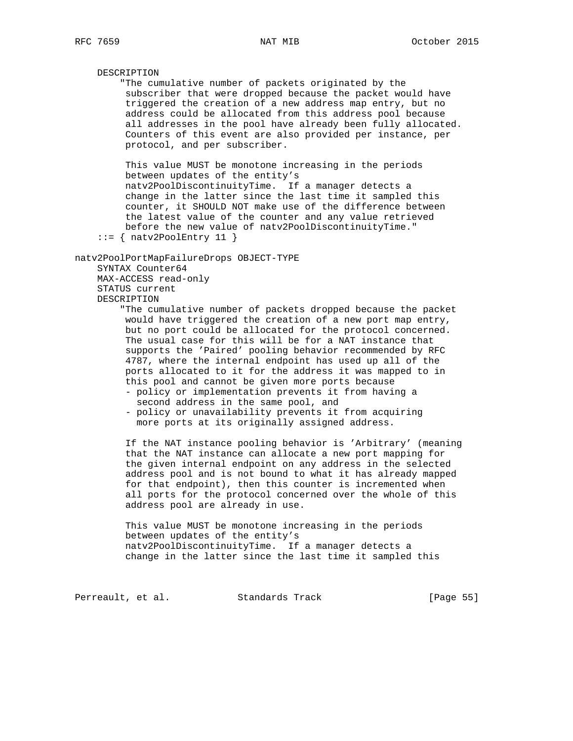```
    DESCRIPTION
        "The cumulative number of packets originated by the
         subscriber that were dropped because the packet would have
         triggered the creation of a new address map entry, but no
         address could be allocated from this address pool because
         all addresses in the pool have already been fully allocated.
         Counters of this event are also provided per instance, per
         protocol, and per subscriber.

         This value MUST be monotone increasing in the periods
         between updates of the entity's
         natv2PoolDiscontinuityTime.  If a manager detects a
         change in the latter since the last time it sampled this
         counter, it SHOULD NOT make use of the difference between
         the latest value of the counter and any value retrieved
         before the new value of natv2PoolDiscontinuityTime."
    ::= { natv2PoolEntry 11 }

natv2PoolPortMapFailureDrops OBJECT-TYPE
    SYNTAX Counter64
    MAX-ACCESS read-only
    STATUS current
    DESCRIPTION
        "The cumulative number of packets dropped because the packet
         would have triggered the creation of a new port map entry,
         but no port could be allocated for the protocol concerned.
         The usual case for this will be for a NAT instance that
         supports the 'Paired' pooling behavior recommended by RFC
         4787, where the internal endpoint has used up all of the
         ports allocated to it for the address it was mapped to in
         this pool and cannot be given more ports because
         - policy or implementation prevents it from having a
           second address in the same pool, and
         - policy or unavailability prevents it from acquiring
           more ports at its originally assigned address.

         If the NAT instance pooling behavior is 'Arbitrary' (meaning
         that the NAT instance can allocate a new port mapping for
         the given internal endpoint on any address in the selected
         address pool and is not bound to what it has already mapped
         for that endpoint), then this counter is incremented when
         all ports for the protocol concerned over the whole of this
         address pool are already in use.

         This value MUST be monotone increasing in the periods
         between updates of the entity's
         natv2PoolDiscontinuityTime.  If a manager detects a
         change in the latter since the last time it sampled this
```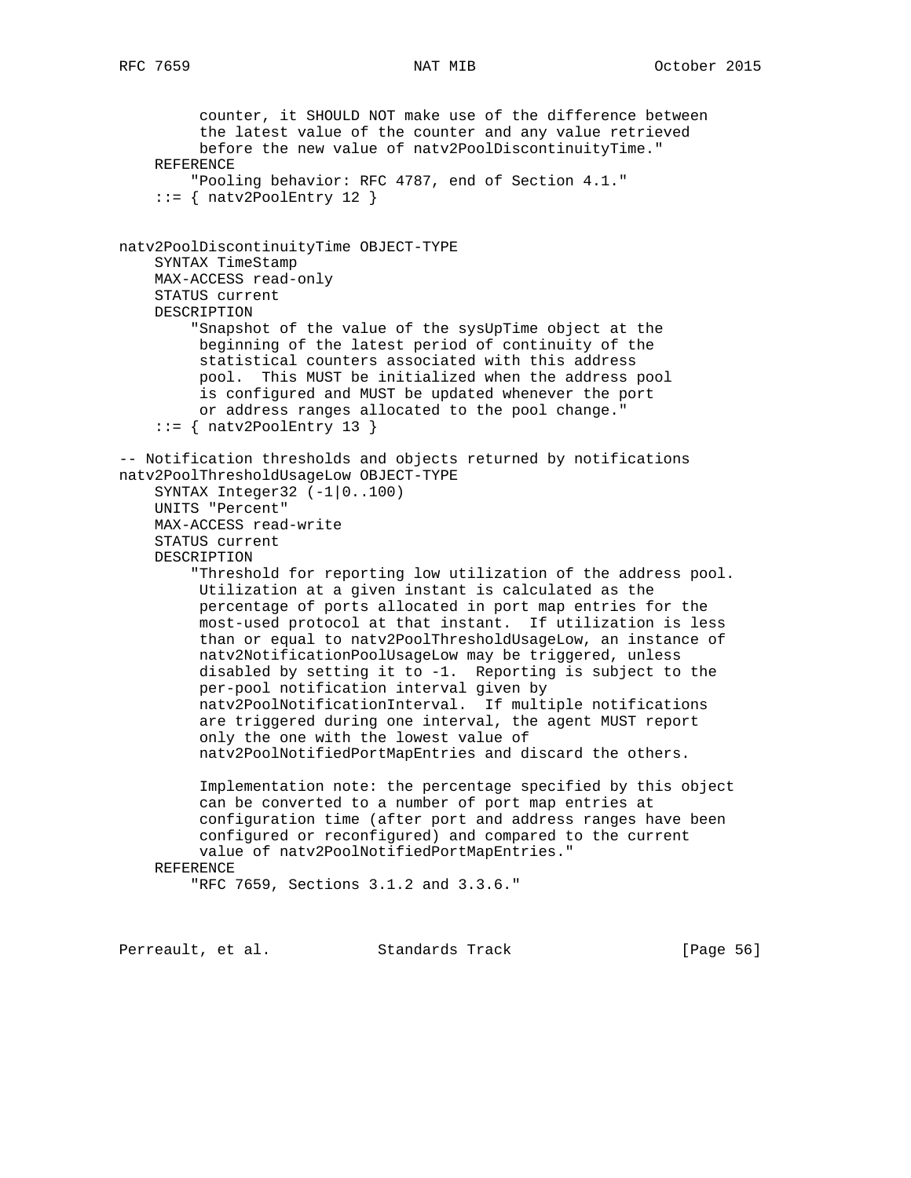```
         counter, it SHOULD NOT make use of the difference between
         the latest value of the counter and any value retrieved
         before the new value of natv2PoolDiscontinuityTime."
    REFERENCE
        "Pooling behavior: RFC 4787, end of Section 4.1."
    ::= { natv2PoolEntry 12 }


natv2PoolDiscontinuityTime OBJECT-TYPE
    SYNTAX TimeStamp
    MAX-ACCESS read-only
    STATUS current
    DESCRIPTION
        "Snapshot of the value of the sysUpTime object at the
         beginning of the latest period of continuity of the
         statistical counters associated with this address
         pool.  This MUST be initialized when the address pool
         is configured and MUST be updated whenever the port
         or address ranges allocated to the pool change."
    ::= { natv2PoolEntry 13 }

-- Notification thresholds and objects returned by notifications
natv2PoolThresholdUsageLow OBJECT-TYPE
    SYNTAX Integer32 (-1|0..100)
    UNITS "Percent"
    MAX-ACCESS read-write
    STATUS current
    DESCRIPTION
        "Threshold for reporting low utilization of the address pool.
         Utilization at a given instant is calculated as the
         percentage of ports allocated in port map entries for the
         most-used protocol at that instant.  If utilization is less
         than or equal to natv2PoolThresholdUsageLow, an instance of
         natv2NotificationPoolUsageLow may be triggered, unless
         disabled by setting it to -1.  Reporting is subject to the
         per-pool notification interval given by
         natv2PoolNotificationInterval.  If multiple notifications
         are triggered during one interval, the agent MUST report
         only the one with the lowest value of
         natv2PoolNotifiedPortMapEntries and discard the others.

         Implementation note: the percentage specified by this object
         can be converted to a number of port map entries at
         configuration time (after port and address ranges have been
         configured or reconfigured) and compared to the current
         value of natv2PoolNotifiedPortMapEntries."
    REFERENCE
        "RFC 7659, Sections 3.1.2 and 3.3.6."
```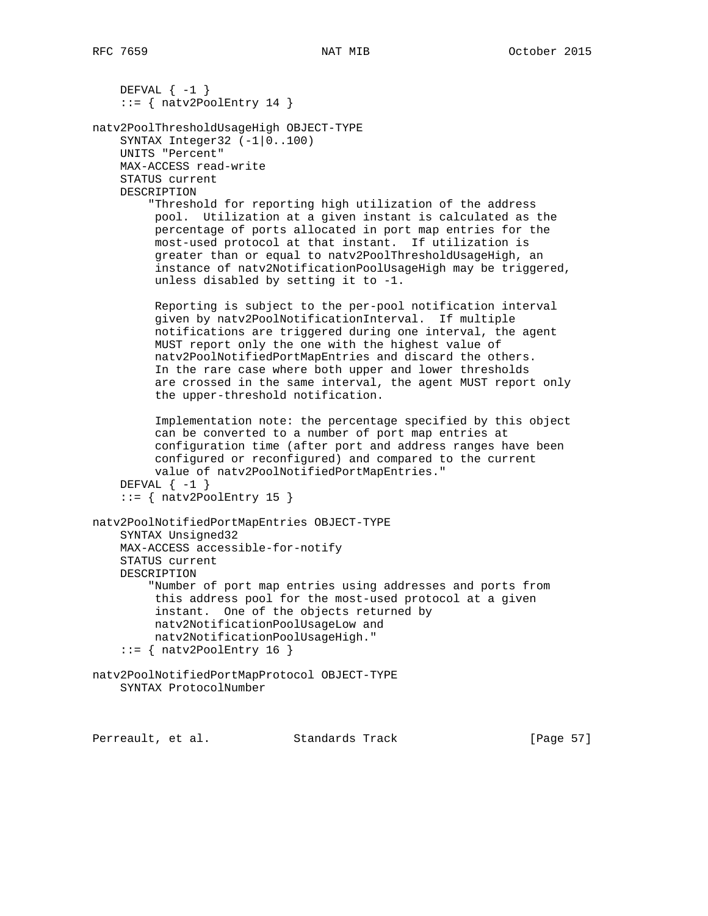```
    DEFVAL { -1 }
    ::= { natv2PoolEntry 14 }

natv2PoolThresholdUsageHigh OBJECT-TYPE
    SYNTAX Integer32 (-1|0..100)
    UNITS "Percent"
    MAX-ACCESS read-write
    STATUS current
    DESCRIPTION
        "Threshold for reporting high utilization of the address
         pool.  Utilization at a given instant is calculated as the
         percentage of ports allocated in port map entries for the
         most-used protocol at that instant.  If utilization is
         greater than or equal to natv2PoolThresholdUsageHigh, an
         instance of natv2NotificationPoolUsageHigh may be triggered,
         unless disabled by setting it to -1.

         Reporting is subject to the per-pool notification interval
         given by natv2PoolNotificationInterval.  If multiple
         notifications are triggered during one interval, the agent
         MUST report only the one with the highest value of
         natv2PoolNotifiedPortMapEntries and discard the others.
         In the rare case where both upper and lower thresholds
         are crossed in the same interval, the agent MUST report only
         the upper-threshold notification.

         Implementation note: the percentage specified by this object
         can be converted to a number of port map entries at
         configuration time (after port and address ranges have been
         configured or reconfigured) and compared to the current
         value of natv2PoolNotifiedPortMapEntries."
    DEFVAL { -1 }
    ::= { natv2PoolEntry 15 }

natv2PoolNotifiedPortMapEntries OBJECT-TYPE
    SYNTAX Unsigned32
    MAX-ACCESS accessible-for-notify
    STATUS current
    DESCRIPTION
        "Number of port map entries using addresses and ports from
         this address pool for the most-used protocol at a given
         instant.  One of the objects returned by
         natv2NotificationPoolUsageLow and
         natv2NotificationPoolUsageHigh."
    ::= { natv2PoolEntry 16 }

natv2PoolNotifiedPortMapProtocol OBJECT-TYPE
    SYNTAX ProtocolNumber
```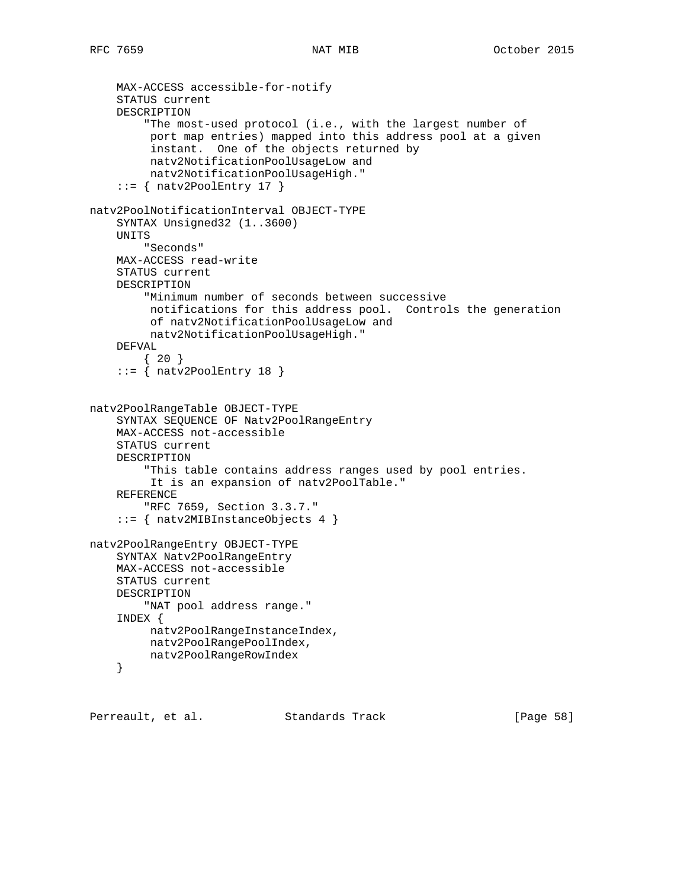```
    MAX-ACCESS accessible-for-notify
    STATUS current
    DESCRIPTION
        "The most-used protocol (i.e., with the largest number of
         port map entries) mapped into this address pool at a given
         instant.  One of the objects returned by
         natv2NotificationPoolUsageLow and
         natv2NotificationPoolUsageHigh."
    ::= { natv2PoolEntry 17 }

natv2PoolNotificationInterval OBJECT-TYPE
    SYNTAX Unsigned32 (1..3600)
    UNITS
        "Seconds"
    MAX-ACCESS read-write
    STATUS current
    DESCRIPTION
        "Minimum number of seconds between successive
         notifications for this address pool.  Controls the generation
         of natv2NotificationPoolUsageLow and
         natv2NotificationPoolUsageHigh."
    DEFVAL
        { 20 }
    ::= { natv2PoolEntry 18 }


natv2PoolRangeTable OBJECT-TYPE
    SYNTAX SEQUENCE OF Natv2PoolRangeEntry
    MAX-ACCESS not-accessible
    STATUS current
    DESCRIPTION
        "This table contains address ranges used by pool entries.
         It is an expansion of natv2PoolTable."
    REFERENCE
        "RFC 7659, Section 3.3.7."
    ::= { natv2MIBInstanceObjects 4 }

natv2PoolRangeEntry OBJECT-TYPE
    SYNTAX Natv2PoolRangeEntry
    MAX-ACCESS not-accessible
    STATUS current
    DESCRIPTION
        "NAT pool address range."
    INDEX {
         natv2PoolRangeInstanceIndex,
         natv2PoolRangePoolIndex,
         natv2PoolRangeRowIndex
    }
```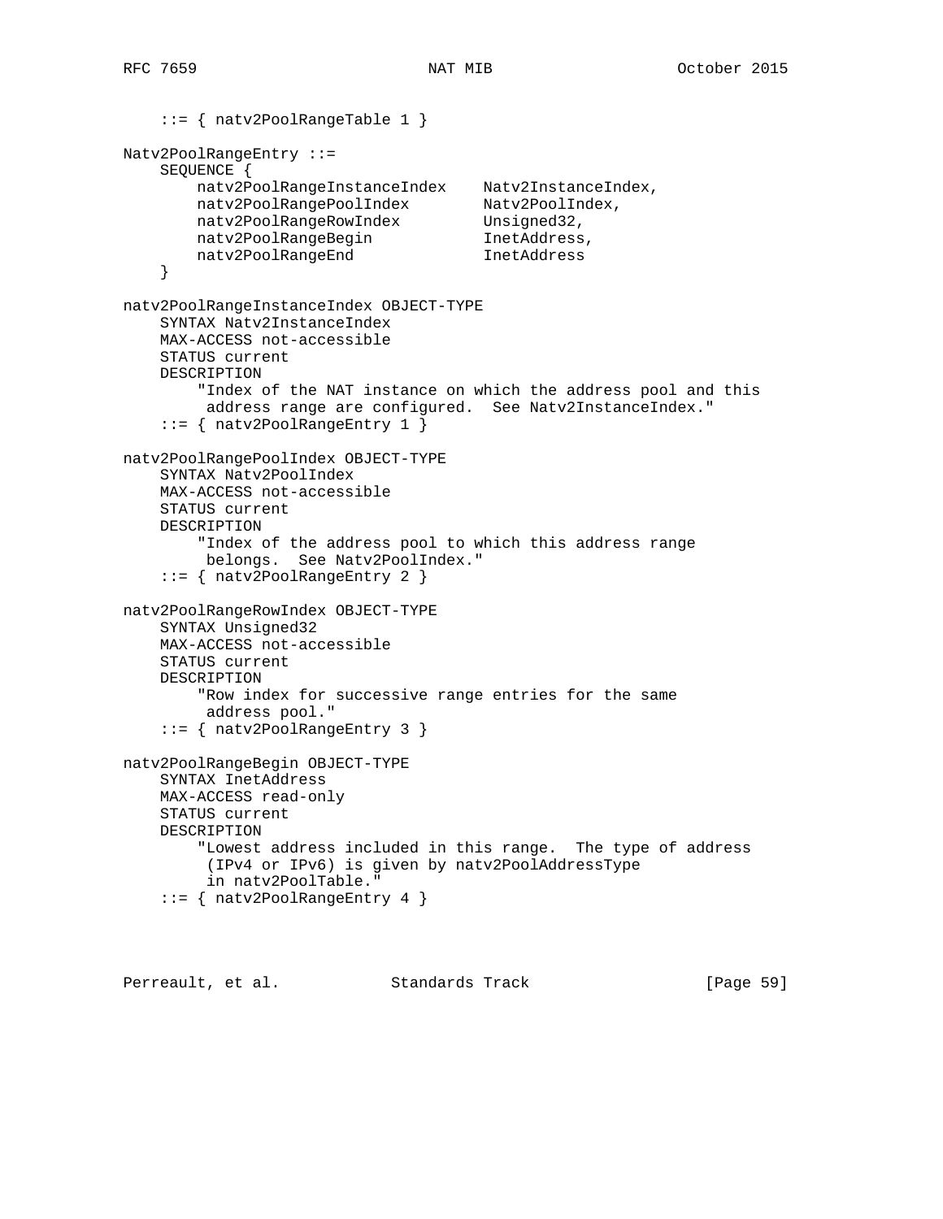```
    ::= { natv2PoolRangeTable 1 }

Natv2PoolRangeEntry ::=
    SEQUENCE {
        natv2PoolRangeInstanceIndex    Natv2InstanceIndex,
        natv2PoolRangePoolIndex        Natv2PoolIndex,
        natv2PoolRangeRowIndex         Unsigned32,
        natv2PoolRangeBegin            InetAddress,
        natv2PoolRangeEnd              InetAddress
    }

natv2PoolRangeInstanceIndex OBJECT-TYPE
    SYNTAX Natv2InstanceIndex
    MAX-ACCESS not-accessible
    STATUS current
    DESCRIPTION
        "Index of the NAT instance on which the address pool and this
         address range are configured.  See Natv2InstanceIndex."
    ::= { natv2PoolRangeEntry 1 }

natv2PoolRangePoolIndex OBJECT-TYPE
    SYNTAX Natv2PoolIndex
    MAX-ACCESS not-accessible
    STATUS current
    DESCRIPTION
        "Index of the address pool to which this address range
         belongs.  See Natv2PoolIndex."
    ::= { natv2PoolRangeEntry 2 }

natv2PoolRangeRowIndex OBJECT-TYPE
    SYNTAX Unsigned32
    MAX-ACCESS not-accessible
    STATUS current
    DESCRIPTION
        "Row index for successive range entries for the same
         address pool."
    ::= { natv2PoolRangeEntry 3 }

natv2PoolRangeBegin OBJECT-TYPE
    SYNTAX InetAddress
    MAX-ACCESS read-only
    STATUS current
    DESCRIPTION
        "Lowest address included in this range.  The type of address
         (IPv4 or IPv6) is given by natv2PoolAddressType
         in natv2PoolTable."
    ::= { natv2PoolRangeEntry 4 }
```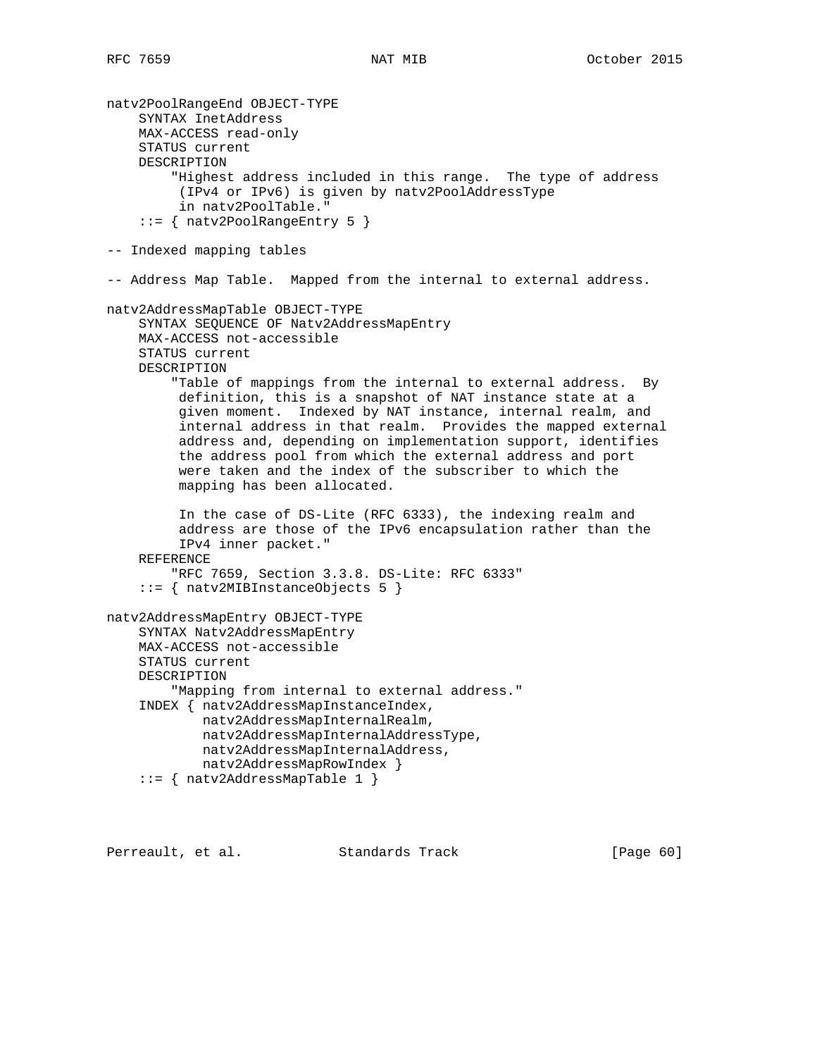```
natv2PoolRangeEnd OBJECT-TYPE
    SYNTAX InetAddress
    MAX-ACCESS read-only
    STATUS current
    DESCRIPTION
        "Highest address included in this range.  The type of address
         (IPv4 or IPv6) is given by natv2PoolAddressType
         in natv2PoolTable."
    ::= { natv2PoolRangeEntry 5 }

-- Indexed mapping tables

-- Address Map Table.  Mapped from the internal to external address.

natv2AddressMapTable OBJECT-TYPE
    SYNTAX SEQUENCE OF Natv2AddressMapEntry
    MAX-ACCESS not-accessible
    STATUS current
    DESCRIPTION
        "Table of mappings from the internal to external address.  By
         definition, this is a snapshot of NAT instance state at a
         given moment.  Indexed by NAT instance, internal realm, and
         internal address in that realm.  Provides the mapped external
         address and, depending on implementation support, identifies
         the address pool from which the external address and port
         were taken and the index of the subscriber to which the
         mapping has been allocated.

         In the case of DS-Lite (RFC 6333), the indexing realm and
         address are those of the IPv6 encapsulation rather than the
         IPv4 inner packet."
    REFERENCE
        "RFC 7659, Section 3.3.8. DS-Lite: RFC 6333"
    ::= { natv2MIBInstanceObjects 5 }

natv2AddressMapEntry OBJECT-TYPE
    SYNTAX Natv2AddressMapEntry
    MAX-ACCESS not-accessible
    STATUS current
    DESCRIPTION
        "Mapping from internal to external address."
    INDEX { natv2AddressMapInstanceIndex,
            natv2AddressMapInternalRealm,
            natv2AddressMapInternalAddressType,
            natv2AddressMapInternalAddress,
            natv2AddressMapRowIndex }
    ::= { natv2AddressMapTable 1 }
```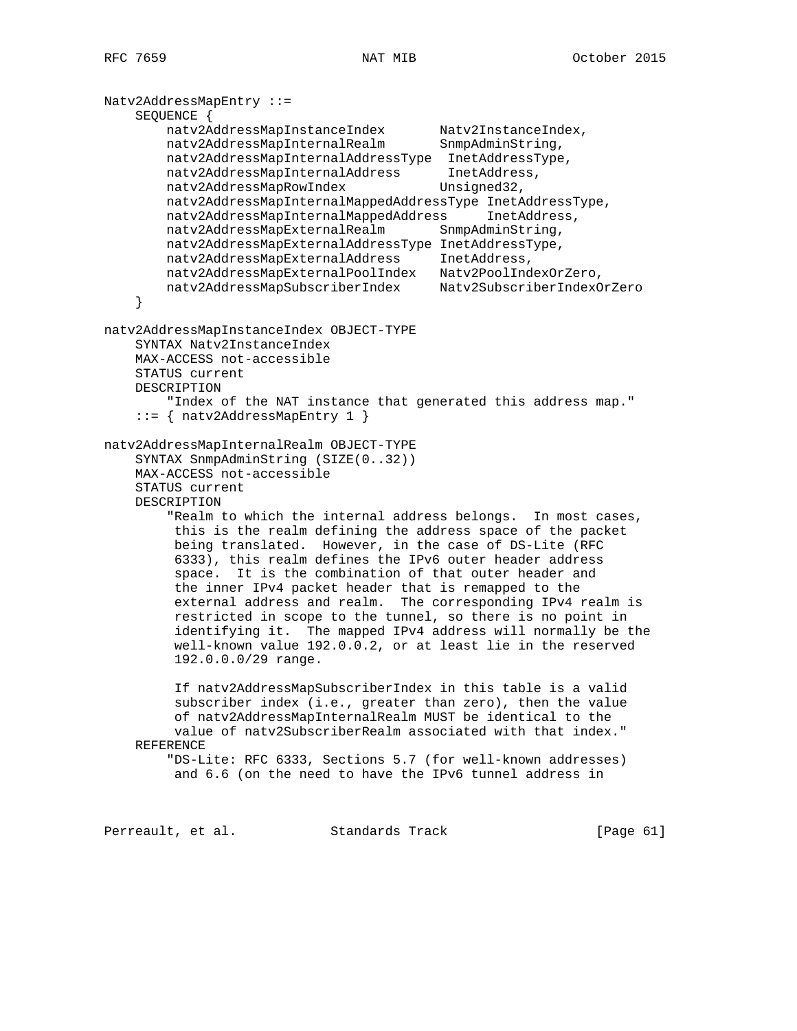```
Natv2AddressMapEntry ::=
    SEQUENCE {
        natv2AddressMapInstanceIndex       Natv2InstanceIndex,
        natv2AddressMapInternalRealm       SnmpAdminString,
        natv2AddressMapInternalAddressType  InetAddressType,
        natv2AddressMapInternalAddress      InetAddress,
        natv2AddressMapRowIndex            Unsigned32,
        natv2AddressMapInternalMappedAddressType InetAddressType,
        natv2AddressMapInternalMappedAddress     InetAddress,
        natv2AddressMapExternalRealm       SnmpAdminString,
        natv2AddressMapExternalAddressType InetAddressType,
        natv2AddressMapExternalAddress     InetAddress,
        natv2AddressMapExternalPoolIndex   Natv2PoolIndexOrZero,
        natv2AddressMapSubscriberIndex     Natv2SubscriberIndexOrZero
    }

natv2AddressMapInstanceIndex OBJECT-TYPE
    SYNTAX Natv2InstanceIndex
    MAX-ACCESS not-accessible
    STATUS current
    DESCRIPTION
        "Index of the NAT instance that generated this address map."
    ::= { natv2AddressMapEntry 1 }

natv2AddressMapInternalRealm OBJECT-TYPE
    SYNTAX SnmpAdminString (SIZE(0..32))
    MAX-ACCESS not-accessible
    STATUS current
    DESCRIPTION
        "Realm to which the internal address belongs.  In most cases,
         this is the realm defining the address space of the packet
         being translated.  However, in the case of DS-Lite (RFC
         6333), this realm defines the IPv6 outer header address
         space.  It is the combination of that outer header and
         the inner IPv4 packet header that is remapped to the
         external address and realm.  The corresponding IPv4 realm is
         restricted in scope to the tunnel, so there is no point in
         identifying it.  The mapped IPv4 address will normally be the
         well-known value 192.0.0.2, or at least lie in the reserved
         192.0.0.0/29 range.

         If natv2AddressMapSubscriberIndex in this table is a valid
         subscriber index (i.e., greater than zero), then the value
         of natv2AddressMapInternalRealm MUST be identical to the
         value of natv2SubscriberRealm associated with that index."
    REFERENCE
        "DS-Lite: RFC 6333, Sections 5.7 (for well-known addresses)
         and 6.6 (on the need to have the IPv6 tunnel address in
```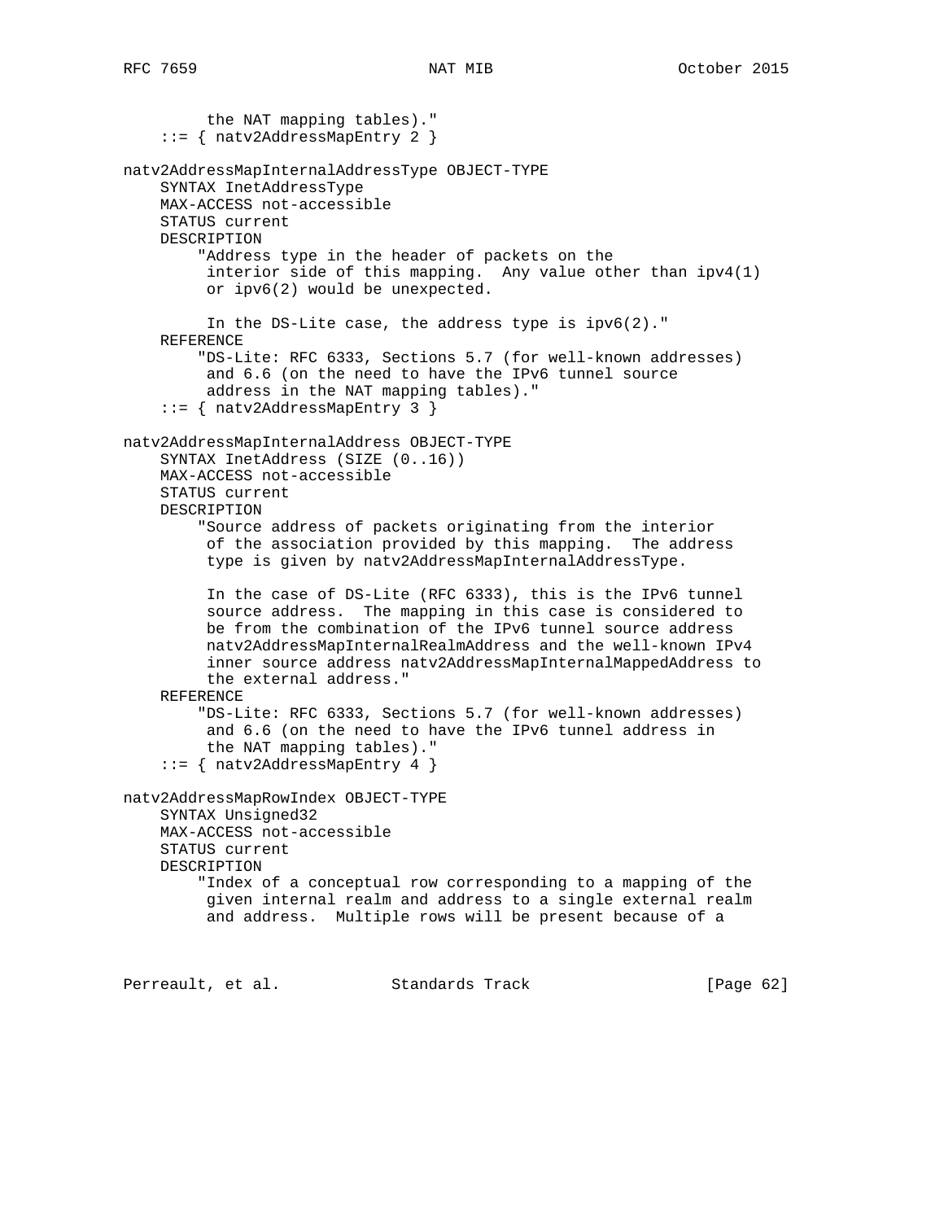```
         the NAT mapping tables)."
    ::= { natv2AddressMapEntry 2 }

natv2AddressMapInternalAddressType OBJECT-TYPE
    SYNTAX InetAddressType
    MAX-ACCESS not-accessible
    STATUS current
    DESCRIPTION
        "Address type in the header of packets on the
         interior side of this mapping.  Any value other than ipv4(1)
         or ipv6(2) would be unexpected.

         In the DS-Lite case, the address type is ipv6(2)."
    REFERENCE
        "DS-Lite: RFC 6333, Sections 5.7 (for well-known addresses)
         and 6.6 (on the need to have the IPv6 tunnel source
         address in the NAT mapping tables)."
    ::= { natv2AddressMapEntry 3 }

natv2AddressMapInternalAddress OBJECT-TYPE
    SYNTAX InetAddress (SIZE (0..16))
    MAX-ACCESS not-accessible
    STATUS current
    DESCRIPTION
        "Source address of packets originating from the interior
         of the association provided by this mapping.  The address
         type is given by natv2AddressMapInternalAddressType.

         In the case of DS-Lite (RFC 6333), this is the IPv6 tunnel
         source address.  The mapping in this case is considered to
         be from the combination of the IPv6 tunnel source address
         natv2AddressMapInternalRealmAddress and the well-known IPv4
         inner source address natv2AddressMapInternalMappedAddress to
         the external address."
    REFERENCE
        "DS-Lite: RFC 6333, Sections 5.7 (for well-known addresses)
         and 6.6 (on the need to have the IPv6 tunnel address in
         the NAT mapping tables)."
    ::= { natv2AddressMapEntry 4 }

natv2AddressMapRowIndex OBJECT-TYPE
    SYNTAX Unsigned32
    MAX-ACCESS not-accessible
    STATUS current
    DESCRIPTION
        "Index of a conceptual row corresponding to a mapping of the
         given internal realm and address to a single external realm
         and address.  Multiple rows will be present because of a
```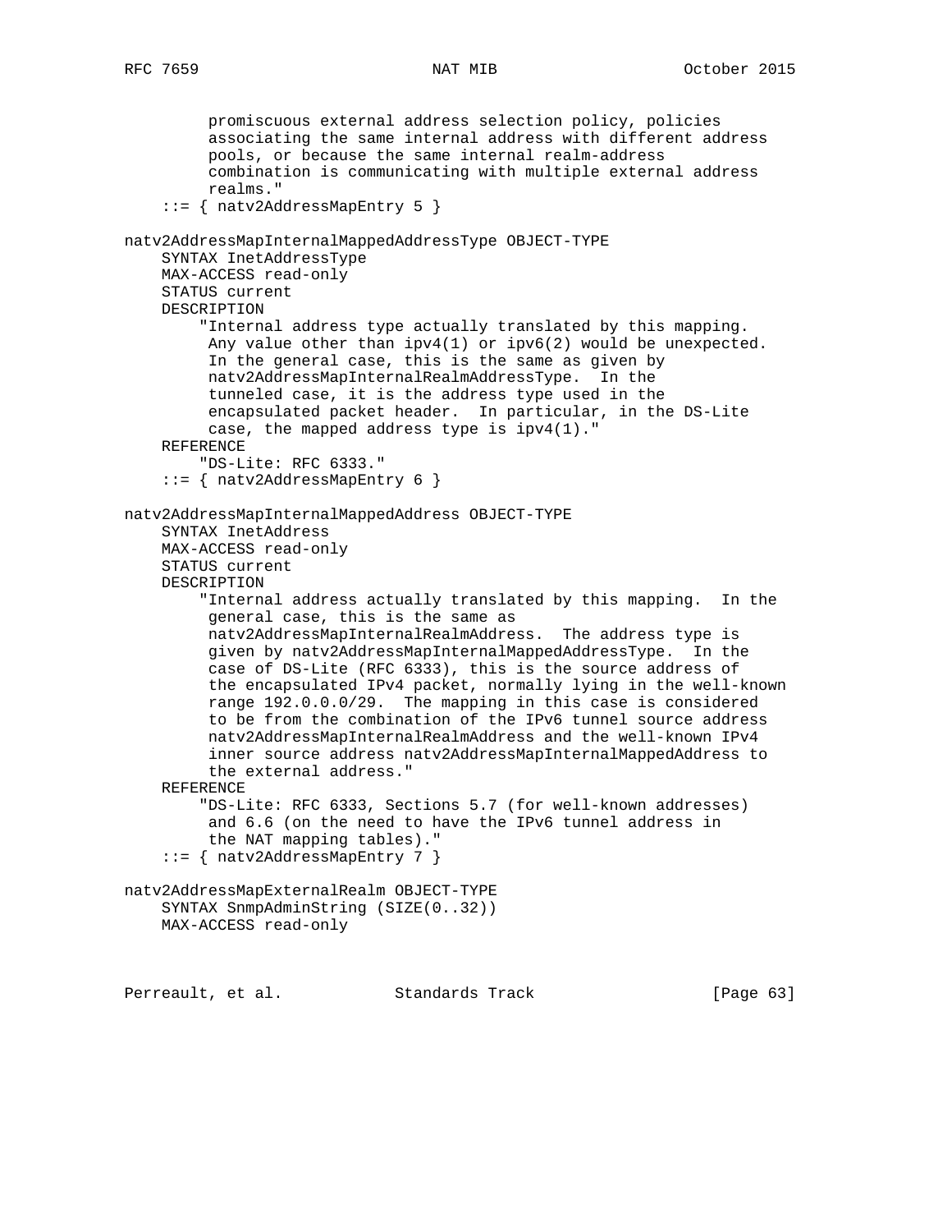```
         promiscuous external address selection policy, policies
         associating the same internal address with different address
         pools, or because the same internal realm-address
         combination is communicating with multiple external address
         realms."
    ::= { natv2AddressMapEntry 5 }

natv2AddressMapInternalMappedAddressType OBJECT-TYPE
    SYNTAX InetAddressType
    MAX-ACCESS read-only
    STATUS current
    DESCRIPTION
        "Internal address type actually translated by this mapping.
         Any value other than ipv4(1) or ipv6(2) would be unexpected.
         In the general case, this is the same as given by
         natv2AddressMapInternalRealmAddressType.  In the
         tunneled case, it is the address type used in the
         encapsulated packet header.  In particular, in the DS-Lite
         case, the mapped address type is ipv4(1)."
    REFERENCE
        "DS-Lite: RFC 6333."
    ::= { natv2AddressMapEntry 6 }

natv2AddressMapInternalMappedAddress OBJECT-TYPE
    SYNTAX InetAddress
    MAX-ACCESS read-only
    STATUS current
    DESCRIPTION
        "Internal address actually translated by this mapping.  In the
         general case, this is the same as
         natv2AddressMapInternalRealmAddress.  The address type is
         given by natv2AddressMapInternalMappedAddressType.  In the
         case of DS-Lite (RFC 6333), this is the source address of
         the encapsulated IPv4 packet, normally lying in the well-known
         range 192.0.0.0/29.  The mapping in this case is considered
         to be from the combination of the IPv6 tunnel source address
         natv2AddressMapInternalRealmAddress and the well-known IPv4
         inner source address natv2AddressMapInternalMappedAddress to
         the external address."
    REFERENCE
        "DS-Lite: RFC 6333, Sections 5.7 (for well-known addresses)
         and 6.6 (on the need to have the IPv6 tunnel address in
         the NAT mapping tables)."
    ::= { natv2AddressMapEntry 7 }

natv2AddressMapExternalRealm OBJECT-TYPE
    SYNTAX SnmpAdminString (SIZE(0..32))
    MAX-ACCESS read-only
```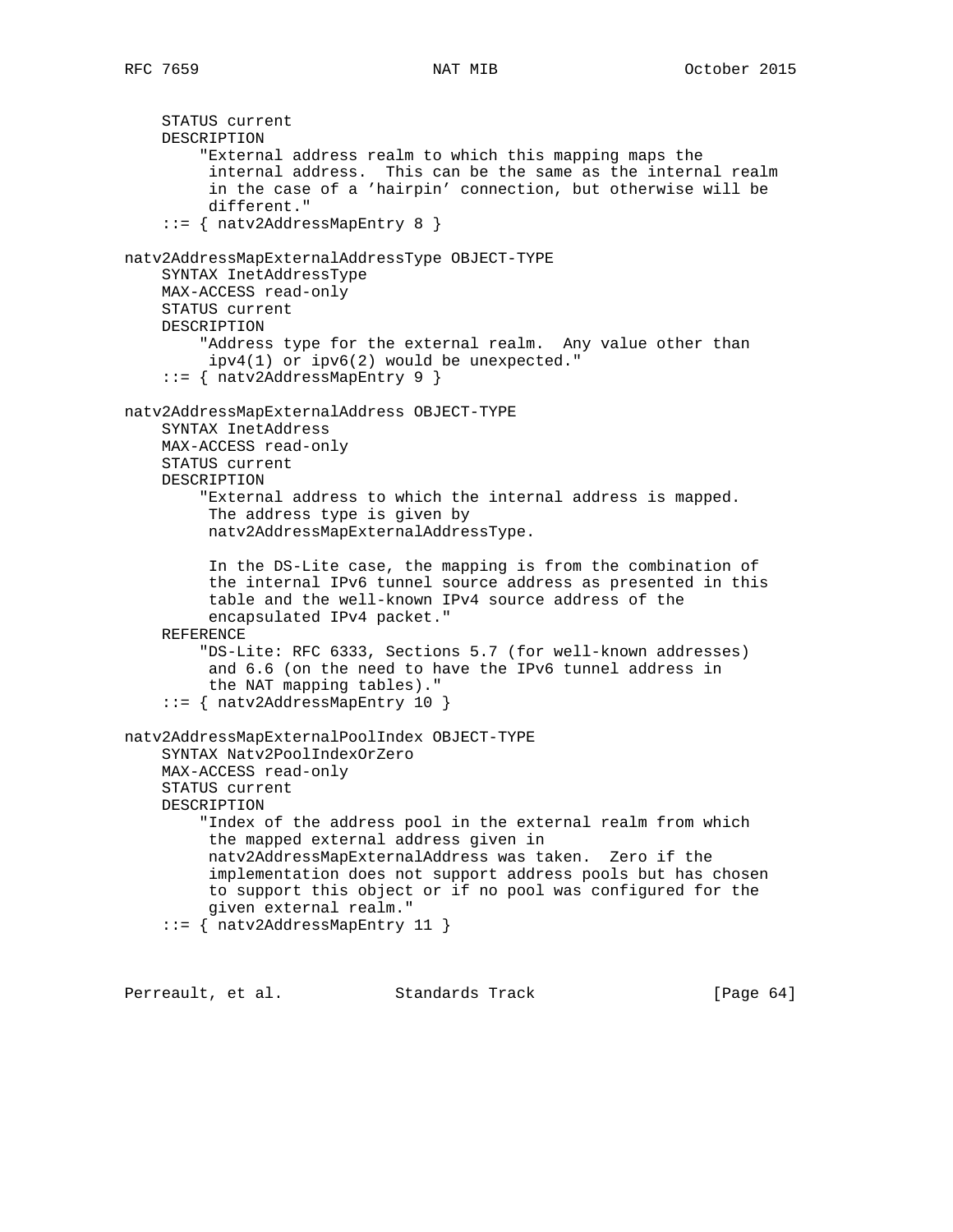```
    STATUS current
    DESCRIPTION
        "External address realm to which this mapping maps the
         internal address.  This can be the same as the internal realm
         in the case of a 'hairpin' connection, but otherwise will be
         different."
    ::= { natv2AddressMapEntry 8 }

natv2AddressMapExternalAddressType OBJECT-TYPE
    SYNTAX InetAddressType
    MAX-ACCESS read-only
    STATUS current
    DESCRIPTION
        "Address type for the external realm.  Any value other than
         ipv4(1) or ipv6(2) would be unexpected."
    ::= { natv2AddressMapEntry 9 }

natv2AddressMapExternalAddress OBJECT-TYPE
    SYNTAX InetAddress
    MAX-ACCESS read-only
    STATUS current
    DESCRIPTION
        "External address to which the internal address is mapped.
         The address type is given by
         natv2AddressMapExternalAddressType.

         In the DS-Lite case, the mapping is from the combination of
         the internal IPv6 tunnel source address as presented in this
         table and the well-known IPv4 source address of the
         encapsulated IPv4 packet."
    REFERENCE
        "DS-Lite: RFC 6333, Sections 5.7 (for well-known addresses)
         and 6.6 (on the need to have the IPv6 tunnel address in
         the NAT mapping tables)."
    ::= { natv2AddressMapEntry 10 }

natv2AddressMapExternalPoolIndex OBJECT-TYPE
    SYNTAX Natv2PoolIndexOrZero
    MAX-ACCESS read-only
    STATUS current
    DESCRIPTION
        "Index of the address pool in the external realm from which
         the mapped external address given in
         natv2AddressMapExternalAddress was taken.  Zero if the
         implementation does not support address pools but has chosen
         to support this object or if no pool was configured for the
         given external realm."
    ::= { natv2AddressMapEntry 11 }
```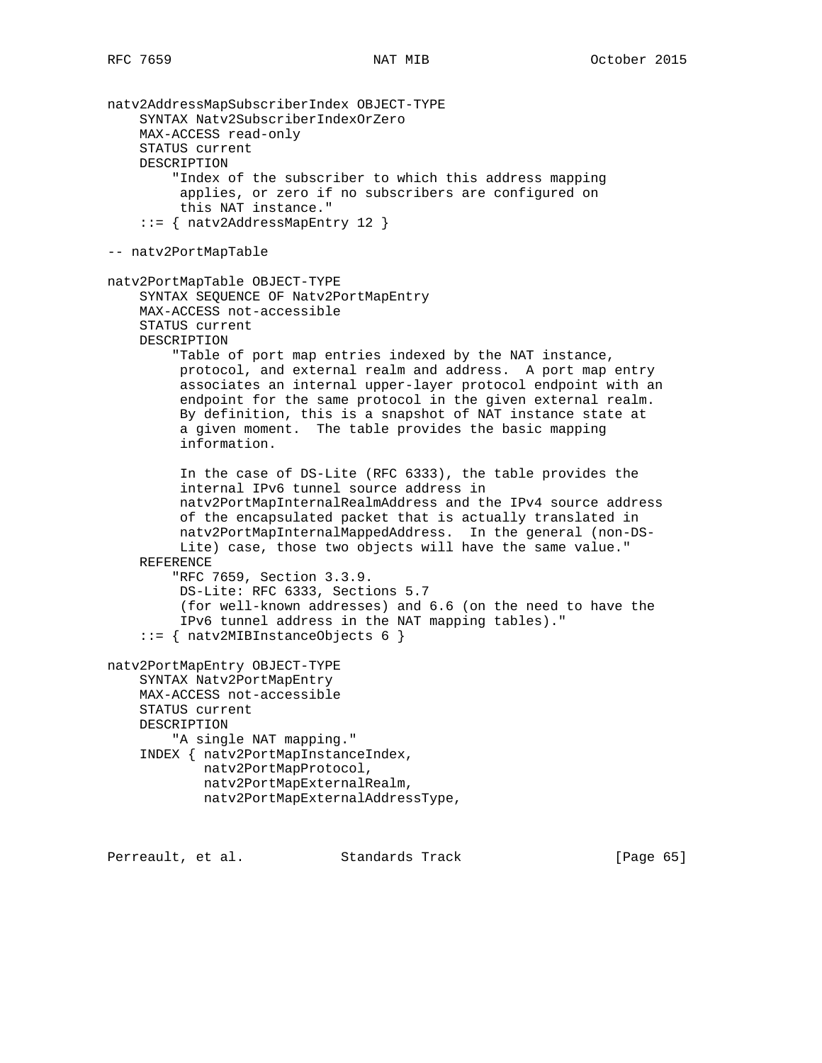```
natv2AddressMapSubscriberIndex OBJECT-TYPE
    SYNTAX Natv2SubscriberIndexOrZero
    MAX-ACCESS read-only
    STATUS current
    DESCRIPTION
        "Index of the subscriber to which this address mapping
         applies, or zero if no subscribers are configured on
         this NAT instance."
    ::= { natv2AddressMapEntry 12 }

-- natv2PortMapTable

natv2PortMapTable OBJECT-TYPE
    SYNTAX SEQUENCE OF Natv2PortMapEntry
    MAX-ACCESS not-accessible
    STATUS current
    DESCRIPTION
        "Table of port map entries indexed by the NAT instance,
         protocol, and external realm and address.  A port map entry
         associates an internal upper-layer protocol endpoint with an
         endpoint for the same protocol in the given external realm.
         By definition, this is a snapshot of NAT instance state at
         a given moment.  The table provides the basic mapping
         information.

         In the case of DS-Lite (RFC 6333), the table provides the
         internal IPv6 tunnel source address in
         natv2PortMapInternalRealmAddress and the IPv4 source address
         of the encapsulated packet that is actually translated in
         natv2PortMapInternalMappedAddress.  In the general (non-DS-
         Lite) case, those two objects will have the same value."
    REFERENCE
        "RFC 7659, Section 3.3.9.
         DS-Lite: RFC 6333, Sections 5.7
         (for well-known addresses) and 6.6 (on the need to have the
         IPv6 tunnel address in the NAT mapping tables)."
    ::= { natv2MIBInstanceObjects 6 }

natv2PortMapEntry OBJECT-TYPE
    SYNTAX Natv2PortMapEntry
    MAX-ACCESS not-accessible
    STATUS current
    DESCRIPTION
        "A single NAT mapping."
    INDEX { natv2PortMapInstanceIndex,
            natv2PortMapProtocol,
            natv2PortMapExternalRealm,
            natv2PortMapExternalAddressType,
```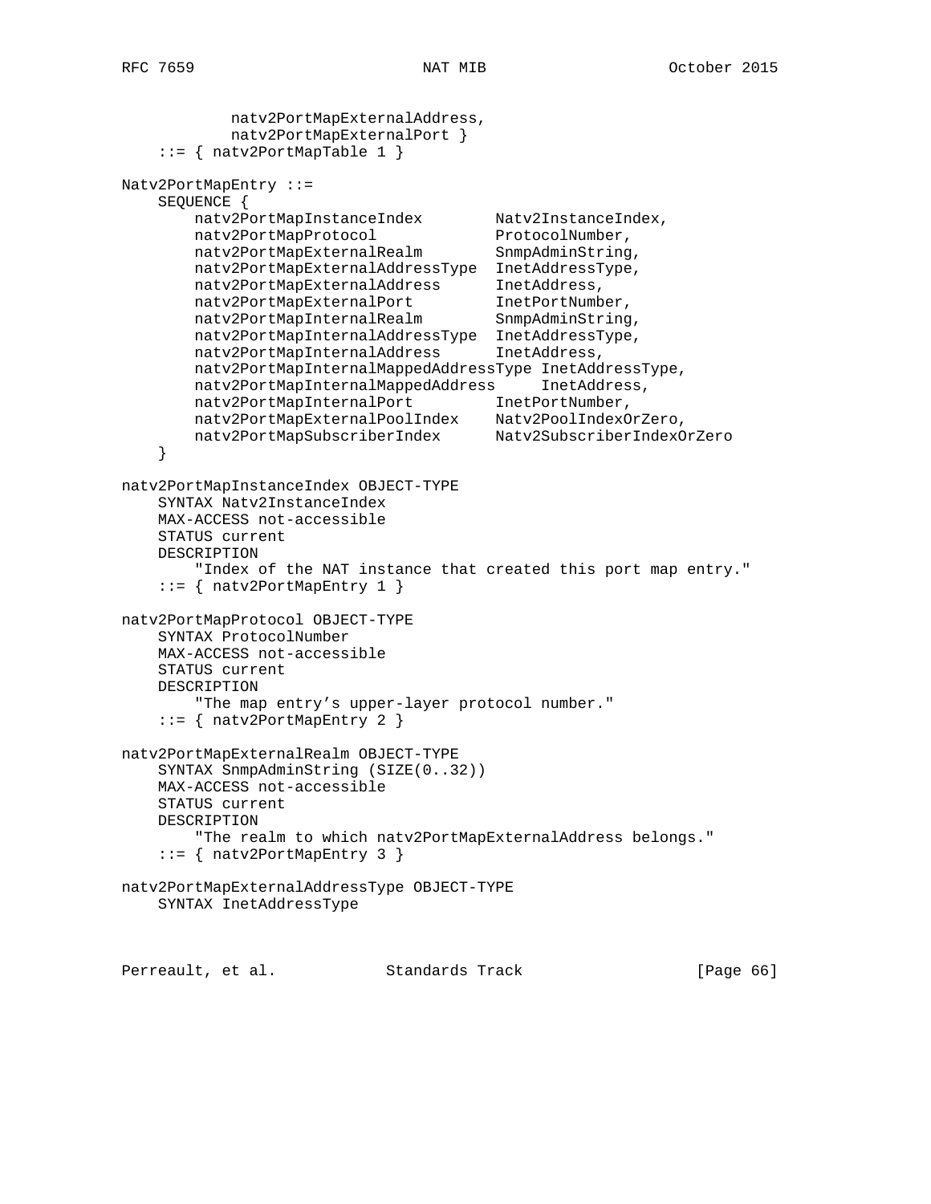```
            natv2PortMapExternalAddress,
            natv2PortMapExternalPort }
    ::= { natv2PortMapTable 1 }

Natv2PortMapEntry ::=
    SEQUENCE {
        natv2PortMapInstanceIndex        Natv2InstanceIndex,
        natv2PortMapProtocol             ProtocolNumber,
        natv2PortMapExternalRealm        SnmpAdminString,
        natv2PortMapExternalAddressType  InetAddressType,
        natv2PortMapExternalAddress      InetAddress,
        natv2PortMapExternalPort         InetPortNumber,
        natv2PortMapInternalRealm        SnmpAdminString,
        natv2PortMapInternalAddressType  InetAddressType,
        natv2PortMapInternalAddress      InetAddress,
        natv2PortMapInternalMappedAddressType InetAddressType,
        natv2PortMapInternalMappedAddress     InetAddress,
        natv2PortMapInternalPort         InetPortNumber,
        natv2PortMapExternalPoolIndex    Natv2PoolIndexOrZero,
        natv2PortMapSubscriberIndex      Natv2SubscriberIndexOrZero
    }

natv2PortMapInstanceIndex OBJECT-TYPE
    SYNTAX Natv2InstanceIndex
    MAX-ACCESS not-accessible
    STATUS current
    DESCRIPTION
        "Index of the NAT instance that created this port map entry."
    ::= { natv2PortMapEntry 1 }

natv2PortMapProtocol OBJECT-TYPE
    SYNTAX ProtocolNumber
    MAX-ACCESS not-accessible
    STATUS current
    DESCRIPTION
        "The map entry's upper-layer protocol number."
    ::= { natv2PortMapEntry 2 }

natv2PortMapExternalRealm OBJECT-TYPE
    SYNTAX SnmpAdminString (SIZE(0..32))
    MAX-ACCESS not-accessible
    STATUS current
    DESCRIPTION
        "The realm to which natv2PortMapExternalAddress belongs."
    ::= { natv2PortMapEntry 3 }

natv2PortMapExternalAddressType OBJECT-TYPE
    SYNTAX InetAddressType
```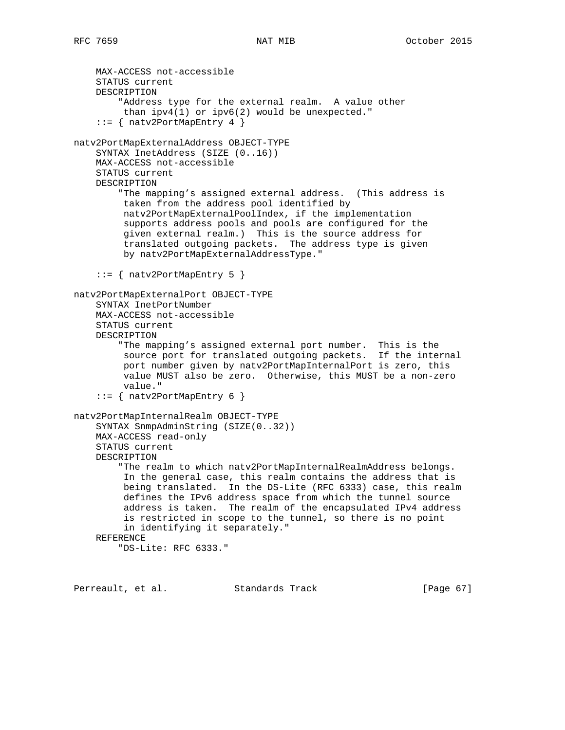```
    MAX-ACCESS not-accessible
    STATUS current
    DESCRIPTION
        "Address type for the external realm.  A value other
         than ipv4(1) or ipv6(2) would be unexpected."
    ::= { natv2PortMapEntry 4 }

natv2PortMapExternalAddress OBJECT-TYPE
    SYNTAX InetAddress (SIZE (0..16))
    MAX-ACCESS not-accessible
    STATUS current
    DESCRIPTION
        "The mapping's assigned external address.  (This address is
         taken from the address pool identified by
         natv2PortMapExternalPoolIndex, if the implementation
         supports address pools and pools are configured for the
         given external realm.)  This is the source address for
         translated outgoing packets.  The address type is given
         by natv2PortMapExternalAddressType."

    ::= { natv2PortMapEntry 5 }

natv2PortMapExternalPort OBJECT-TYPE
    SYNTAX InetPortNumber
    MAX-ACCESS not-accessible
    STATUS current
    DESCRIPTION
        "The mapping's assigned external port number.  This is the
         source port for translated outgoing packets.  If the internal
         port number given by natv2PortMapInternalPort is zero, this
         value MUST also be zero.  Otherwise, this MUST be a non-zero
         value."
    ::= { natv2PortMapEntry 6 }

natv2PortMapInternalRealm OBJECT-TYPE
    SYNTAX SnmpAdminString (SIZE(0..32))
    MAX-ACCESS read-only
    STATUS current
    DESCRIPTION
        "The realm to which natv2PortMapInternalRealmAddress belongs.
         In the general case, this realm contains the address that is
         being translated.  In the DS-Lite (RFC 6333) case, this realm
         defines the IPv6 address space from which the tunnel source
         address is taken.  The realm of the encapsulated IPv4 address
         is restricted in scope to the tunnel, so there is no point
         in identifying it separately."
    REFERENCE
        "DS-Lite: RFC 6333."
```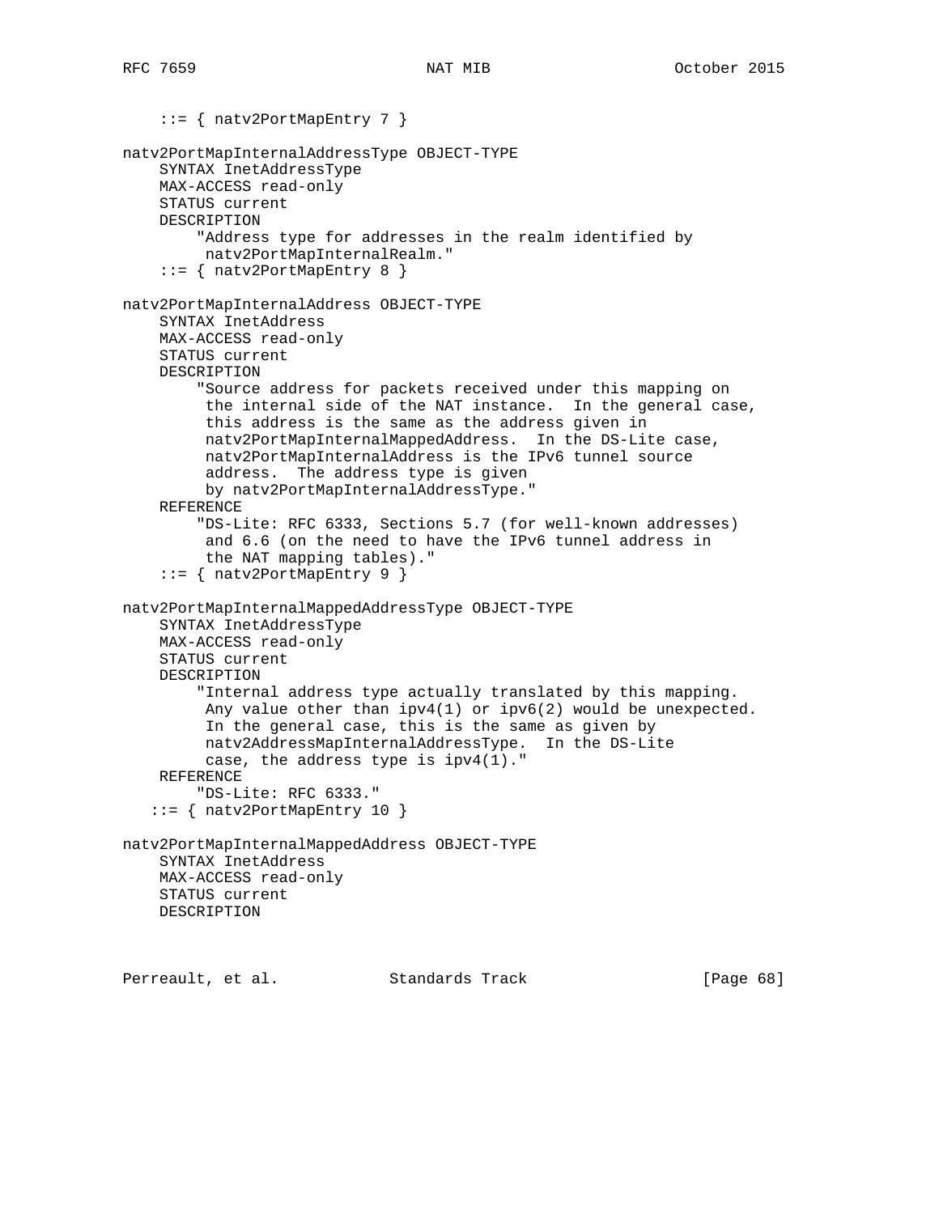```
    ::= { natv2PortMapEntry 7 }

natv2PortMapInternalAddressType OBJECT-TYPE
    SYNTAX InetAddressType
    MAX-ACCESS read-only
    STATUS current
    DESCRIPTION
        "Address type for addresses in the realm identified by
         natv2PortMapInternalRealm."
    ::= { natv2PortMapEntry 8 }

natv2PortMapInternalAddress OBJECT-TYPE
    SYNTAX InetAddress
    MAX-ACCESS read-only
    STATUS current
    DESCRIPTION
        "Source address for packets received under this mapping on
         the internal side of the NAT instance.  In the general case,
         this address is the same as the address given in
         natv2PortMapInternalMappedAddress.  In the DS-Lite case,
         natv2PortMapInternalAddress is the IPv6 tunnel source
         address.  The address type is given
         by natv2PortMapInternalAddressType."
    REFERENCE
        "DS-Lite: RFC 6333, Sections 5.7 (for well-known addresses)
         and 6.6 (on the need to have the IPv6 tunnel address in
         the NAT mapping tables)."
    ::= { natv2PortMapEntry 9 }

natv2PortMapInternalMappedAddressType OBJECT-TYPE
    SYNTAX InetAddressType
    MAX-ACCESS read-only
    STATUS current
    DESCRIPTION
        "Internal address type actually translated by this mapping.
         Any value other than ipv4(1) or ipv6(2) would be unexpected.
         In the general case, this is the same as given by
         natv2AddressMapInternalAddressType.  In the DS-Lite
         case, the address type is ipv4(1)."
    REFERENCE
        "DS-Lite: RFC 6333."
   ::= { natv2PortMapEntry 10 }

natv2PortMapInternalMappedAddress OBJECT-TYPE
    SYNTAX InetAddress
    MAX-ACCESS read-only
    STATUS current
    DESCRIPTION
```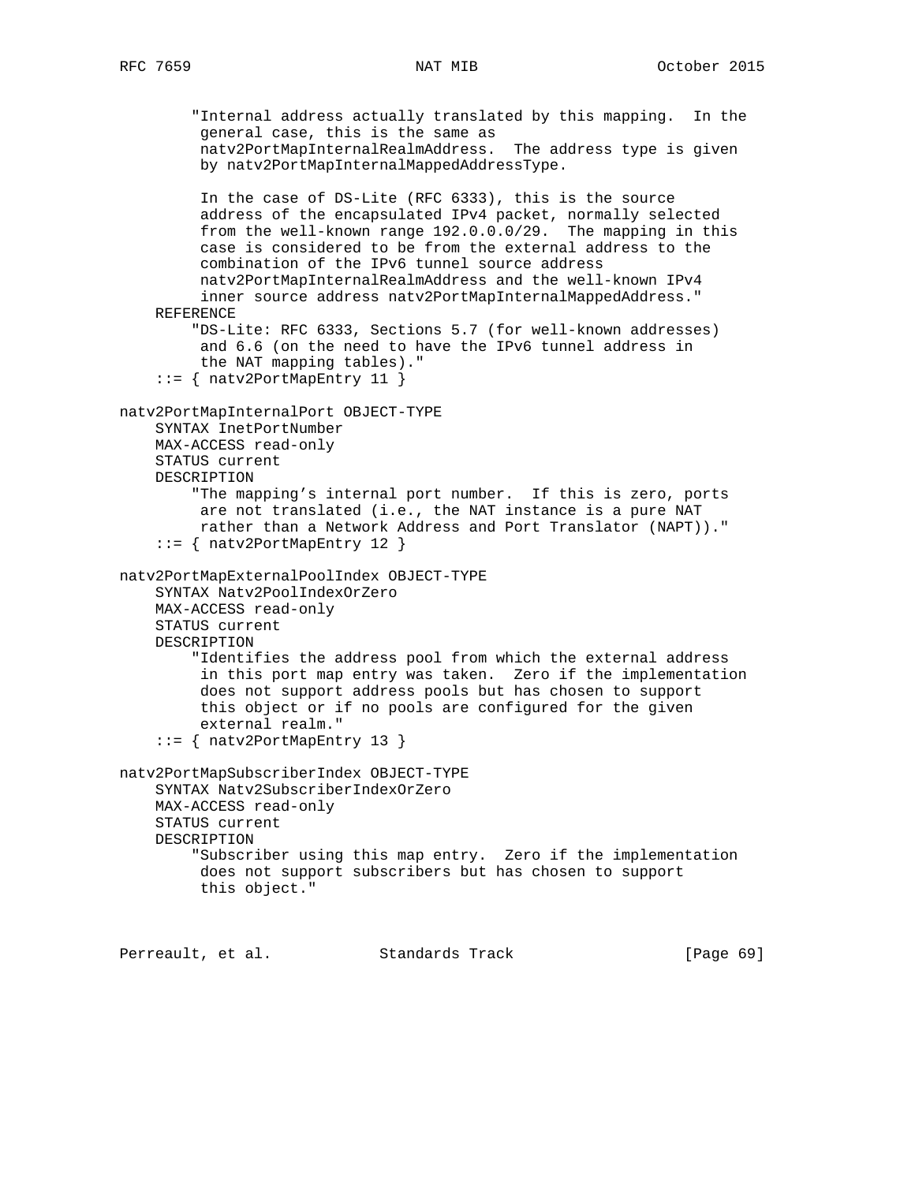```
        "Internal address actually translated by this mapping.  In the
         general case, this is the same as
         natv2PortMapInternalRealmAddress.  The address type is given
         by natv2PortMapInternalMappedAddressType.

         In the case of DS-Lite (RFC 6333), this is the source
         address of the encapsulated IPv4 packet, normally selected
         from the well-known range 192.0.0.0/29.  The mapping in this
         case is considered to be from the external address to the
         combination of the IPv6 tunnel source address
         natv2PortMapInternalRealmAddress and the well-known IPv4
         inner source address natv2PortMapInternalMappedAddress."
    REFERENCE
        "DS-Lite: RFC 6333, Sections 5.7 (for well-known addresses)
         and 6.6 (on the need to have the IPv6 tunnel address in
         the NAT mapping tables)."
    ::= { natv2PortMapEntry 11 }

natv2PortMapInternalPort OBJECT-TYPE
    SYNTAX InetPortNumber
    MAX-ACCESS read-only
    STATUS current
    DESCRIPTION
        "The mapping's internal port number.  If this is zero, ports
         are not translated (i.e., the NAT instance is a pure NAT
         rather than a Network Address and Port Translator (NAPT))."
    ::= { natv2PortMapEntry 12 }

natv2PortMapExternalPoolIndex OBJECT-TYPE
    SYNTAX Natv2PoolIndexOrZero
    MAX-ACCESS read-only
    STATUS current
    DESCRIPTION
        "Identifies the address pool from which the external address
         in this port map entry was taken.  Zero if the implementation
         does not support address pools but has chosen to support
         this object or if no pools are configured for the given
         external realm."
    ::= { natv2PortMapEntry 13 }

natv2PortMapSubscriberIndex OBJECT-TYPE
    SYNTAX Natv2SubscriberIndexOrZero
    MAX-ACCESS read-only
    STATUS current
    DESCRIPTION
        "Subscriber using this map entry.  Zero if the implementation
         does not support subscribers but has chosen to support
         this object."
```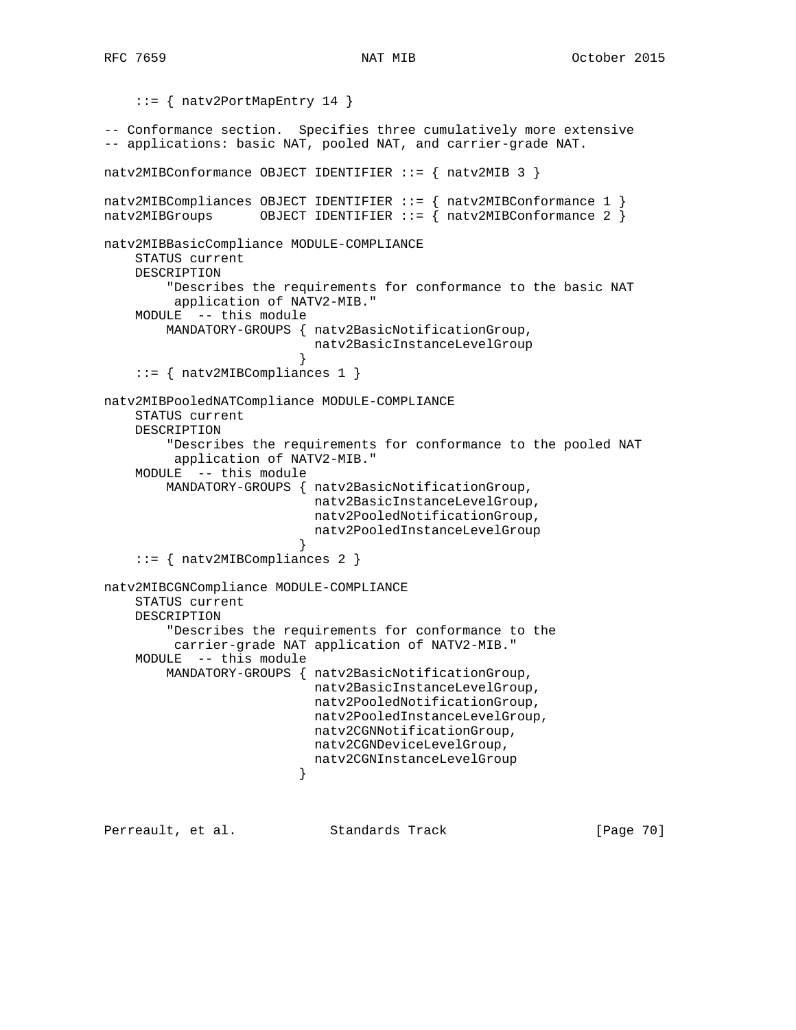```
    ::= { natv2PortMapEntry 14 }

-- Conformance section.  Specifies three cumulatively more extensive
-- applications: basic NAT, pooled NAT, and carrier-grade NAT.

natv2MIBConformance OBJECT IDENTIFIER ::= { natv2MIB 3 }

natv2MIBCompliances OBJECT IDENTIFIER ::= { natv2MIBConformance 1 }
natv2MIBGroups      OBJECT IDENTIFIER ::= { natv2MIBConformance 2 }

natv2MIBBasicCompliance MODULE-COMPLIANCE
    STATUS current
    DESCRIPTION
        "Describes the requirements for conformance to the basic NAT
         application of NATV2-MIB."
    MODULE  -- this module
        MANDATORY-GROUPS { natv2BasicNotificationGroup,
                           natv2BasicInstanceLevelGroup
                         }
    ::= { natv2MIBCompliances 1 }

natv2MIBPooledNATCompliance MODULE-COMPLIANCE
    STATUS current
    DESCRIPTION
        "Describes the requirements for conformance to the pooled NAT
         application of NATV2-MIB."
    MODULE  -- this module
        MANDATORY-GROUPS { natv2BasicNotificationGroup,
                           natv2BasicInstanceLevelGroup,
                           natv2PooledNotificationGroup,
                           natv2PooledInstanceLevelGroup
                         }
    ::= { natv2MIBCompliances 2 }

natv2MIBCGNCompliance MODULE-COMPLIANCE
    STATUS current
    DESCRIPTION
        "Describes the requirements for conformance to the
         carrier-grade NAT application of NATV2-MIB."
    MODULE  -- this module
        MANDATORY-GROUPS { natv2BasicNotificationGroup,
                           natv2BasicInstanceLevelGroup,
                           natv2PooledNotificationGroup,
                           natv2PooledInstanceLevelGroup,
                           natv2CGNNotificationGroup,
                           natv2CGNDeviceLevelGroup,
                           natv2CGNInstanceLevelGroup
                         }
```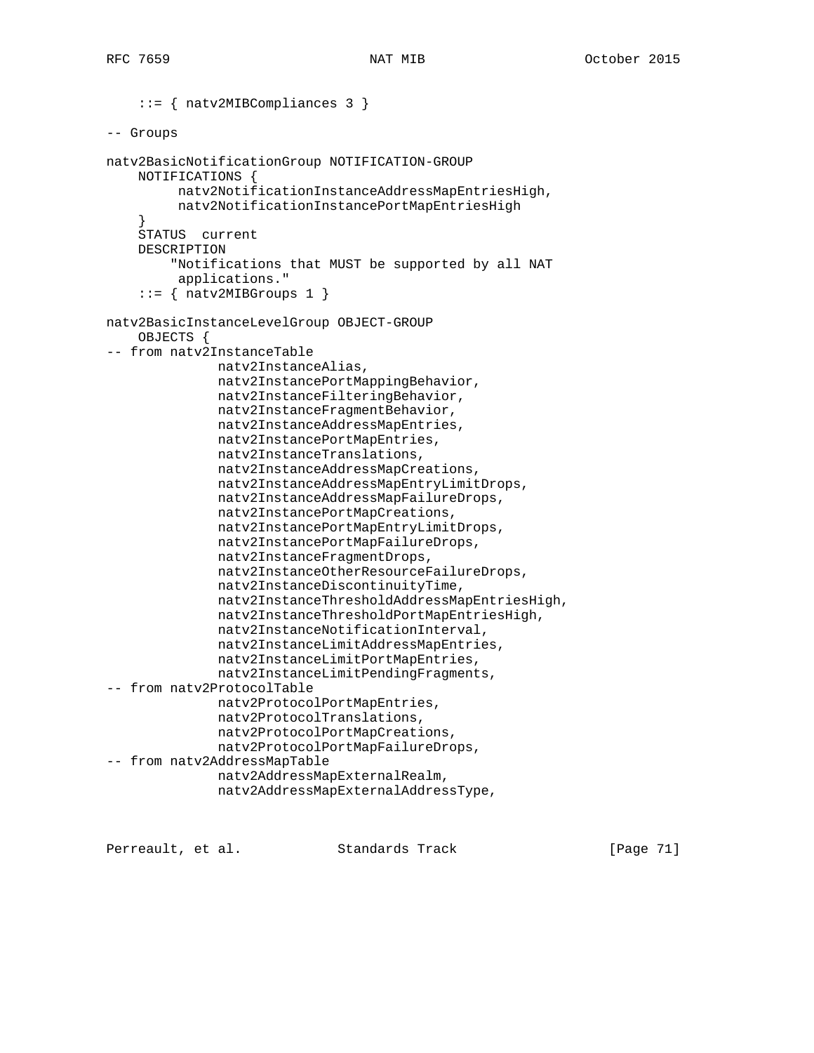```
    ::= { natv2MIBCompliances 3 }

-- Groups

natv2BasicNotificationGroup NOTIFICATION-GROUP
    NOTIFICATIONS {
         natv2NotificationInstanceAddressMapEntriesHigh,
         natv2NotificationInstancePortMapEntriesHigh
    }
    STATUS  current
    DESCRIPTION
        "Notifications that MUST be supported by all NAT
         applications."
    ::= { natv2MIBGroups 1 }

natv2BasicInstanceLevelGroup OBJECT-GROUP
    OBJECTS {
-- from natv2InstanceTable
              natv2InstanceAlias,
              natv2InstancePortMappingBehavior,
              natv2InstanceFilteringBehavior,
              natv2InstanceFragmentBehavior,
              natv2InstanceAddressMapEntries,
              natv2InstancePortMapEntries,
              natv2InstanceTranslations,
              natv2InstanceAddressMapCreations,
              natv2InstanceAddressMapEntryLimitDrops,
              natv2InstanceAddressMapFailureDrops,
              natv2InstancePortMapCreations,
              natv2InstancePortMapEntryLimitDrops,
              natv2InstancePortMapFailureDrops,
              natv2InstanceFragmentDrops,
              natv2InstanceOtherResourceFailureDrops,
              natv2InstanceDiscontinuityTime,
              natv2InstanceThresholdAddressMapEntriesHigh,
              natv2InstanceThresholdPortMapEntriesHigh,
              natv2InstanceNotificationInterval,
              natv2InstanceLimitAddressMapEntries,
              natv2InstanceLimitPortMapEntries,
              natv2InstanceLimitPendingFragments,
-- from natv2ProtocolTable
              natv2ProtocolPortMapEntries,
              natv2ProtocolTranslations,
              natv2ProtocolPortMapCreations,
              natv2ProtocolPortMapFailureDrops,
-- from natv2AddressMapTable
              natv2AddressMapExternalRealm,
              natv2AddressMapExternalAddressType,
```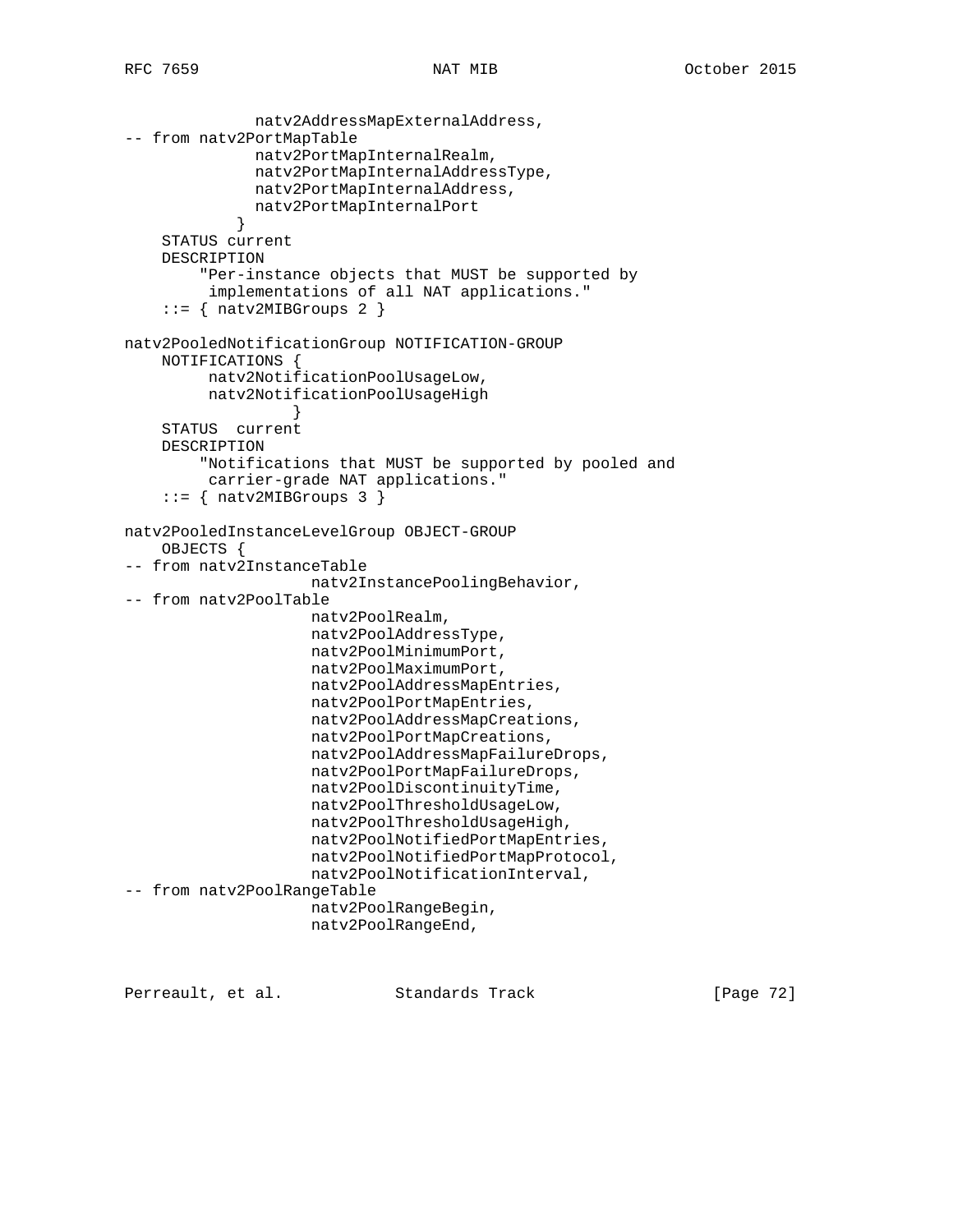```
              natv2AddressMapExternalAddress,
-- from natv2PortMapTable
              natv2PortMapInternalRealm,
              natv2PortMapInternalAddressType,
              natv2PortMapInternalAddress,
              natv2PortMapInternalPort
            }
    STATUS current
    DESCRIPTION
        "Per-instance objects that MUST be supported by
         implementations of all NAT applications."
    ::= { natv2MIBGroups 2 }

natv2PooledNotificationGroup NOTIFICATION-GROUP
    NOTIFICATIONS {
         natv2NotificationPoolUsageLow,
         natv2NotificationPoolUsageHigh
                  }
    STATUS  current
    DESCRIPTION
        "Notifications that MUST be supported by pooled and
         carrier-grade NAT applications."
    ::= { natv2MIBGroups 3 }

natv2PooledInstanceLevelGroup OBJECT-GROUP
    OBJECTS {
-- from natv2InstanceTable
                    natv2InstancePoolingBehavior,
-- from natv2PoolTable
                    natv2PoolRealm,
                    natv2PoolAddressType,
                    natv2PoolMinimumPort,
                    natv2PoolMaximumPort,
                    natv2PoolAddressMapEntries,
                    natv2PoolPortMapEntries,
                    natv2PoolAddressMapCreations,
                    natv2PoolPortMapCreations,
                    natv2PoolAddressMapFailureDrops,
                    natv2PoolPortMapFailureDrops,
                    natv2PoolDiscontinuityTime,
                    natv2PoolThresholdUsageLow,
                    natv2PoolThresholdUsageHigh,
                    natv2PoolNotifiedPortMapEntries,
                    natv2PoolNotifiedPortMapProtocol,
                    natv2PoolNotificationInterval,
-- from natv2PoolRangeTable
                    natv2PoolRangeBegin,
                    natv2PoolRangeEnd,
```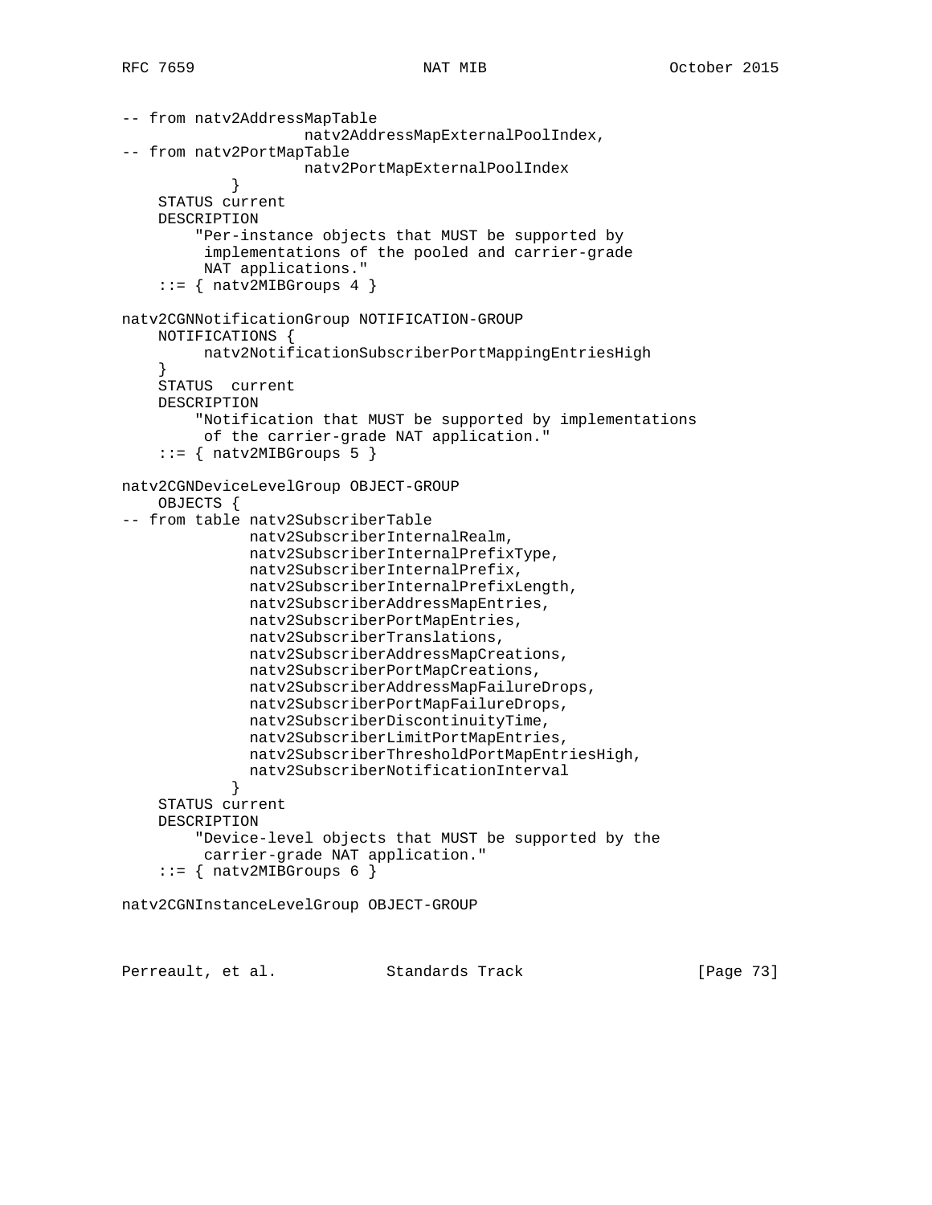```
-- from natv2AddressMapTable
                    natv2AddressMapExternalPoolIndex,
-- from natv2PortMapTable
                    natv2PortMapExternalPoolIndex
            }
    STATUS current
    DESCRIPTION
        "Per-instance objects that MUST be supported by
         implementations of the pooled and carrier-grade
         NAT applications."
    ::= { natv2MIBGroups 4 }

natv2CGNNotificationGroup NOTIFICATION-GROUP
    NOTIFICATIONS {
         natv2NotificationSubscriberPortMappingEntriesHigh
    }
    STATUS  current
    DESCRIPTION
        "Notification that MUST be supported by implementations
         of the carrier-grade NAT application."
    ::= { natv2MIBGroups 5 }

natv2CGNDeviceLevelGroup OBJECT-GROUP
    OBJECTS {
-- from table natv2SubscriberTable
              natv2SubscriberInternalRealm,
              natv2SubscriberInternalPrefixType,
              natv2SubscriberInternalPrefix,
              natv2SubscriberInternalPrefixLength,
              natv2SubscriberAddressMapEntries,
              natv2SubscriberPortMapEntries,
              natv2SubscriberTranslations,
              natv2SubscriberAddressMapCreations,
              natv2SubscriberPortMapCreations,
              natv2SubscriberAddressMapFailureDrops,
              natv2SubscriberPortMapFailureDrops,
              natv2SubscriberDiscontinuityTime,
              natv2SubscriberLimitPortMapEntries,
              natv2SubscriberThresholdPortMapEntriesHigh,
              natv2SubscriberNotificationInterval
            }
    STATUS current
    DESCRIPTION
        "Device-level objects that MUST be supported by the
         carrier-grade NAT application."
    ::= { natv2MIBGroups 6 }

natv2CGNInstanceLevelGroup OBJECT-GROUP
```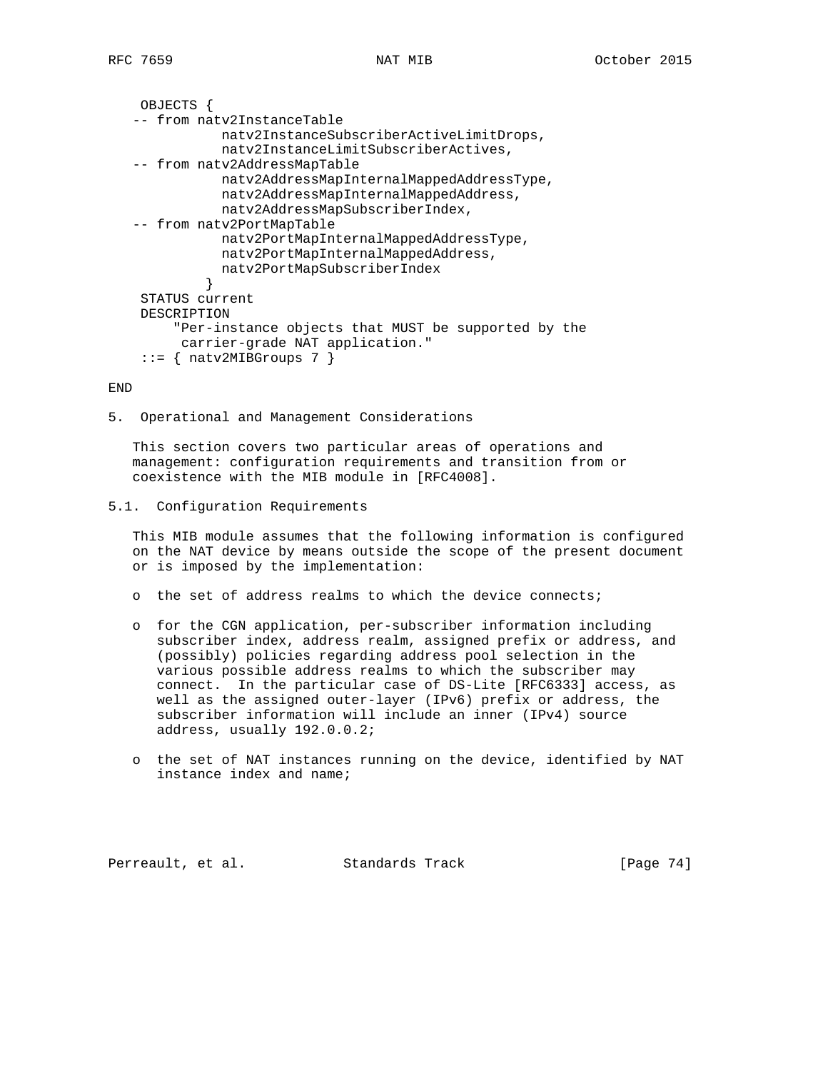```
     OBJECTS {
   -- from natv2InstanceTable
               natv2InstanceSubscriberActiveLimitDrops,
               natv2InstanceLimitSubscriberActives,
   -- from natv2AddressMapTable
               natv2AddressMapInternalMappedAddressType,
               natv2AddressMapInternalMappedAddress,
               natv2AddressMapSubscriberIndex,
   -- from natv2PortMapTable
               natv2PortMapInternalMappedAddressType,
               natv2PortMapInternalMappedAddress,
               natv2PortMapSubscriberIndex
             }
     STATUS current
     DESCRIPTION
         "Per-instance objects that MUST be supported by the
          carrier-grade NAT application."
     ::= { natv2MIBGroups 7 }

END
```

## 5. Operational and Management Considerations

This section covers two particular areas of operations and management: configuration requirements and transition from or coexistence with the MIB module in [RFC4008].

### 5.1. Configuration Requirements

This MIB module assumes that the following information is configured on the NAT device by means outside the scope of the present document or is imposed by the implementation:

- the set of address realms to which the device connects;

- for the CGN application, per-subscriber information including subscriber index, address realm, assigned prefix or address, and (possibly) policies regarding address pool selection in the various possible address realms to which the subscriber may connect. In the particular case of DS-Lite [RFC6333] access, as well as the assigned outer-layer (IPv6) prefix or address, the subscriber information will include an inner (IPv4) source address, usually 192.0.0.2;

- the set of NAT instances running on the device, identified by NAT instance index and name;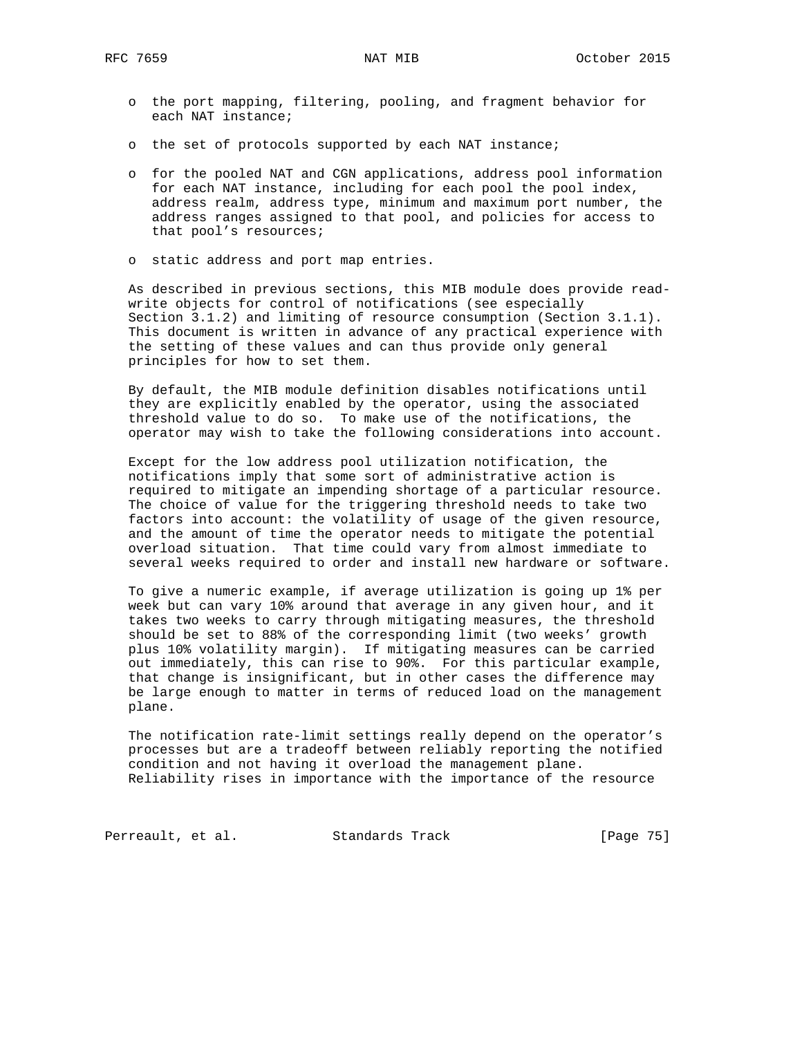- the port mapping, filtering, pooling, and fragment behavior for each NAT instance;
- the set of protocols supported by each NAT instance;
- for the pooled NAT and CGN applications, address pool information for each NAT instance, including for each pool the pool index, address realm, address type, minimum and maximum port number, the address ranges assigned to that pool, and policies for access to that pool's resources;
- static address and port map entries.

As described in previous sections, this MIB module does provide read-write objects for control of notifications (see especially Section 3.1.2) and limiting of resource consumption (Section 3.1.1). This document is written in advance of any practical experience with the setting of these values and can thus provide only general principles for how to set them.

By default, the MIB module definition disables notifications until they are explicitly enabled by the operator, using the associated threshold value to do so. To make use of the notifications, the operator may wish to take the following considerations into account.

Except for the low address pool utilization notification, the notifications imply that some sort of administrative action is required to mitigate an impending shortage of a particular resource. The choice of value for the triggering threshold needs to take two factors into account: the volatility of usage of the given resource, and the amount of time the operator needs to mitigate the potential overload situation. That time could vary from almost immediate to several weeks required to order and install new hardware or software.

To give a numeric example, if average utilization is going up 1% per week but can vary 10% around that average in any given hour, and it takes two weeks to carry through mitigating measures, the threshold should be set to 88% of the corresponding limit (two weeks' growth plus 10% volatility margin). If mitigating measures can be carried out immediately, this can rise to 90%. For this particular example, that change is insignificant, but in other cases the difference may be large enough to matter in terms of reduced load on the management plane.

The notification rate-limit settings really depend on the operator's processes but are a tradeoff between reliably reporting the notified condition and not having it overload the management plane. Reliability rises in importance with the importance of the resource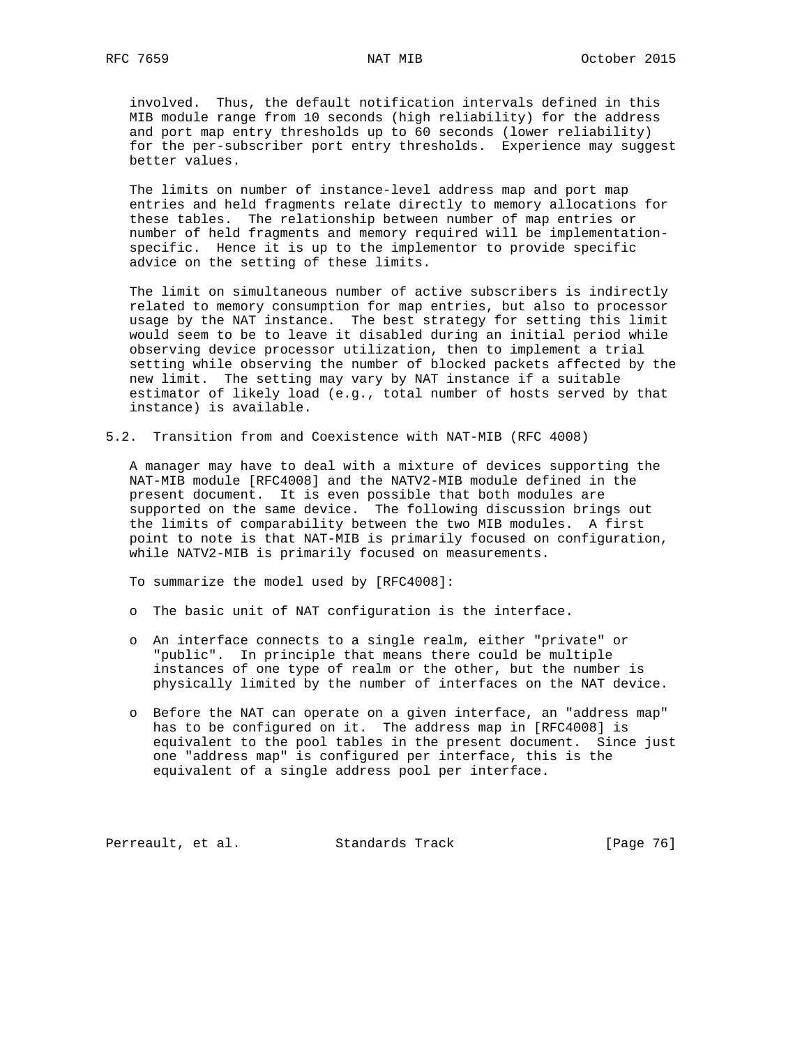involved. Thus, the default notification intervals defined in this MIB module range from 10 seconds (high reliability) for the address and port map entry thresholds up to 60 seconds (lower reliability) for the per-subscriber port entry thresholds. Experience may suggest better values.

The limits on number of instance-level address map and port map entries and held fragments relate directly to memory allocations for these tables. The relationship between number of map entries or number of held fragments and memory required will be implementation-specific. Hence it is up to the implementor to provide specific advice on the setting of these limits.

The limit on simultaneous number of active subscribers is indirectly related to memory consumption for map entries, but also to processor usage by the NAT instance. The best strategy for setting this limit would seem to be to leave it disabled during an initial period while observing device processor utilization, then to implement a trial setting while observing the number of blocked packets affected by the new limit. The setting may vary by NAT instance if a suitable estimator of likely load (e.g., total number of hosts served by that instance) is available.

## 5.2. Transition from and Coexistence with NAT-MIB (RFC 4008)

A manager may have to deal with a mixture of devices supporting the NAT-MIB module [RFC4008] and the NATV2-MIB module defined in the present document. It is even possible that both modules are supported on the same device. The following discussion brings out the limits of comparability between the two MIB modules. A first point to note is that NAT-MIB is primarily focused on configuration, while NATV2-MIB is primarily focused on measurements.

To summarize the model used by [RFC4008]:

- The basic unit of NAT configuration is the interface.
- An interface connects to a single realm, either "private" or "public". In principle that means there could be multiple instances of one type of realm or the other, but the number is physically limited by the number of interfaces on the NAT device.
- Before the NAT can operate on a given interface, an "address map" has to be configured on it. The address map in [RFC4008] is equivalent to the pool tables in the present document. Since just one "address map" is configured per interface, this is the equivalent of a single address pool per interface.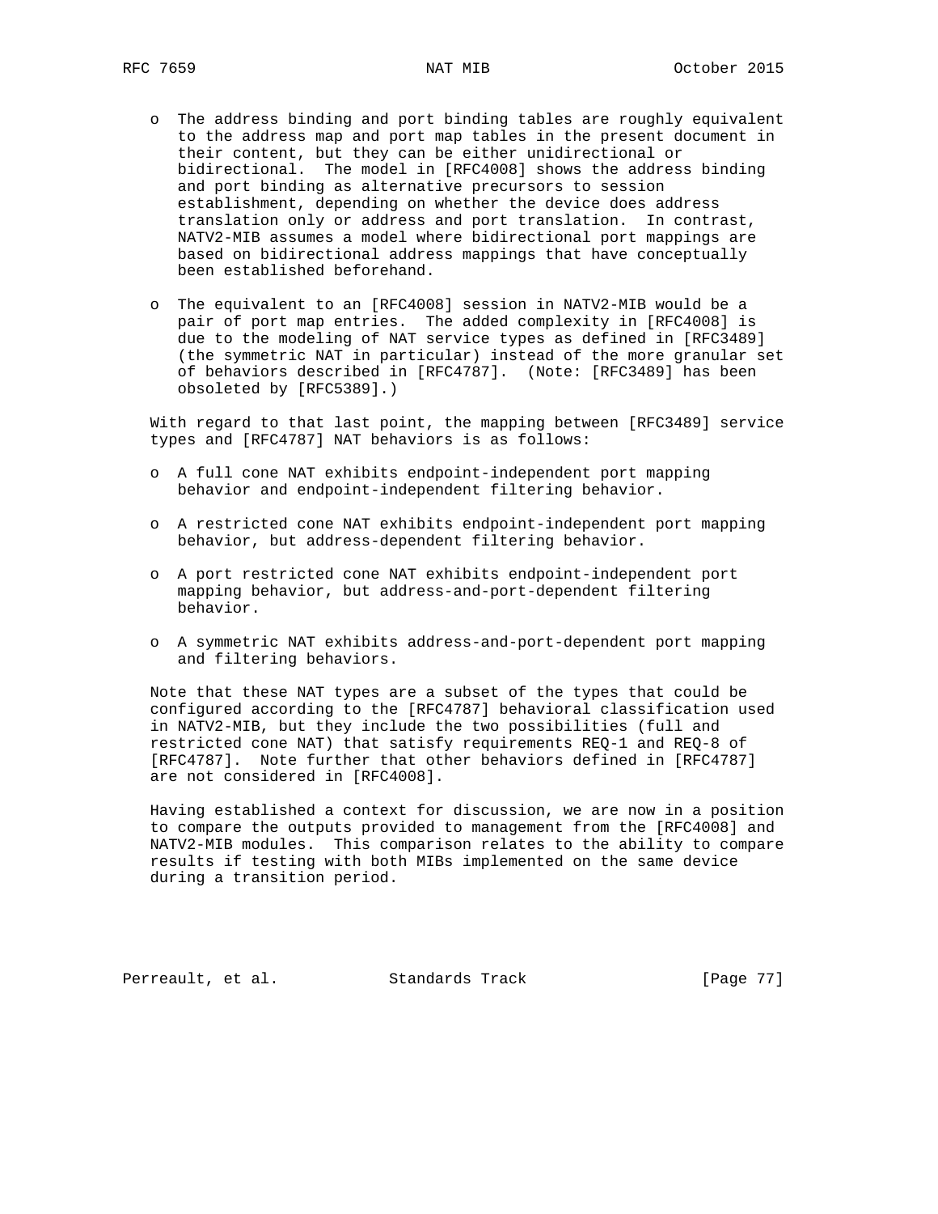- The address binding and port binding tables are roughly equivalent to the address map and port map tables in the present document in their content, but they can be either unidirectional or bidirectional. The model in [RFC4008] shows the address binding and port binding as alternative precursors to session establishment, depending on whether the device does address translation only or address and port translation. In contrast, NATV2-MIB assumes a model where bidirectional port mappings are based on bidirectional address mappings that have conceptually been established beforehand.

- The equivalent to an [RFC4008] session in NATV2-MIB would be a pair of port map entries. The added complexity in [RFC4008] is due to the modeling of NAT service types as defined in [RFC3489] (the symmetric NAT in particular) instead of the more granular set of behaviors described in [RFC4787]. (Note: [RFC3489] has been obsoleted by [RFC5389].)

With regard to that last point, the mapping between [RFC3489] service types and [RFC4787] NAT behaviors is as follows:

- A full cone NAT exhibits endpoint-independent port mapping behavior and endpoint-independent filtering behavior.

- A restricted cone NAT exhibits endpoint-independent port mapping behavior, but address-dependent filtering behavior.

- A port restricted cone NAT exhibits endpoint-independent port mapping behavior, but address-and-port-dependent filtering behavior.

- A symmetric NAT exhibits address-and-port-dependent port mapping and filtering behaviors.

Note that these NAT types are a subset of the types that could be configured according to the [RFC4787] behavioral classification used in NATV2-MIB, but they include the two possibilities (full and restricted cone NAT) that satisfy requirements REQ-1 and REQ-8 of [RFC4787]. Note further that other behaviors defined in [RFC4787] are not considered in [RFC4008].

Having established a context for discussion, we are now in a position to compare the outputs provided to management from the [RFC4008] and NATV2-MIB modules. This comparison relates to the ability to compare results if testing with both MIBs implemented on the same device during a transition period.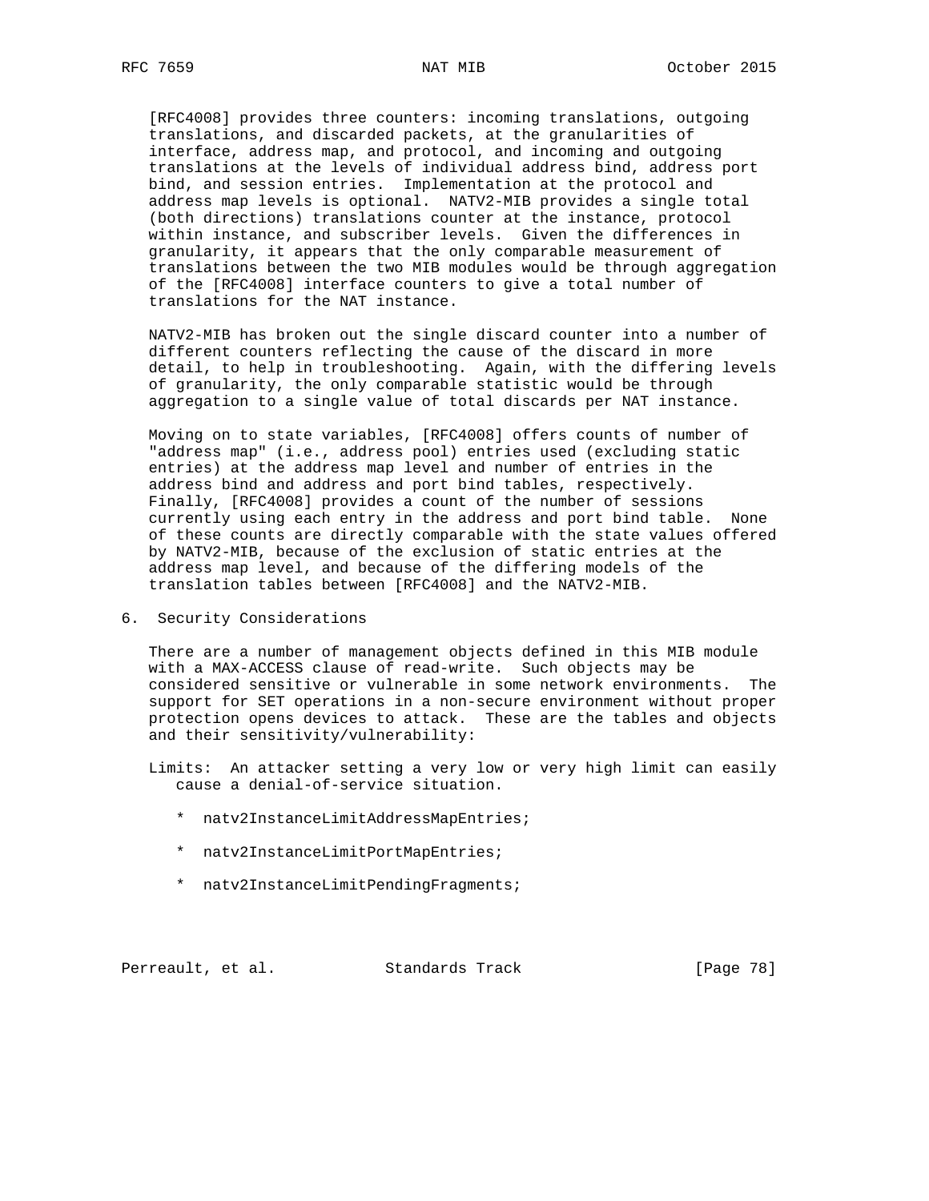[RFC4008] provides three counters: incoming translations, outgoing translations, and discarded packets, at the granularities of interface, address map, and protocol, and incoming and outgoing translations at the levels of individual address bind, address port bind, and session entries. Implementation at the protocol and address map levels is optional. NATV2-MIB provides a single total (both directions) translations counter at the instance, protocol within instance, and subscriber levels. Given the differences in granularity, it appears that the only comparable measurement of translations between the two MIB modules would be through aggregation of the [RFC4008] interface counters to give a total number of translations for the NAT instance.

NATV2-MIB has broken out the single discard counter into a number of different counters reflecting the cause of the discard in more detail, to help in troubleshooting. Again, with the differing levels of granularity, the only comparable statistic would be through aggregation to a single value of total discards per NAT instance.

Moving on to state variables, [RFC4008] offers counts of number of "address map" (i.e., address pool) entries used (excluding static entries) at the address map level and number of entries in the address bind and address and port bind tables, respectively. Finally, [RFC4008] provides a count of the number of sessions currently using each entry in the address and port bind table. None of these counts are directly comparable with the state values offered by NATV2-MIB, because of the exclusion of static entries at the address map level, and because of the differing models of the translation tables between [RFC4008] and the NATV2-MIB.

## 6. Security Considerations

There are a number of management objects defined in this MIB module with a MAX-ACCESS clause of read-write. Such objects may be considered sensitive or vulnerable in some network environments. The support for SET operations in a non-secure environment without proper protection opens devices to attack. These are the tables and objects and their sensitivity/vulnerability:

Limits: An attacker setting a very low or very high limit can easily cause a denial-of-service situation.

* natv2InstanceLimitAddressMapEntries;
* natv2InstanceLimitPortMapEntries;
* natv2InstanceLimitPendingFragments;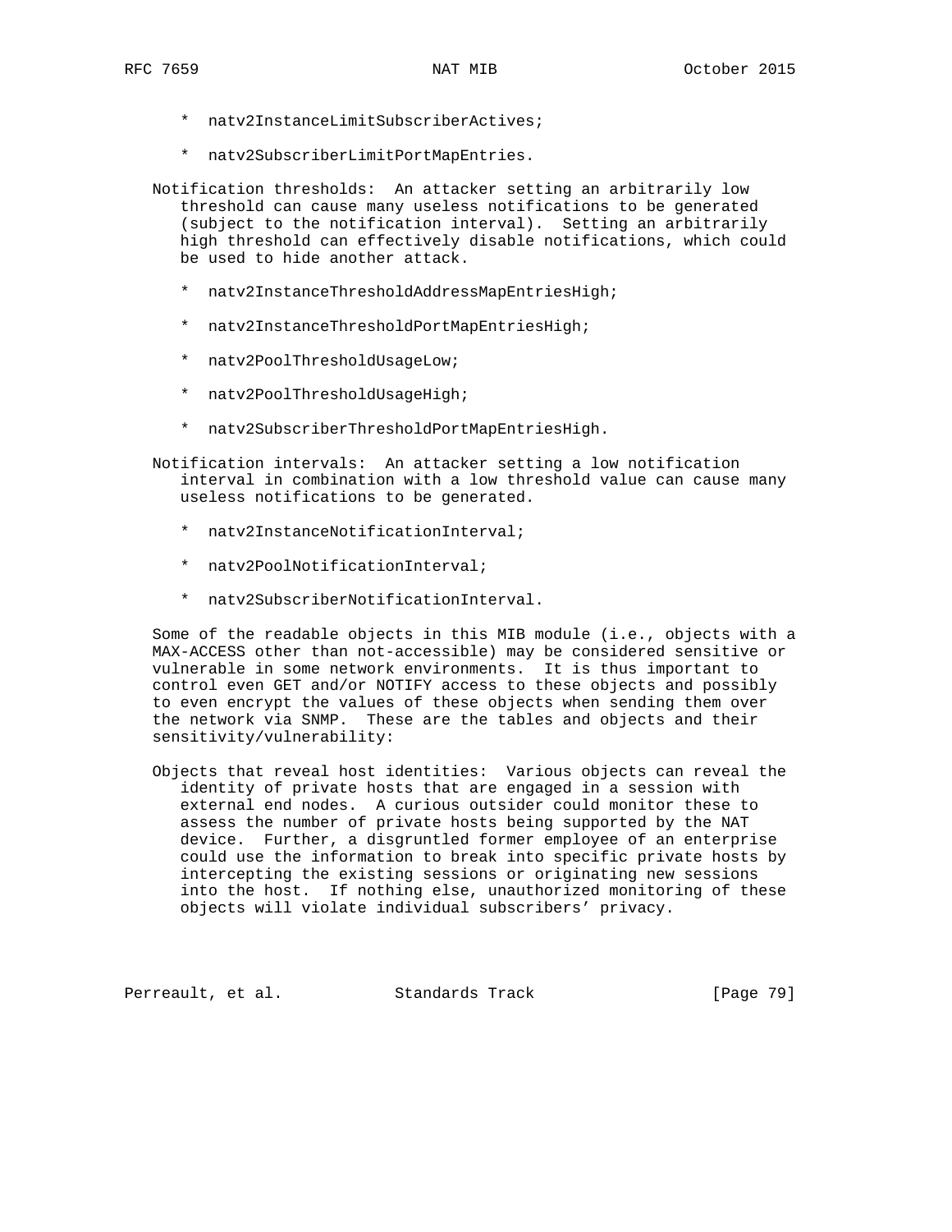* natv2InstanceLimitSubscriberActives;

* natv2SubscriberLimitPortMapEntries.

Notification thresholds: An attacker setting an arbitrarily low threshold can cause many useless notifications to be generated (subject to the notification interval). Setting an arbitrarily high threshold can effectively disable notifications, which could be used to hide another attack.

* natv2InstanceThresholdAddressMapEntriesHigh;

* natv2InstanceThresholdPortMapEntriesHigh;

* natv2PoolThresholdUsageLow;

* natv2PoolThresholdUsageHigh;

* natv2SubscriberThresholdPortMapEntriesHigh.

Notification intervals: An attacker setting a low notification interval in combination with a low threshold value can cause many useless notifications to be generated.

* natv2InstanceNotificationInterval;

* natv2PoolNotificationInterval;

* natv2SubscriberNotificationInterval.

Some of the readable objects in this MIB module (i.e., objects with a MAX-ACCESS other than not-accessible) may be considered sensitive or vulnerable in some network environments. It is thus important to control even GET and/or NOTIFY access to these objects and possibly to even encrypt the values of these objects when sending them over the network via SNMP. These are the tables and objects and their sensitivity/vulnerability:

Objects that reveal host identities: Various objects can reveal the identity of private hosts that are engaged in a session with external end nodes. A curious outsider could monitor these to assess the number of private hosts being supported by the NAT device. Further, a disgruntled former employee of an enterprise could use the information to break into specific private hosts by intercepting the existing sessions or originating new sessions into the host. If nothing else, unauthorized monitoring of these objects will violate individual subscribers' privacy.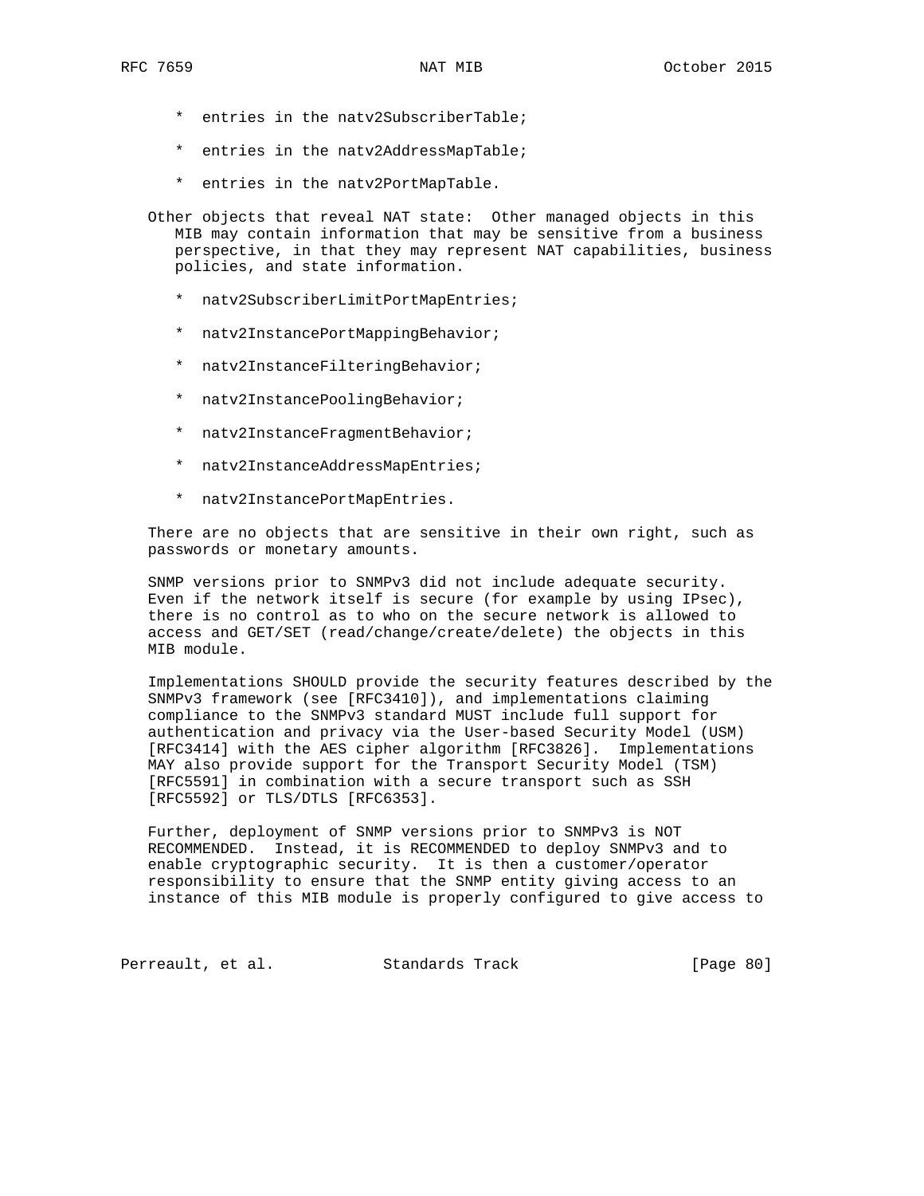* entries in the natv2SubscriberTable;
* entries in the natv2AddressMapTable;
* entries in the natv2PortMapTable.

Other objects that reveal NAT state: Other managed objects in this MIB may contain information that may be sensitive from a business perspective, in that they may represent NAT capabilities, business policies, and state information.

* natv2SubscriberLimitPortMapEntries;
* natv2InstancePortMappingBehavior;
* natv2InstanceFilteringBehavior;
* natv2InstancePoolingBehavior;
* natv2InstanceFragmentBehavior;
* natv2InstanceAddressMapEntries;
* natv2InstancePortMapEntries.

There are no objects that are sensitive in their own right, such as passwords or monetary amounts.

SNMP versions prior to SNMPv3 did not include adequate security. Even if the network itself is secure (for example by using IPsec), there is no control as to who on the secure network is allowed to access and GET/SET (read/change/create/delete) the objects in this MIB module.

Implementations SHOULD provide the security features described by the SNMPv3 framework (see [RFC3410]), and implementations claiming compliance to the SNMPv3 standard MUST include full support for authentication and privacy via the User-based Security Model (USM) [RFC3414] with the AES cipher algorithm [RFC3826]. Implementations MAY also provide support for the Transport Security Model (TSM) [RFC5591] in combination with a secure transport such as SSH [RFC5592] or TLS/DTLS [RFC6353].

Further, deployment of SNMP versions prior to SNMPv3 is NOT RECOMMENDED. Instead, it is RECOMMENDED to deploy SNMPv3 and to enable cryptographic security. It is then a customer/operator responsibility to ensure that the SNMP entity giving access to an instance of this MIB module is properly configured to give access to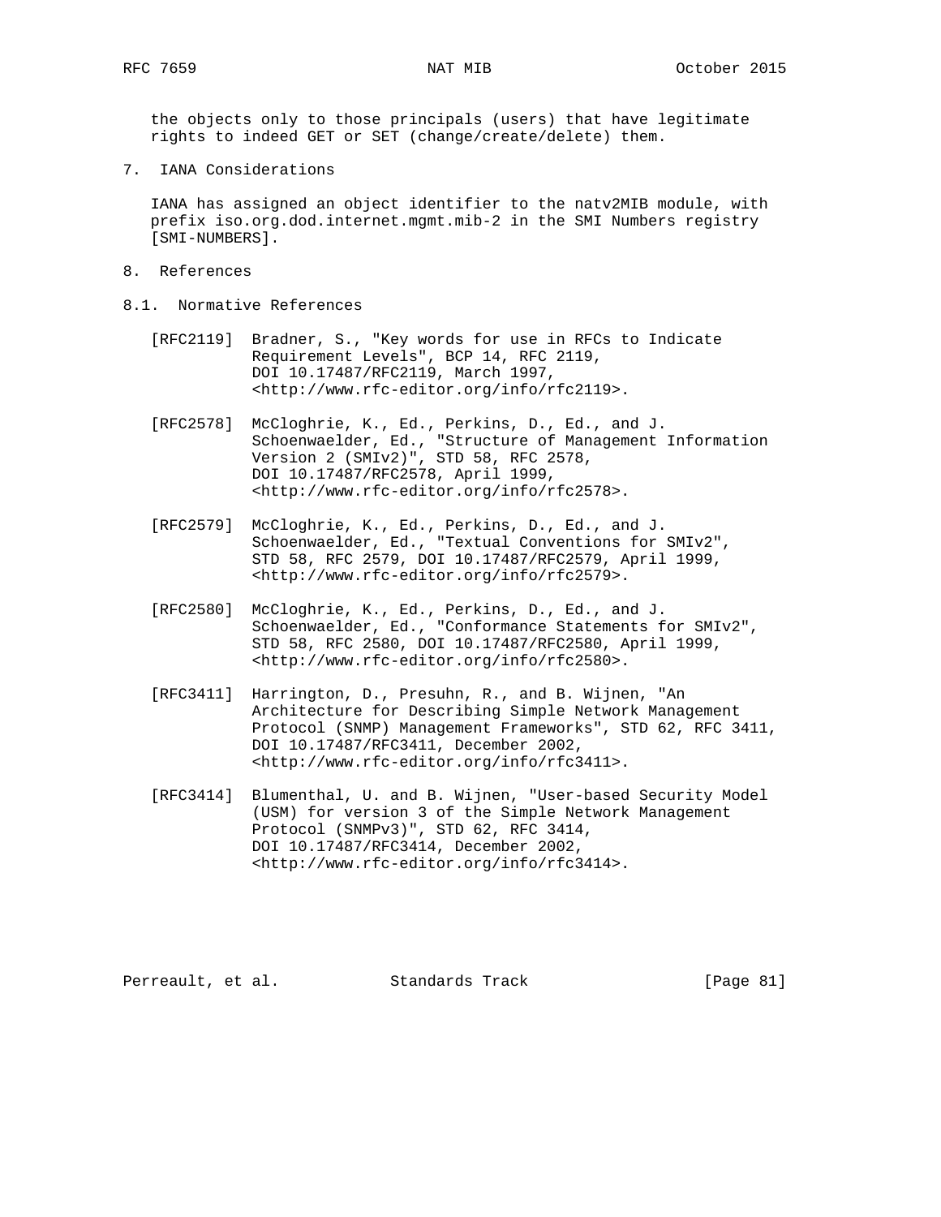the objects only to those principals (users) that have legitimate rights to indeed GET or SET (change/create/delete) them.

## 7. IANA Considerations

IANA has assigned an object identifier to the natv2MIB module, with prefix iso.org.dod.internet.mgmt.mib-2 in the SMI Numbers registry [SMI-NUMBERS].

## 8. References

### 8.1. Normative References

[RFC2119] Bradner, S., "Key words for use in RFCs to Indicate Requirement Levels", BCP 14, RFC 2119, DOI 10.17487/RFC2119, March 1997, <http://www.rfc-editor.org/info/rfc2119>.

[RFC2578] McCloghrie, K., Ed., Perkins, D., Ed., and J. Schoenwaelder, Ed., "Structure of Management Information Version 2 (SMIv2)", STD 58, RFC 2578, DOI 10.17487/RFC2578, April 1999, <http://www.rfc-editor.org/info/rfc2578>.

[RFC2579] McCloghrie, K., Ed., Perkins, D., Ed., and J. Schoenwaelder, Ed., "Textual Conventions for SMIv2", STD 58, RFC 2579, DOI 10.17487/RFC2579, April 1999, <http://www.rfc-editor.org/info/rfc2579>.

[RFC2580] McCloghrie, K., Ed., Perkins, D., Ed., and J. Schoenwaelder, Ed., "Conformance Statements for SMIv2", STD 58, RFC 2580, DOI 10.17487/RFC2580, April 1999, <http://www.rfc-editor.org/info/rfc2580>.

[RFC3411] Harrington, D., Presuhn, R., and B. Wijnen, "An Architecture for Describing Simple Network Management Protocol (SNMP) Management Frameworks", STD 62, RFC 3411, DOI 10.17487/RFC3411, December 2002, <http://www.rfc-editor.org/info/rfc3411>.

[RFC3414] Blumenthal, U. and B. Wijnen, "User-based Security Model (USM) for version 3 of the Simple Network Management Protocol (SNMPv3)", STD 62, RFC 3414, DOI 10.17487/RFC3414, December 2002, <http://www.rfc-editor.org/info/rfc3414>.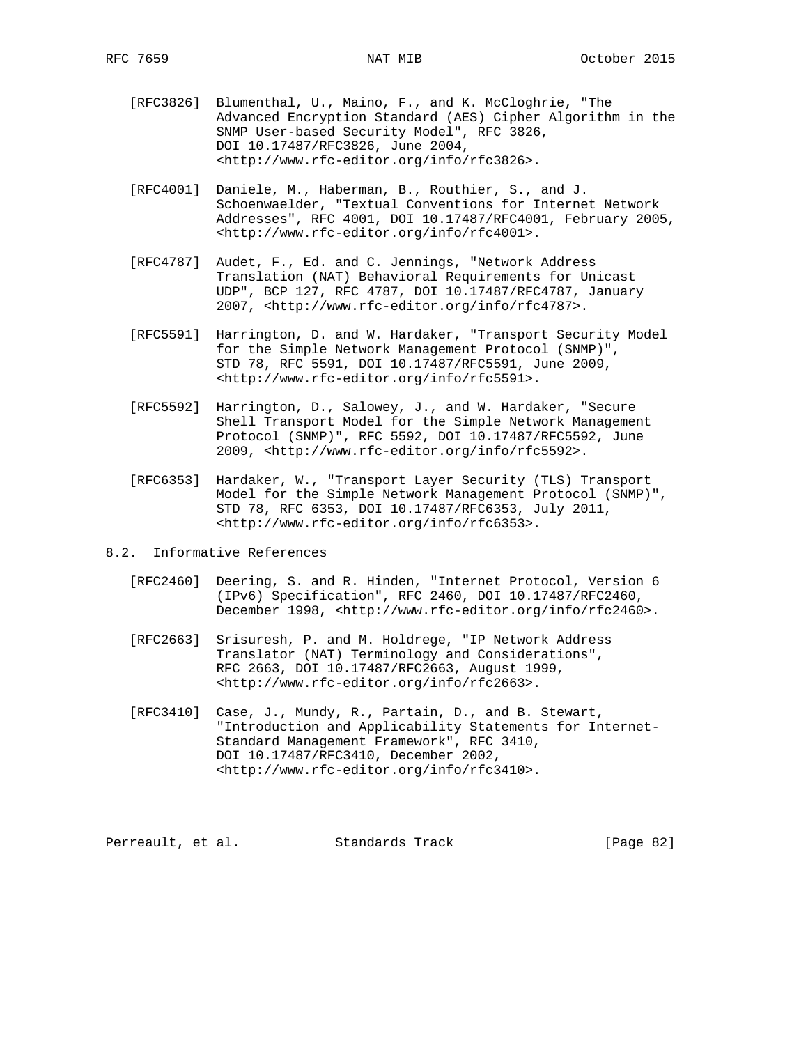[RFC3826] Blumenthal, U., Maino, F., and K. McCloghrie, "The Advanced Encryption Standard (AES) Cipher Algorithm in the SNMP User-based Security Model", RFC 3826, DOI 10.17487/RFC3826, June 2004, <http://www.rfc-editor.org/info/rfc3826>.

[RFC4001] Daniele, M., Haberman, B., Routhier, S., and J. Schoenwaelder, "Textual Conventions for Internet Network Addresses", RFC 4001, DOI 10.17487/RFC4001, February 2005, <http://www.rfc-editor.org/info/rfc4001>.

[RFC4787] Audet, F., Ed. and C. Jennings, "Network Address Translation (NAT) Behavioral Requirements for Unicast UDP", BCP 127, RFC 4787, DOI 10.17487/RFC4787, January 2007, <http://www.rfc-editor.org/info/rfc4787>.

[RFC5591] Harrington, D. and W. Hardaker, "Transport Security Model for the Simple Network Management Protocol (SNMP)", STD 78, RFC 5591, DOI 10.17487/RFC5591, June 2009, <http://www.rfc-editor.org/info/rfc5591>.

[RFC5592] Harrington, D., Salowey, J., and W. Hardaker, "Secure Shell Transport Model for the Simple Network Management Protocol (SNMP)", RFC 5592, DOI 10.17487/RFC5592, June 2009, <http://www.rfc-editor.org/info/rfc5592>.

[RFC6353] Hardaker, W., "Transport Layer Security (TLS) Transport Model for the Simple Network Management Protocol (SNMP)", STD 78, RFC 6353, DOI 10.17487/RFC6353, July 2011, <http://www.rfc-editor.org/info/rfc6353>.

## 8.2. Informative References

[RFC2460] Deering, S. and R. Hinden, "Internet Protocol, Version 6 (IPv6) Specification", RFC 2460, DOI 10.17487/RFC2460, December 1998, <http://www.rfc-editor.org/info/rfc2460>.

[RFC2663] Srisuresh, P. and M. Holdrege, "IP Network Address Translator (NAT) Terminology and Considerations", RFC 2663, DOI 10.17487/RFC2663, August 1999, <http://www.rfc-editor.org/info/rfc2663>.

[RFC3410] Case, J., Mundy, R., Partain, D., and B. Stewart, "Introduction and Applicability Statements for Internet-Standard Management Framework", RFC 3410, DOI 10.17487/RFC3410, December 2002, <http://www.rfc-editor.org/info/rfc3410>.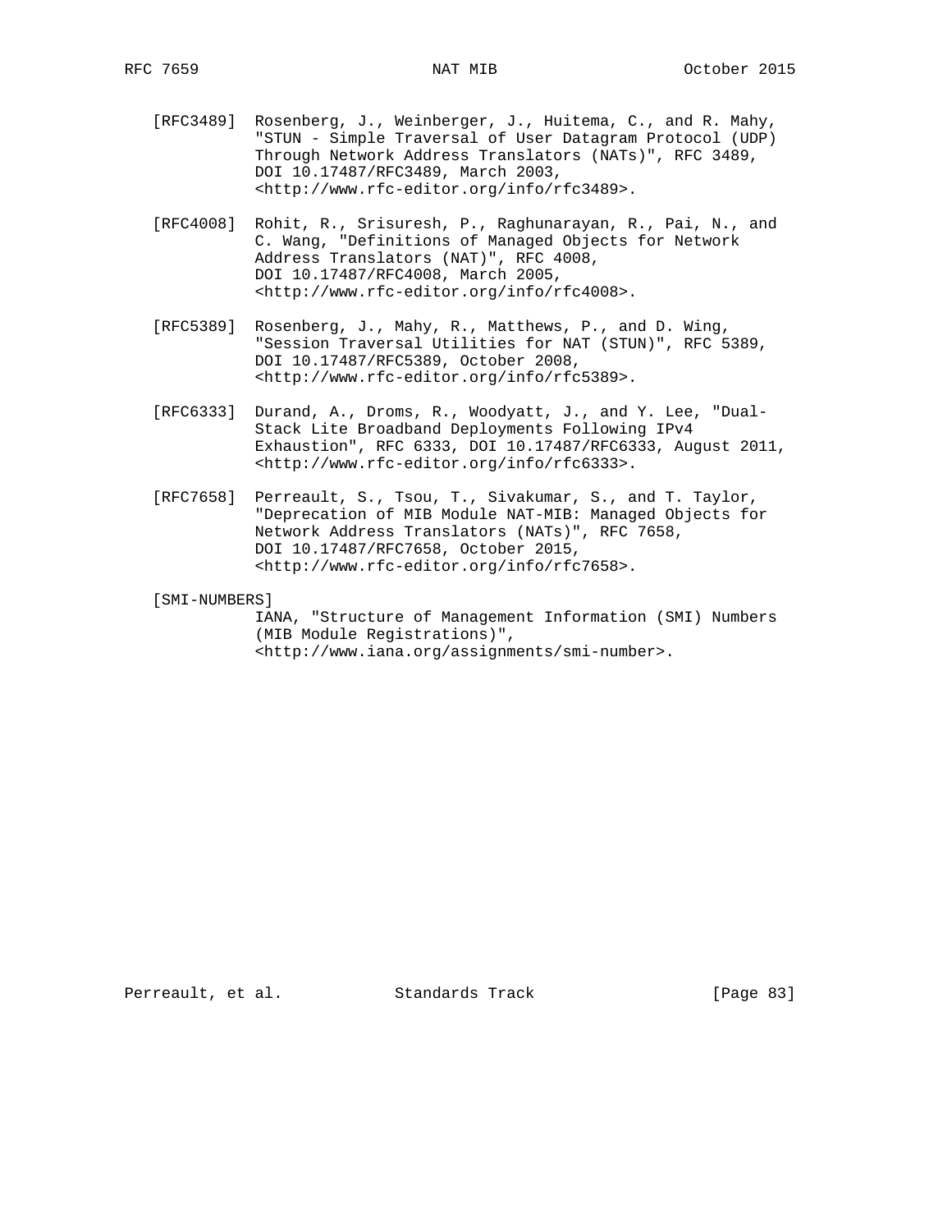[RFC3489] Rosenberg, J., Weinberger, J., Huitema, C., and R. Mahy, "STUN - Simple Traversal of User Datagram Protocol (UDP) Through Network Address Translators (NATs)", RFC 3489, DOI 10.17487/RFC3489, March 2003, <http://www.rfc-editor.org/info/rfc3489>.

[RFC4008] Rohit, R., Srisuresh, P., Raghunarayan, R., Pai, N., and C. Wang, "Definitions of Managed Objects for Network Address Translators (NAT)", RFC 4008, DOI 10.17487/RFC4008, March 2005, <http://www.rfc-editor.org/info/rfc4008>.

[RFC5389] Rosenberg, J., Mahy, R., Matthews, P., and D. Wing, "Session Traversal Utilities for NAT (STUN)", RFC 5389, DOI 10.17487/RFC5389, October 2008, <http://www.rfc-editor.org/info/rfc5389>.

[RFC6333] Durand, A., Droms, R., Woodyatt, J., and Y. Lee, "Dual-Stack Lite Broadband Deployments Following IPv4 Exhaustion", RFC 6333, DOI 10.17487/RFC6333, August 2011, <http://www.rfc-editor.org/info/rfc6333>.

[RFC7658] Perreault, S., Tsou, T., Sivakumar, S., and T. Taylor, "Deprecation of MIB Module NAT-MIB: Managed Objects for Network Address Translators (NATs)", RFC 7658, DOI 10.17487/RFC7658, October 2015, <http://www.rfc-editor.org/info/rfc7658>.

[SMI-NUMBERS] IANA, "Structure of Management Information (SMI) Numbers (MIB Module Registrations)", <http://www.iana.org/assignments/smi-number>.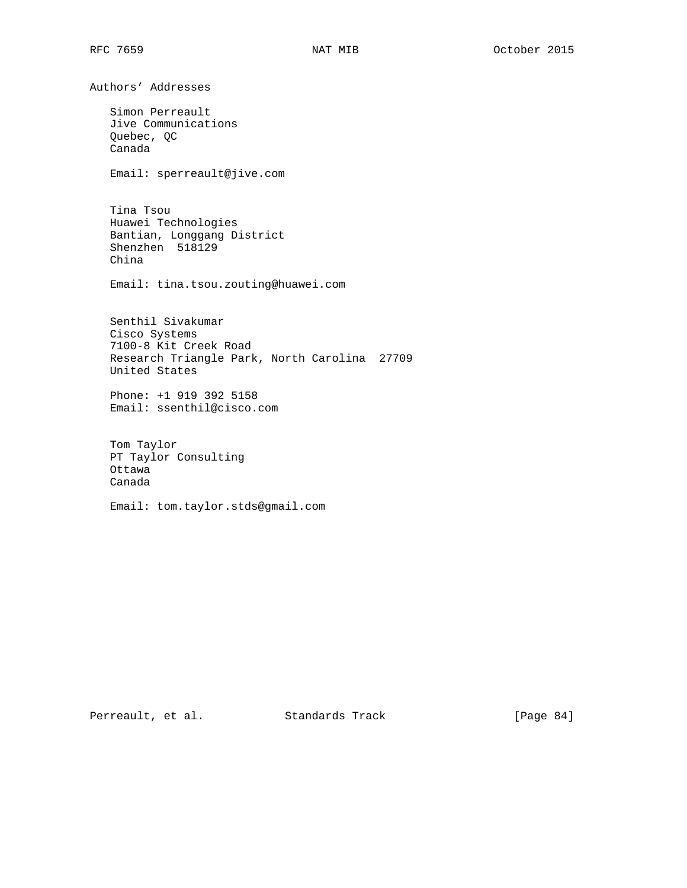## Authors' Addresses

Simon Perreault
Jive Communications
Quebec, QC
Canada

Email: sperreault@jive.com

Tina Tsou
Huawei Technologies
Bantian, Longgang District
Shenzhen  518129
China

Email: tina.tsou.zouting@huawei.com

Senthil Sivakumar
Cisco Systems
7100-8 Kit Creek Road
Research Triangle Park, North Carolina  27709
United States

Phone: +1 919 392 5158
Email: ssenthil@cisco.com

Tom Taylor
PT Taylor Consulting
Ottawa
Canada

Email: tom.taylor.stds@gmail.com